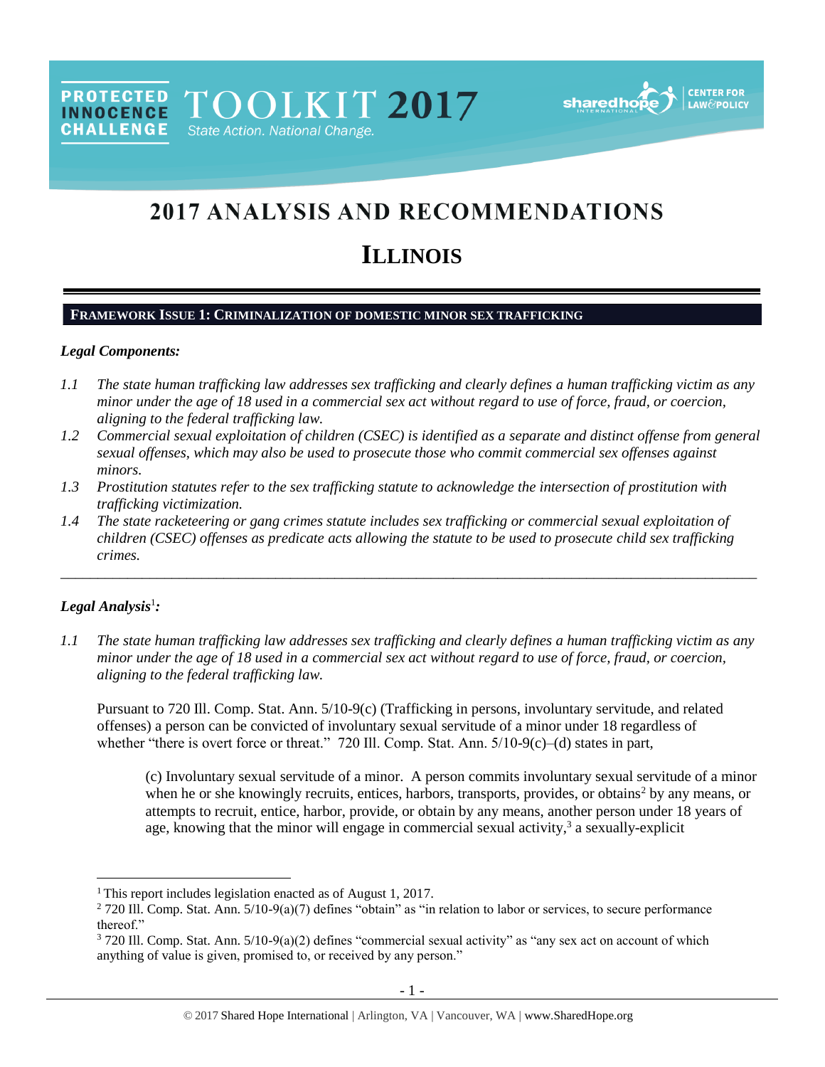PROTECTED INNOCENCE CHALLENGE TOOLKIT 2017 State Action. National Change.

sharedhope INTERNATIONAL | CENTER FOR LAW&POLICY

# 2017 ANALYSIS AND RECOMMENDATIONS

# ILLINOIS

## FRAMEWORK ISSUE 1: CRIMINALIZATION OF DOMESTIC MINOR SEX TRAFFICKING

### *Legal Components:*

*1.1 The state human trafficking law addresses sex trafficking and clearly defines a human trafficking victim as any minor under the age of 18 used in a commercial sex act without regard to use of force, fraud, or coercion, aligning to the federal trafficking law.*

*1.2 Commercial sexual exploitation of children (CSEC) is identified as a separate and distinct offense from general sexual offenses, which may also be used to prosecute those who commit commercial sex offenses against minors.*

*1.3 Prostitution statutes refer to the sex trafficking statute to acknowledge the intersection of prostitution with trafficking victimization.*

*1.4 The state racketeering or gang crimes statute includes sex trafficking or commercial sexual exploitation of children (CSEC) offenses as predicate acts allowing the statute to be used to prosecute child sex trafficking crimes.*

---

### *Legal Analysis*[1]*:*

*1.1 The state human trafficking law addresses sex trafficking and clearly defines a human trafficking victim as any minor under the age of 18 used in a commercial sex act without regard to use of force, fraud, or coercion, aligning to the federal trafficking law.*

Pursuant to 720 Ill. Comp. Stat. Ann. 5/10-9(c) (Trafficking in persons, involuntary servitude, and related offenses) a person can be convicted of involuntary sexual servitude of a minor under 18 regardless of whether "there is overt force or threat." 720 Ill. Comp. Stat. Ann. 5/10-9(c)–(d) states in part,

> (c) Involuntary sexual servitude of a minor. A person commits involuntary sexual servitude of a minor when he or she knowingly recruits, entices, harbors, transports, provides, or obtains[2] by any means, or attempts to recruit, entice, harbor, provide, or obtain by any means, another person under 18 years of age, knowing that the minor will engage in commercial sexual activity,[3] a sexually-explicit

---

[1] This report includes legislation enacted as of August 1, 2017.

[2] 720 Ill. Comp. Stat. Ann. 5/10-9(a)(7) defines "obtain" as "in relation to labor or services, to secure performance thereof."

[3] 720 Ill. Comp. Stat. Ann. 5/10-9(a)(2) defines "commercial sexual activity" as "any sex act on account of which anything of value is given, promised to, or received by any person."

© 2017 Shared Hope International | Arlington, VA | Vancouver, WA | www.SharedHope.org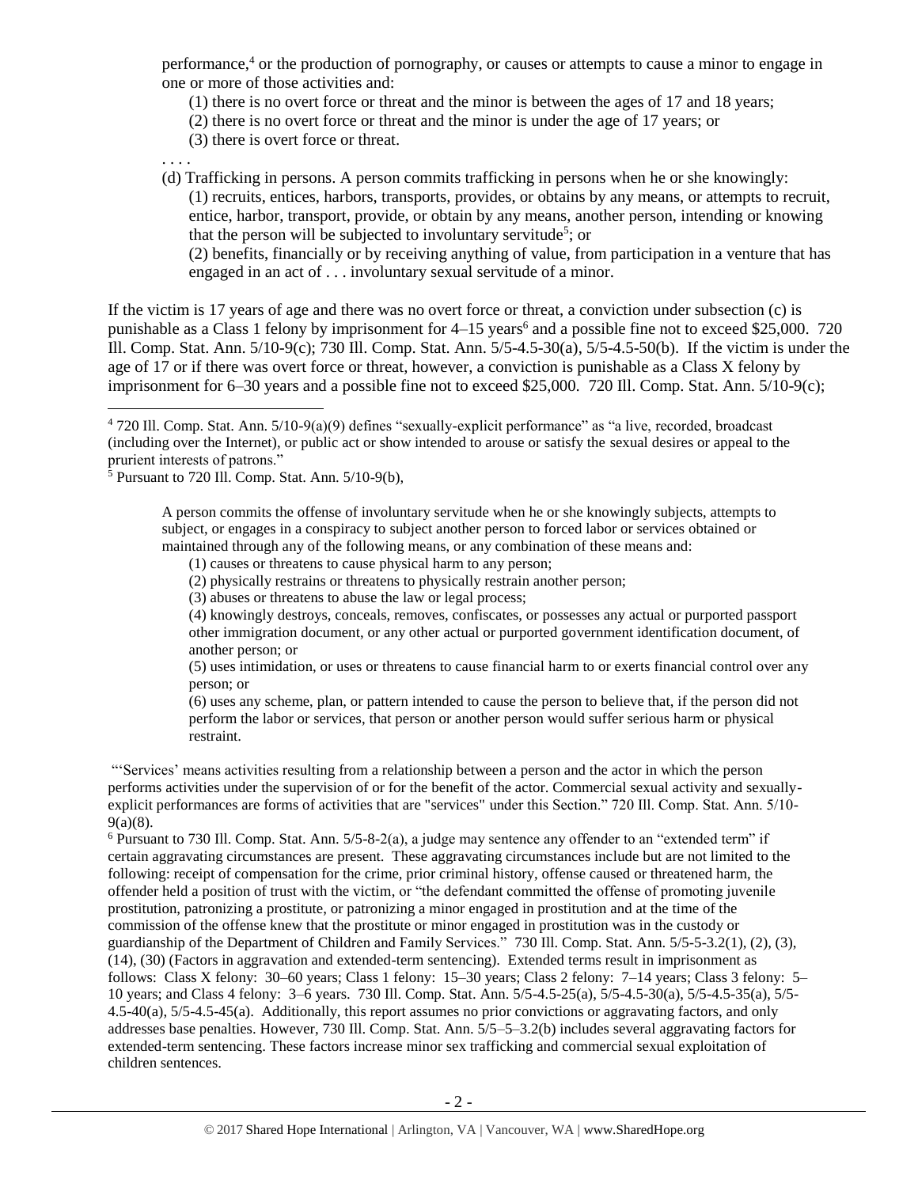performance,[4] or the production of pornography, or causes or attempts to cause a minor to engage in one or more of those activities and:

(1) there is no overt force or threat and the minor is between the ages of 17 and 18 years;
(2) there is no overt force or threat and the minor is under the age of 17 years; or
(3) there is overt force or threat.

. . . .

(d) Trafficking in persons. A person commits trafficking in persons when he or she knowingly:

(1) recruits, entices, harbors, transports, provides, or obtains by any means, or attempts to recruit, entice, harbor, transport, provide, or obtain by any means, another person, intending or knowing that the person will be subjected to involuntary servitude[5]; or

(2) benefits, financially or by receiving anything of value, from participation in a venture that has engaged in an act of . . . involuntary sexual servitude of a minor.

If the victim is 17 years of age and there was no overt force or threat, a conviction under subsection (c) is punishable as a Class 1 felony by imprisonment for 4–15 years[6] and a possible fine not to exceed $25,000. 720 Ill. Comp. Stat. Ann. 5/10-9(c); 730 Ill. Comp. Stat. Ann. 5/5-4.5-30(a), 5/5-4.5-50(b). If the victim is under the age of 17 or if there was overt force or threat, however, a conviction is punishable as a Class X felony by imprisonment for 6–30 years and a possible fine not to exceed $25,000. 720 Ill. Comp. Stat. Ann. 5/10-9(c);

---

[4] 720 Ill. Comp. Stat. Ann. 5/10-9(a)(9) defines "sexually-explicit performance" as "a live, recorded, broadcast (including over the Internet), or public act or show intended to arouse or satisfy the sexual desires or appeal to the prurient interests of patrons."

[5] Pursuant to 720 Ill. Comp. Stat. Ann. 5/10-9(b),

> A person commits the offense of involuntary servitude when he or she knowingly subjects, attempts to subject, or engages in a conspiracy to subject another person to forced labor or services obtained or maintained through any of the following means, or any combination of these means and:
>
> (1) causes or threatens to cause physical harm to any person;
> (2) physically restrains or threatens to physically restrain another person;
> (3) abuses or threatens to abuse the law or legal process;
> (4) knowingly destroys, conceals, removes, confiscates, or possesses any actual or purported passport other immigration document, or any other actual or purported government identification document, of another person; or
> (5) uses intimidation, or uses or threatens to cause financial harm to or exerts financial control over any person; or
> (6) uses any scheme, plan, or pattern intended to cause the person to believe that, if the person did not perform the labor or services, that person or another person would suffer serious harm or physical restraint.

"'Services' means activities resulting from a relationship between a person and the actor in which the person performs activities under the supervision of or for the benefit of the actor. Commercial sexual activity and sexually-explicit performances are forms of activities that are "services" under this Section." 720 Ill. Comp. Stat. Ann. 5/10-9(a)(8).

[6] Pursuant to 730 Ill. Comp. Stat. Ann. 5/5-8-2(a), a judge may sentence any offender to an "extended term" if certain aggravating circumstances are present. These aggravating circumstances include but are not limited to the following: receipt of compensation for the crime, prior criminal history, offense caused or threatened harm, the offender held a position of trust with the victim, or "the defendant committed the offense of promoting juvenile prostitution, patronizing a prostitute, or patronizing a minor engaged in prostitution and at the time of the commission of the offense knew that the prostitute or minor engaged in prostitution was in the custody or guardianship of the Department of Children and Family Services." 730 Ill. Comp. Stat. Ann. 5/5-5-3.2(1), (2), (3), (14), (30) (Factors in aggravation and extended-term sentencing). Extended terms result in imprisonment as follows: Class X felony: 30–60 years; Class 1 felony: 15–30 years; Class 2 felony: 7–14 years; Class 3 felony: 5–10 years; and Class 4 felony: 3–6 years. 730 Ill. Comp. Stat. Ann. 5/5-4.5-25(a), 5/5-4.5-30(a), 5/5-4.5-35(a), 5/5-4.5-40(a), 5/5-4.5-45(a). Additionally, this report assumes no prior convictions or aggravating factors, and only addresses base penalties. However, 730 Ill. Comp. Stat. Ann. 5/5–5–3.2(b) includes several aggravating factors for extended-term sentencing. These factors increase minor sex trafficking and commercial sexual exploitation of children sentences.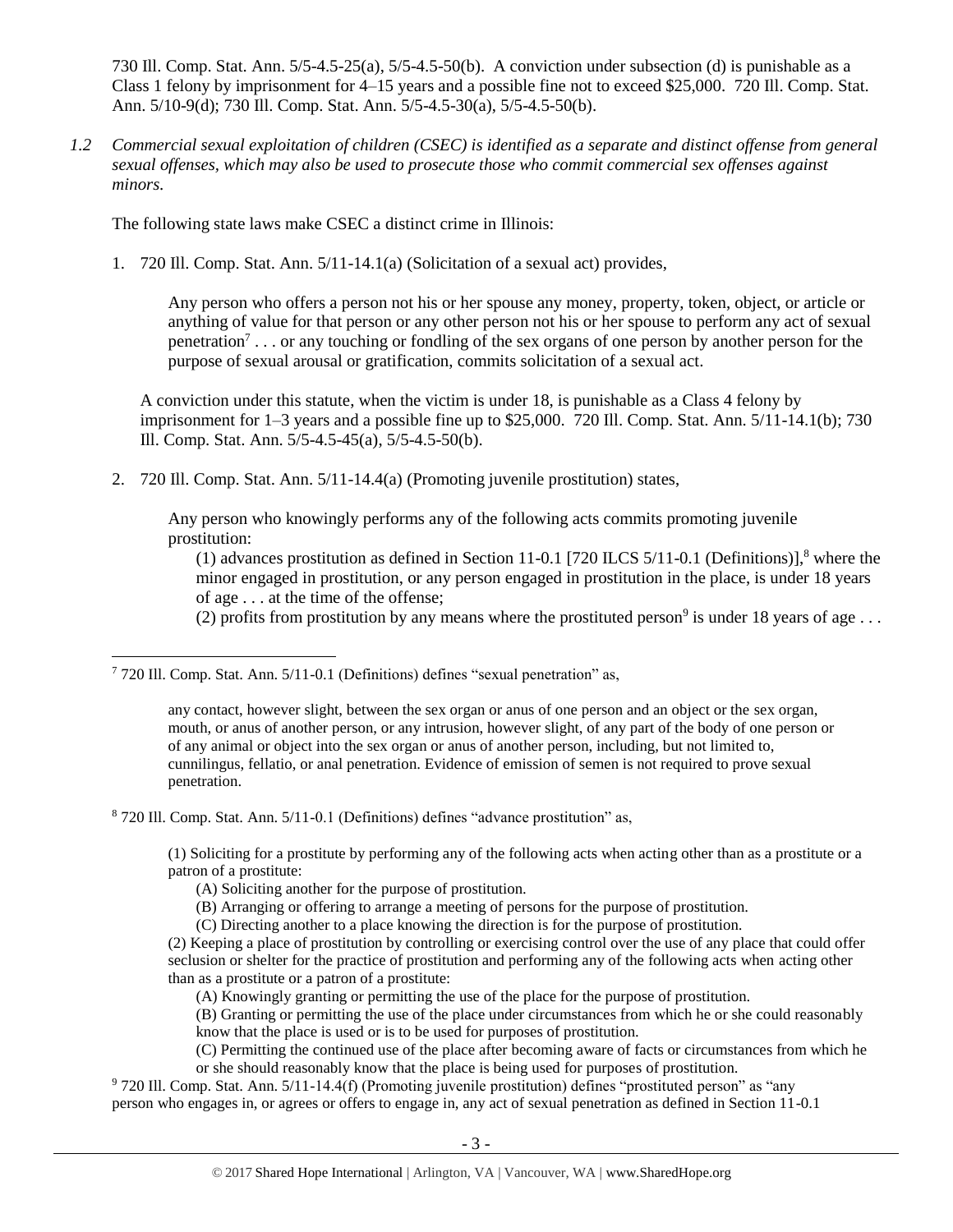730 Ill. Comp. Stat. Ann. 5/5-4.5-25(a), 5/5-4.5-50(b). A conviction under subsection (d) is punishable as a Class 1 felony by imprisonment for 4–15 years and a possible fine not to exceed $25,000. 720 Ill. Comp. Stat. Ann. 5/10-9(d); 730 Ill. Comp. Stat. Ann. 5/5-4.5-30(a), 5/5-4.5-50(b).

*1.2 Commercial sexual exploitation of children (CSEC) is identified as a separate and distinct offense from general sexual offenses, which may also be used to prosecute those who commit commercial sex offenses against minors.*

The following state laws make CSEC a distinct crime in Illinois:

1. 720 Ill. Comp. Stat. Ann. 5/11-14.1(a) (Solicitation of a sexual act) provides,

   Any person who offers a person not his or her spouse any money, property, token, object, or article or anything of value for that person or any other person not his or her spouse to perform any act of sexual penetration[7] . . . or any touching or fondling of the sex organs of one person by another person for the purpose of sexual arousal or gratification, commits solicitation of a sexual act.

   A conviction under this statute, when the victim is under 18, is punishable as a Class 4 felony by imprisonment for 1–3 years and a possible fine up to $25,000. 720 Ill. Comp. Stat. Ann. 5/11-14.1(b); 730 Ill. Comp. Stat. Ann. 5/5-4.5-45(a), 5/5-4.5-50(b).

2. 720 Ill. Comp. Stat. Ann. 5/11-14.4(a) (Promoting juvenile prostitution) states,

   Any person who knowingly performs any of the following acts commits promoting juvenile prostitution:

   (1) advances prostitution as defined in Section 11-0.1 [720 ILCS 5/11-0.1 (Definitions)],[8] where the minor engaged in prostitution, or any person engaged in prostitution in the place, is under 18 years of age . . . at the time of the offense;

   (2) profits from prostitution by any means where the prostituted person[9] is under 18 years of age . . .

---

[7] 720 Ill. Comp. Stat. Ann. 5/11-0.1 (Definitions) defines "sexual penetration" as,

> any contact, however slight, between the sex organ or anus of one person and an object or the sex organ, mouth, or anus of another person, or any intrusion, however slight, of any part of the body of one person or of any animal or object into the sex organ or anus of another person, including, but not limited to, cunnilingus, fellatio, or anal penetration. Evidence of emission of semen is not required to prove sexual penetration.

[8] 720 Ill. Comp. Stat. Ann. 5/11-0.1 (Definitions) defines "advance prostitution" as,

> (1) Soliciting for a prostitute by performing any of the following acts when acting other than as a prostitute or a patron of a prostitute:
>
> (A) Soliciting another for the purpose of prostitution.
>
> (B) Arranging or offering to arrange a meeting of persons for the purpose of prostitution.
>
> (C) Directing another to a place knowing the direction is for the purpose of prostitution.
>
> (2) Keeping a place of prostitution by controlling or exercising control over the use of any place that could offer seclusion or shelter for the practice of prostitution and performing any of the following acts when acting other than as a prostitute or a patron of a prostitute:
>
> (A) Knowingly granting or permitting the use of the place for the purpose of prostitution.
>
> (B) Granting or permitting the use of the place under circumstances from which he or she could reasonably know that the place is used or is to be used for purposes of prostitution.
>
> (C) Permitting the continued use of the place after becoming aware of facts or circumstances from which he or she should reasonably know that the place is being used for purposes of prostitution.

[9] 720 Ill. Comp. Stat. Ann. 5/11-14.4(f) (Promoting juvenile prostitution) defines "prostituted person" as "any person who engages in, or agrees or offers to engage in, any act of sexual penetration as defined in Section 11-0.1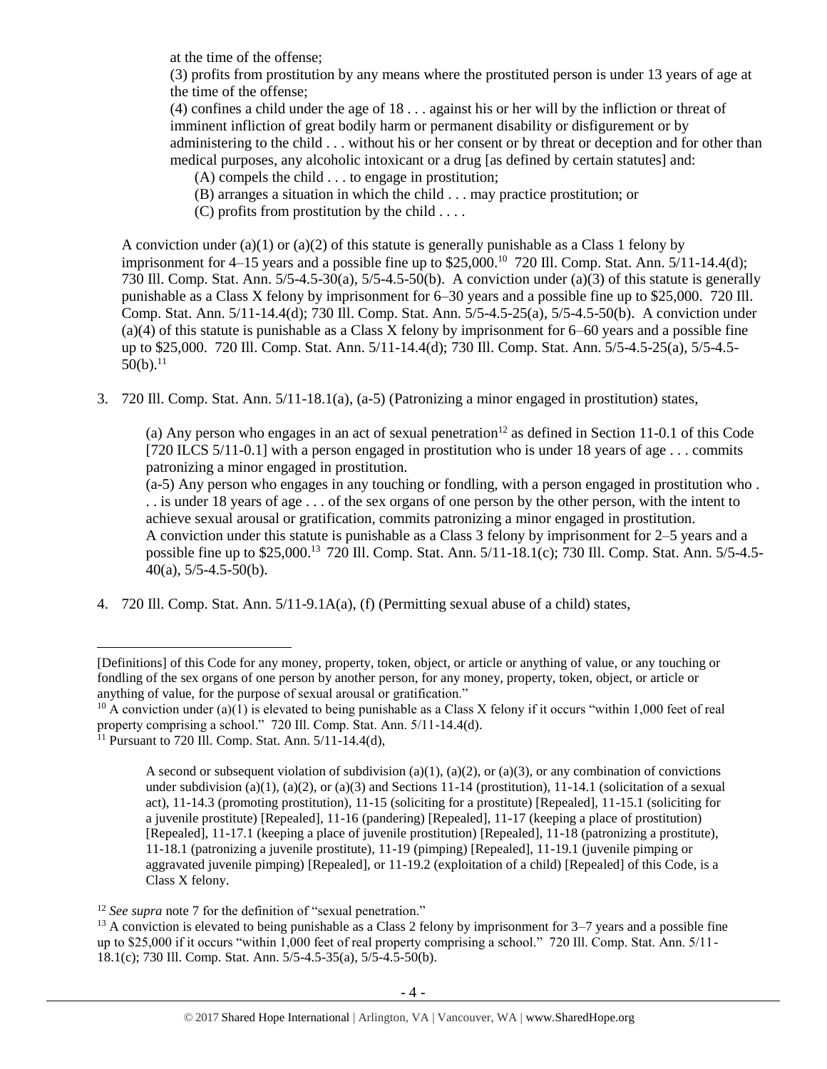at the time of the offense;

(3) profits from prostitution by any means where the prostituted person is under 13 years of age at the time of the offense;

(4) confines a child under the age of 18 . . . against his or her will by the infliction or threat of imminent infliction of great bodily harm or permanent disability or disfigurement or by administering to the child . . . without his or her consent or by threat or deception and for other than medical purposes, any alcoholic intoxicant or a drug [as defined by certain statutes] and:

(A) compels the child . . . to engage in prostitution;

(B) arranges a situation in which the child . . . may practice prostitution; or

(C) profits from prostitution by the child . . . .

A conviction under (a)(1) or (a)(2) of this statute is generally punishable as a Class 1 felony by imprisonment for 4–15 years and a possible fine up to $25,000.[10] 720 Ill. Comp. Stat. Ann. 5/11-14.4(d); 730 Ill. Comp. Stat. Ann. 5/5-4.5-30(a), 5/5-4.5-50(b). A conviction under (a)(3) of this statute is generally punishable as a Class X felony by imprisonment for 6–30 years and a possible fine up to $25,000. 720 Ill. Comp. Stat. Ann. 5/11-14.4(d); 730 Ill. Comp. Stat. Ann. 5/5-4.5-25(a), 5/5-4.5-50(b). A conviction under (a)(4) of this statute is punishable as a Class X felony by imprisonment for 6–60 years and a possible fine up to $25,000. 720 Ill. Comp. Stat. Ann. 5/11-14.4(d); 730 Ill. Comp. Stat. Ann. 5/5-4.5-25(a), 5/5-4.5-50(b).[11]

3. 720 Ill. Comp. Stat. Ann. 5/11-18.1(a), (a-5) (Patronizing a minor engaged in prostitution) states,

(a) Any person who engages in an act of sexual penetration[12] as defined in Section 11-0.1 of this Code [720 ILCS 5/11-0.1] with a person engaged in prostitution who is under 18 years of age . . . commits patronizing a minor engaged in prostitution.

(a-5) Any person who engages in any touching or fondling, with a person engaged in prostitution who . . . is under 18 years of age . . . of the sex organs of one person by the other person, with the intent to achieve sexual arousal or gratification, commits patronizing a minor engaged in prostitution.

A conviction under this statute is punishable as a Class 3 felony by imprisonment for 2–5 years and a possible fine up to $25,000.[13] 720 Ill. Comp. Stat. Ann. 5/11-18.1(c); 730 Ill. Comp. Stat. Ann. 5/5-4.5-40(a), 5/5-4.5-50(b).

4. 720 Ill. Comp. Stat. Ann. 5/11-9.1A(a), (f) (Permitting sexual abuse of a child) states,

---

[Definitions] of this Code for any money, property, token, object, or article or anything of value, or any touching or fondling of the sex organs of one person by another person, for any money, property, token, object, or article or anything of value, for the purpose of sexual arousal or gratification."

[10] A conviction under (a)(1) is elevated to being punishable as a Class X felony if it occurs "within 1,000 feet of real property comprising a school." 720 Ill. Comp. Stat. Ann. 5/11-14.4(d).

[11] Pursuant to 720 Ill. Comp. Stat. Ann. 5/11-14.4(d),

> A second or subsequent violation of subdivision (a)(1), (a)(2), or (a)(3), or any combination of convictions under subdivision (a)(1), (a)(2), or (a)(3) and Sections 11-14 (prostitution), 11-14.1 (solicitation of a sexual act), 11-14.3 (promoting prostitution), 11-15 (soliciting for a prostitute) [Repealed], 11-15.1 (soliciting for a juvenile prostitute) [Repealed], 11-16 (pandering) [Repealed], 11-17 (keeping a place of prostitution) [Repealed], 11-17.1 (keeping a place of juvenile prostitution) [Repealed], 11-18 (patronizing a prostitute), 11-18.1 (patronizing a juvenile prostitute), 11-19 (pimping) [Repealed], 11-19.1 (juvenile pimping or aggravated juvenile pimping) [Repealed], or 11-19.2 (exploitation of a child) [Repealed] of this Code, is a Class X felony.

[12] *See supra* note 7 for the definition of "sexual penetration."

[13] A conviction is elevated to being punishable as a Class 2 felony by imprisonment for 3–7 years and a possible fine up to $25,000 if it occurs "within 1,000 feet of real property comprising a school." 720 Ill. Comp. Stat. Ann. 5/11-18.1(c); 730 Ill. Comp. Stat. Ann. 5/5-4.5-35(a), 5/5-4.5-50(b).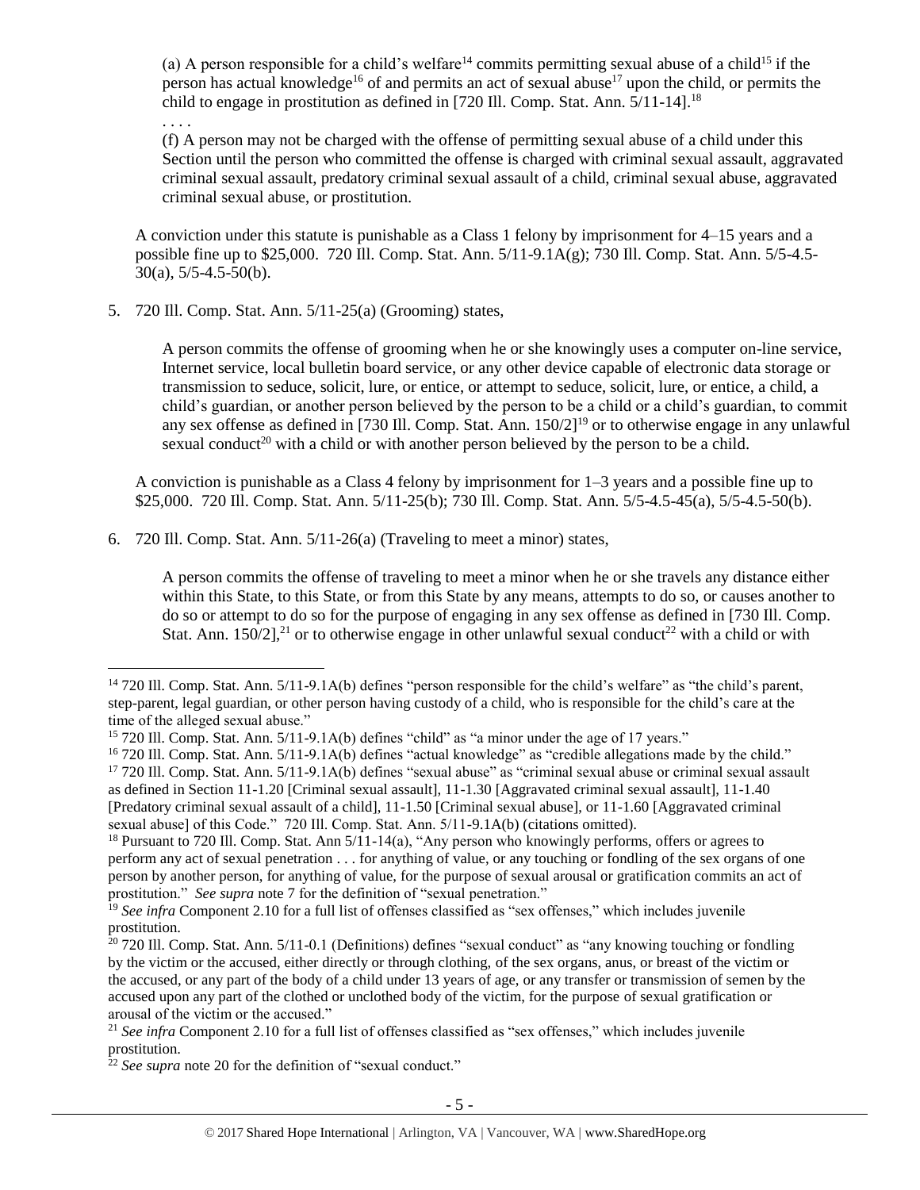(a) A person responsible for a child's welfare[14] commits permitting sexual abuse of a child[15] if the person has actual knowledge[16] of and permits an act of sexual abuse[17] upon the child, or permits the child to engage in prostitution as defined in [720 Ill. Comp. Stat. Ann. 5/11-14].[18]

. . . .

(f) A person may not be charged with the offense of permitting sexual abuse of a child under this Section until the person who committed the offense is charged with criminal sexual assault, aggravated criminal sexual assault, predatory criminal sexual assault of a child, criminal sexual abuse, aggravated criminal sexual abuse, or prostitution.

A conviction under this statute is punishable as a Class 1 felony by imprisonment for 4–15 years and a possible fine up to $25,000. 720 Ill. Comp. Stat. Ann. 5/11-9.1A(g); 730 Ill. Comp. Stat. Ann. 5/5-4.5-30(a), 5/5-4.5-50(b).

5. 720 Ill. Comp. Stat. Ann. 5/11-25(a) (Grooming) states,

   A person commits the offense of grooming when he or she knowingly uses a computer on-line service, Internet service, local bulletin board service, or any other device capable of electronic data storage or transmission to seduce, solicit, lure, or entice, or attempt to seduce, solicit, lure, or entice, a child, a child's guardian, or another person believed by the person to be a child or a child's guardian, to commit any sex offense as defined in [730 Ill. Comp. Stat. Ann. 150/2][19] or to otherwise engage in any unlawful sexual conduct[20] with a child or with another person believed by the person to be a child.

   A conviction is punishable as a Class 4 felony by imprisonment for 1–3 years and a possible fine up to $25,000. 720 Ill. Comp. Stat. Ann. 5/11-25(b); 730 Ill. Comp. Stat. Ann. 5/5-4.5-45(a), 5/5-4.5-50(b).

6. 720 Ill. Comp. Stat. Ann. 5/11-26(a) (Traveling to meet a minor) states,

   A person commits the offense of traveling to meet a minor when he or she travels any distance either within this State, to this State, or from this State by any means, attempts to do so, or causes another to do so or attempt to do so for the purpose of engaging in any sex offense as defined in [730 Ill. Comp. Stat. Ann. 150/2],[21] or to otherwise engage in other unlawful sexual conduct[22] with a child or with

---

[14] 720 Ill. Comp. Stat. Ann. 5/11-9.1A(b) defines "person responsible for the child's welfare" as "the child's parent, step-parent, legal guardian, or other person having custody of a child, who is responsible for the child's care at the time of the alleged sexual abuse."

[15] 720 Ill. Comp. Stat. Ann. 5/11-9.1A(b) defines "child" as "a minor under the age of 17 years."

[16] 720 Ill. Comp. Stat. Ann. 5/11-9.1A(b) defines "actual knowledge" as "credible allegations made by the child."

[17] 720 Ill. Comp. Stat. Ann. 5/11-9.1A(b) defines "sexual abuse" as "criminal sexual abuse or criminal sexual assault as defined in Section 11-1.20 [Criminal sexual assault], 11-1.30 [Aggravated criminal sexual assault], 11-1.40 [Predatory criminal sexual assault of a child], 11-1.50 [Criminal sexual abuse], or 11-1.60 [Aggravated criminal sexual abuse] of this Code." 720 Ill. Comp. Stat. Ann. 5/11-9.1A(b) (citations omitted).

[18] Pursuant to 720 Ill. Comp. Stat. Ann 5/11-14(a), "Any person who knowingly performs, offers or agrees to perform any act of sexual penetration . . . for anything of value, or any touching or fondling of the sex organs of one person by another person, for anything of value, for the purpose of sexual arousal or gratification commits an act of prostitution." *See supra* note 7 for the definition of "sexual penetration."

[19] *See infra* Component 2.10 for a full list of offenses classified as "sex offenses," which includes juvenile prostitution.

[20] 720 Ill. Comp. Stat. Ann. 5/11-0.1 (Definitions) defines "sexual conduct" as "any knowing touching or fondling by the victim or the accused, either directly or through clothing, of the sex organs, anus, or breast of the victim or the accused, or any part of the body of a child under 13 years of age, or any transfer or transmission of semen by the accused upon any part of the clothed or unclothed body of the victim, for the purpose of sexual gratification or arousal of the victim or the accused."

[21] *See infra* Component 2.10 for a full list of offenses classified as "sex offenses," which includes juvenile prostitution.

[22] *See supra* note 20 for the definition of "sexual conduct."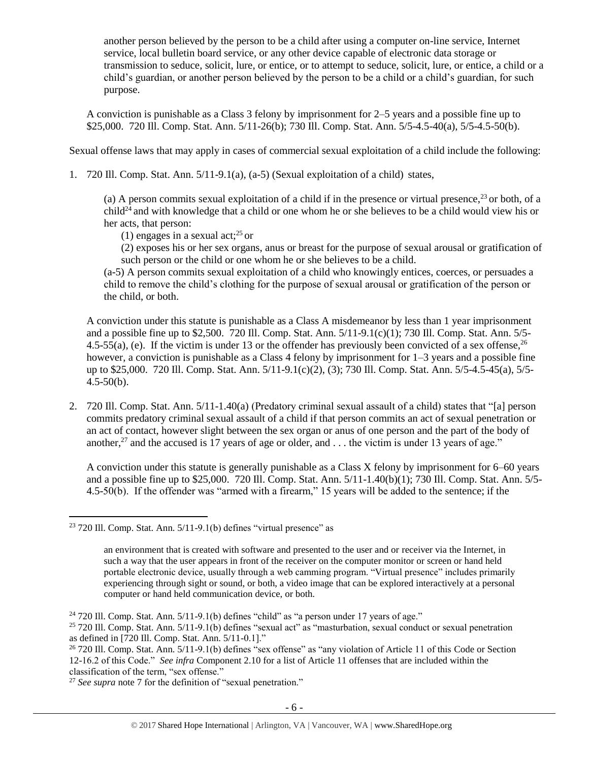another person believed by the person to be a child after using a computer on-line service, Internet service, local bulletin board service, or any other device capable of electronic data storage or transmission to seduce, solicit, lure, or entice, or to attempt to seduce, solicit, lure, or entice, a child or a child's guardian, or another person believed by the person to be a child or a child's guardian, for such purpose.

A conviction is punishable as a Class 3 felony by imprisonment for 2–5 years and a possible fine up to $25,000. 720 Ill. Comp. Stat. Ann. 5/11-26(b); 730 Ill. Comp. Stat. Ann. 5/5-4.5-40(a), 5/5-4.5-50(b).

Sexual offense laws that may apply in cases of commercial sexual exploitation of a child include the following:

1. 720 Ill. Comp. Stat. Ann. 5/11-9.1(a), (a-5) (Sexual exploitation of a child) states,

   (a) A person commits sexual exploitation of a child if in the presence or virtual presence,[23] or both, of a child[24] and with knowledge that a child or one whom he or she believes to be a child would view his or her acts, that person:

   (1) engages in a sexual act;[25] or

   (2) exposes his or her sex organs, anus or breast for the purpose of sexual arousal or gratification of such person or the child or one whom he or she believes to be a child.

   (a-5) A person commits sexual exploitation of a child who knowingly entices, coerces, or persuades a child to remove the child's clothing for the purpose of sexual arousal or gratification of the person or the child, or both.

   A conviction under this statute is punishable as a Class A misdemeanor by less than 1 year imprisonment and a possible fine up to $2,500. 720 Ill. Comp. Stat. Ann. 5/11-9.1(c)(1); 730 Ill. Comp. Stat. Ann. 5/5-4.5-55(a), (e). If the victim is under 13 or the offender has previously been convicted of a sex offense,[26] however, a conviction is punishable as a Class 4 felony by imprisonment for 1–3 years and a possible fine up to $25,000. 720 Ill. Comp. Stat. Ann. 5/11-9.1(c)(2), (3); 730 Ill. Comp. Stat. Ann. 5/5-4.5-45(a), 5/5-4.5-50(b).

2. 720 Ill. Comp. Stat. Ann. 5/11-1.40(a) (Predatory criminal sexual assault of a child) states that "[a] person commits predatory criminal sexual assault of a child if that person commits an act of sexual penetration or an act of contact, however slight between the sex organ or anus of one person and the part of the body of another,[27] and the accused is 17 years of age or older, and . . . the victim is under 13 years of age."

   A conviction under this statute is generally punishable as a Class X felony by imprisonment for 6–60 years and a possible fine up to $25,000. 720 Ill. Comp. Stat. Ann. 5/11-1.40(b)(1); 730 Ill. Comp. Stat. Ann. 5/5-4.5-50(b). If the offender was "armed with a firearm," 15 years will be added to the sentence; if the

---

[23] 720 Ill. Comp. Stat. Ann. 5/11-9.1(b) defines "virtual presence" as

> an environment that is created with software and presented to the user and or receiver via the Internet, in such a way that the user appears in front of the receiver on the computer monitor or screen or hand held portable electronic device, usually through a web camming program. "Virtual presence" includes primarily experiencing through sight or sound, or both, a video image that can be explored interactively at a personal computer or hand held communication device, or both.

[24] 720 Ill. Comp. Stat. Ann. 5/11-9.1(b) defines "child" as "a person under 17 years of age."

[25] 720 Ill. Comp. Stat. Ann. 5/11-9.1(b) defines "sexual act" as "masturbation, sexual conduct or sexual penetration as defined in [720 Ill. Comp. Stat. Ann. 5/11-0.1]."

[26] 720 Ill. Comp. Stat. Ann. 5/11-9.1(b) defines "sex offense" as "any violation of Article 11 of this Code or Section 12-16.2 of this Code." *See infra* Component 2.10 for a list of Article 11 offenses that are included within the classification of the term, "sex offense."

[27] *See supra* note 7 for the definition of "sexual penetration."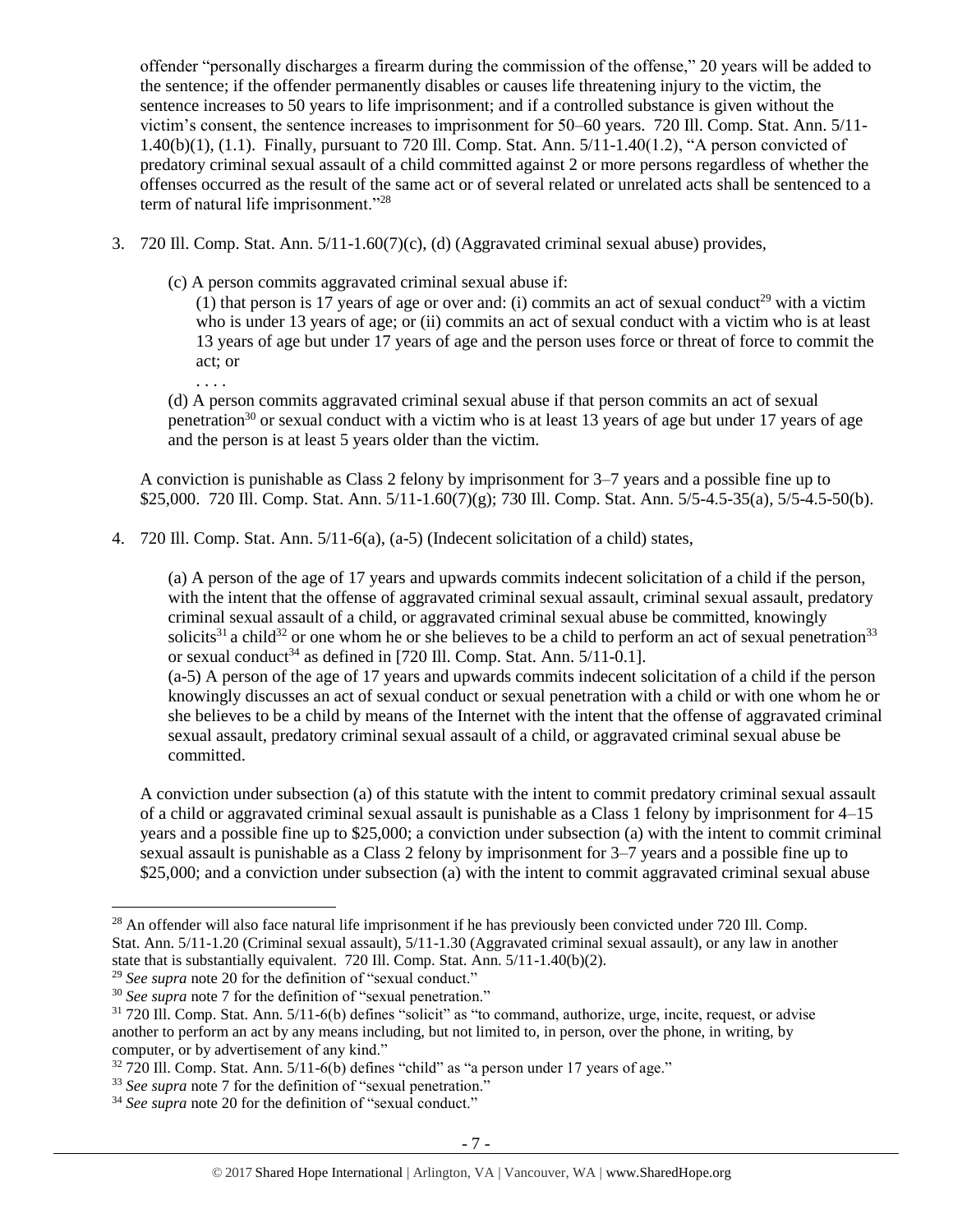offender "personally discharges a firearm during the commission of the offense," 20 years will be added to the sentence; if the offender permanently disables or causes life threatening injury to the victim, the sentence increases to 50 years to life imprisonment; and if a controlled substance is given without the victim's consent, the sentence increases to imprisonment for 50–60 years. 720 Ill. Comp. Stat. Ann. 5/11-1.40(b)(1), (1.1). Finally, pursuant to 720 Ill. Comp. Stat. Ann. 5/11-1.40(1.2), "A person convicted of predatory criminal sexual assault of a child committed against 2 or more persons regardless of whether the offenses occurred as the result of the same act or of several related or unrelated acts shall be sentenced to a term of natural life imprisonment."[28]

3. 720 Ill. Comp. Stat. Ann. 5/11-1.60(7)(c), (d) (Aggravated criminal sexual abuse) provides,

    (c) A person commits aggravated criminal sexual abuse if:
    
    (1) that person is 17 years of age or over and: (i) commits an act of sexual conduct[29] with a victim who is under 13 years of age; or (ii) commits an act of sexual conduct with a victim who is at least 13 years of age but under 17 years of age and the person uses force or threat of force to commit the act; or
    
    . . . .
    
    (d) A person commits aggravated criminal sexual abuse if that person commits an act of sexual penetration[30] or sexual conduct with a victim who is at least 13 years of age but under 17 years of age and the person is at least 5 years older than the victim.

    A conviction is punishable as Class 2 felony by imprisonment for 3–7 years and a possible fine up to $25,000. 720 Ill. Comp. Stat. Ann. 5/11-1.60(7)(g); 730 Ill. Comp. Stat. Ann. 5/5-4.5-35(a), 5/5-4.5-50(b).

4. 720 Ill. Comp. Stat. Ann. 5/11-6(a), (a-5) (Indecent solicitation of a child) states,

    (a) A person of the age of 17 years and upwards commits indecent solicitation of a child if the person, with the intent that the offense of aggravated criminal sexual assault, criminal sexual assault, predatory criminal sexual assault of a child, or aggravated criminal sexual abuse be committed, knowingly solicits[31] a child[32] or one whom he or she believes to be a child to perform an act of sexual penetration[33] or sexual conduct[34] as defined in [720 Ill. Comp. Stat. Ann. 5/11-0.1].
    
    (a-5) A person of the age of 17 years and upwards commits indecent solicitation of a child if the person knowingly discusses an act of sexual conduct or sexual penetration with a child or with one whom he or she believes to be a child by means of the Internet with the intent that the offense of aggravated criminal sexual assault, predatory criminal sexual assault of a child, or aggravated criminal sexual abuse be committed.

    A conviction under subsection (a) of this statute with the intent to commit predatory criminal sexual assault of a child or aggravated criminal sexual assault is punishable as a Class 1 felony by imprisonment for 4–15 years and a possible fine up to $25,000; a conviction under subsection (a) with the intent to commit criminal sexual assault is punishable as a Class 2 felony by imprisonment for 3–7 years and a possible fine up to $25,000; and a conviction under subsection (a) with the intent to commit aggravated criminal sexual abuse

---

[28] An offender will also face natural life imprisonment if he has previously been convicted under 720 Ill. Comp. Stat. Ann. 5/11-1.20 (Criminal sexual assault), 5/11-1.30 (Aggravated criminal sexual assault), or any law in another state that is substantially equivalent. 720 Ill. Comp. Stat. Ann. 5/11-1.40(b)(2).

[29] *See supra* note 20 for the definition of "sexual conduct."

[30] *See supra* note 7 for the definition of "sexual penetration."

[31] 720 Ill. Comp. Stat. Ann. 5/11-6(b) defines "solicit" as "to command, authorize, urge, incite, request, or advise another to perform an act by any means including, but not limited to, in person, over the phone, in writing, by computer, or by advertisement of any kind."

[32] 720 Ill. Comp. Stat. Ann. 5/11-6(b) defines "child" as "a person under 17 years of age."

[33] *See supra* note 7 for the definition of "sexual penetration."

[34] *See supra* note 20 for the definition of "sexual conduct."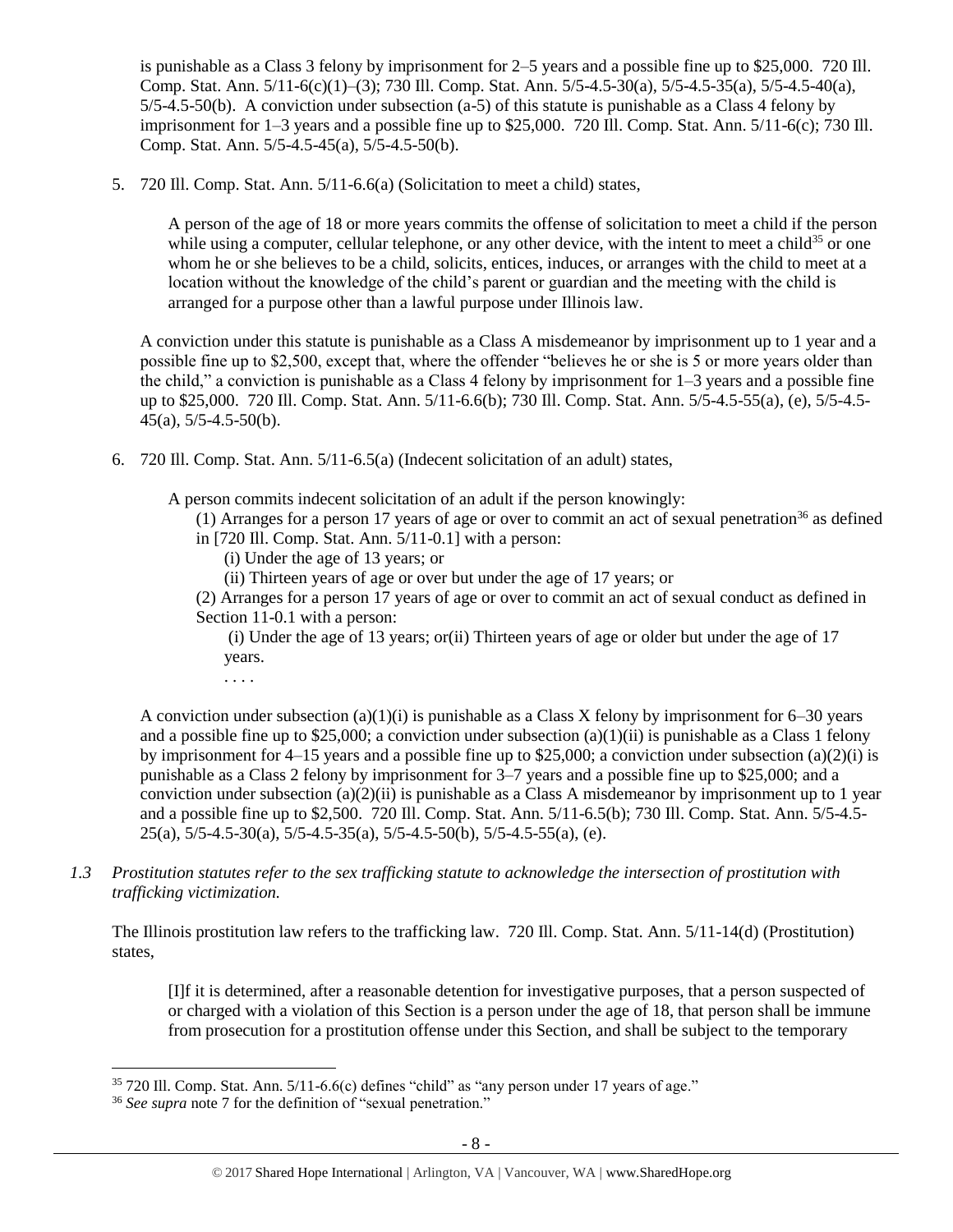is punishable as a Class 3 felony by imprisonment for 2–5 years and a possible fine up to $25,000. 720 Ill. Comp. Stat. Ann. 5/11-6(c)(1)–(3); 730 Ill. Comp. Stat. Ann. 5/5-4.5-30(a), 5/5-4.5-35(a), 5/5-4.5-40(a), 5/5-4.5-50(b). A conviction under subsection (a-5) of this statute is punishable as a Class 4 felony by imprisonment for 1–3 years and a possible fine up to $25,000. 720 Ill. Comp. Stat. Ann. 5/11-6(c); 730 Ill. Comp. Stat. Ann. 5/5-4.5-45(a), 5/5-4.5-50(b).

5. 720 Ill. Comp. Stat. Ann. 5/11-6.6(a) (Solicitation to meet a child) states,

> A person of the age of 18 or more years commits the offense of solicitation to meet a child if the person while using a computer, cellular telephone, or any other device, with the intent to meet a child[35] or one whom he or she believes to be a child, solicits, entices, induces, or arranges with the child to meet at a location without the knowledge of the child's parent or guardian and the meeting with the child is arranged for a purpose other than a lawful purpose under Illinois law.

A conviction under this statute is punishable as a Class A misdemeanor by imprisonment up to 1 year and a possible fine up to $2,500, except that, where the offender "believes he or she is 5 or more years older than the child," a conviction is punishable as a Class 4 felony by imprisonment for 1–3 years and a possible fine up to $25,000. 720 Ill. Comp. Stat. Ann. 5/11-6.6(b); 730 Ill. Comp. Stat. Ann. 5/5-4.5-55(a), (e), 5/5-4.5-45(a), 5/5-4.5-50(b).

6. 720 Ill. Comp. Stat. Ann. 5/11-6.5(a) (Indecent solicitation of an adult) states,

> A person commits indecent solicitation of an adult if the person knowingly:
> (1) Arranges for a person 17 years of age or over to commit an act of sexual penetration[36] as defined in [720 Ill. Comp. Stat. Ann. 5/11-0.1] with a person:
> (i) Under the age of 13 years; or
> (ii) Thirteen years of age or over but under the age of 17 years; or
> (2) Arranges for a person 17 years of age or over to commit an act of sexual conduct as defined in Section 11-0.1 with a person:
> (i) Under the age of 13 years; or(ii) Thirteen years of age or older but under the age of 17 years.
> . . . .

A conviction under subsection (a)(1)(i) is punishable as a Class X felony by imprisonment for 6–30 years and a possible fine up to $25,000; a conviction under subsection (a)(1)(ii) is punishable as a Class 1 felony by imprisonment for 4–15 years and a possible fine up to $25,000; a conviction under subsection (a)(2)(i) is punishable as a Class 2 felony by imprisonment for 3–7 years and a possible fine up to $25,000; and a conviction under subsection (a)(2)(ii) is punishable as a Class A misdemeanor by imprisonment up to 1 year and a possible fine up to $2,500. 720 Ill. Comp. Stat. Ann. 5/11-6.5(b); 730 Ill. Comp. Stat. Ann. 5/5-4.5-25(a), 5/5-4.5-30(a), 5/5-4.5-35(a), 5/5-4.5-50(b), 5/5-4.5-55(a), (e).

*1.3 Prostitution statutes refer to the sex trafficking statute to acknowledge the intersection of prostitution with trafficking victimization.*

The Illinois prostitution law refers to the trafficking law. 720 Ill. Comp. Stat. Ann. 5/11-14(d) (Prostitution) states,

> [I]f it is determined, after a reasonable detention for investigative purposes, that a person suspected of or charged with a violation of this Section is a person under the age of 18, that person shall be immune from prosecution for a prostitution offense under this Section, and shall be subject to the temporary

---

[35] 720 Ill. Comp. Stat. Ann. 5/11-6.6(c) defines "child" as "any person under 17 years of age."

[36] *See supra* note 7 for the definition of "sexual penetration."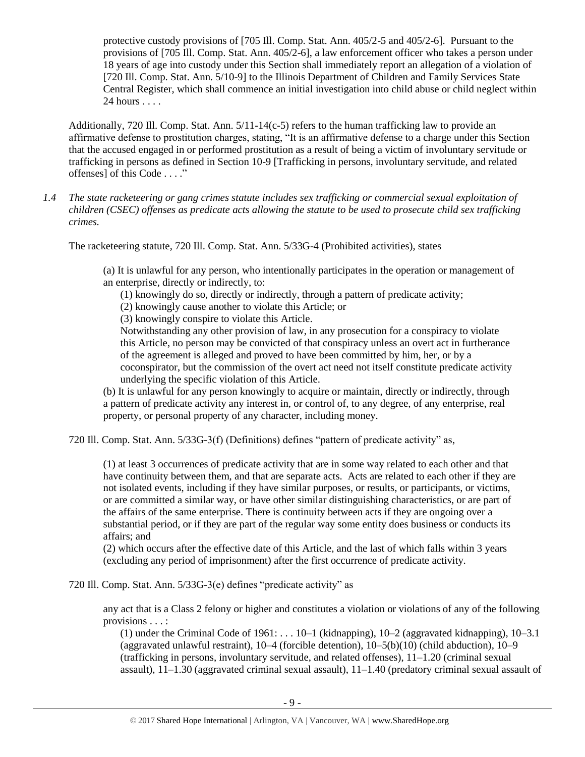> protective custody provisions of [705 Ill. Comp. Stat. Ann. 405/2-5 and 405/2-6]. Pursuant to the provisions of [705 Ill. Comp. Stat. Ann. 405/2-6], a law enforcement officer who takes a person under 18 years of age into custody under this Section shall immediately report an allegation of a violation of [720 Ill. Comp. Stat. Ann. 5/10-9] to the Illinois Department of Children and Family Services State Central Register, which shall commence an initial investigation into child abuse or child neglect within 24 hours . . . .

Additionally, 720 Ill. Comp. Stat. Ann. 5/11-14(c-5) refers to the human trafficking law to provide an affirmative defense to prostitution charges, stating, "It is an affirmative defense to a charge under this Section that the accused engaged in or performed prostitution as a result of being a victim of involuntary servitude or trafficking in persons as defined in Section 10-9 [Trafficking in persons, involuntary servitude, and related offenses] of this Code . . . ."

*1.4 The state racketeering or gang crimes statute includes sex trafficking or commercial sexual exploitation of children (CSEC) offenses as predicate acts allowing the statute to be used to prosecute child sex trafficking crimes.*

The racketeering statute, 720 Ill. Comp. Stat. Ann. 5/33G-4 (Prohibited activities), states

> (a) It is unlawful for any person, who intentionally participates in the operation or management of an enterprise, directly or indirectly, to:
>
> (1) knowingly do so, directly or indirectly, through a pattern of predicate activity;
>
> (2) knowingly cause another to violate this Article; or
>
> (3) knowingly conspire to violate this Article.
>
> Notwithstanding any other provision of law, in any prosecution for a conspiracy to violate this Article, no person may be convicted of that conspiracy unless an overt act in furtherance of the agreement is alleged and proved to have been committed by him, her, or by a coconspirator, but the commission of the overt act need not itself constitute predicate activity underlying the specific violation of this Article.
>
> (b) It is unlawful for any person knowingly to acquire or maintain, directly or indirectly, through a pattern of predicate activity any interest in, or control of, to any degree, of any enterprise, real property, or personal property of any character, including money.

720 Ill. Comp. Stat. Ann. 5/33G-3(f) (Definitions) defines "pattern of predicate activity" as,

> (1) at least 3 occurrences of predicate activity that are in some way related to each other and that have continuity between them, and that are separate acts. Acts are related to each other if they are not isolated events, including if they have similar purposes, or results, or participants, or victims, or are committed a similar way, or have other similar distinguishing characteristics, or are part of the affairs of the same enterprise. There is continuity between acts if they are ongoing over a substantial period, or if they are part of the regular way some entity does business or conducts its affairs; and
>
> (2) which occurs after the effective date of this Article, and the last of which falls within 3 years (excluding any period of imprisonment) after the first occurrence of predicate activity.

720 Ill. Comp. Stat. Ann. 5/33G-3(e) defines "predicate activity" as

> any act that is a Class 2 felony or higher and constitutes a violation or violations of any of the following provisions . . . :
>
> (1) under the Criminal Code of 1961: . . . 10–1 (kidnapping), 10–2 (aggravated kidnapping), 10–3.1 (aggravated unlawful restraint), 10–4 (forcible detention), 10–5(b)(10) (child abduction), 10–9 (trafficking in persons, involuntary servitude, and related offenses), 11–1.20 (criminal sexual assault), 11–1.30 (aggravated criminal sexual assault), 11–1.40 (predatory criminal sexual assault of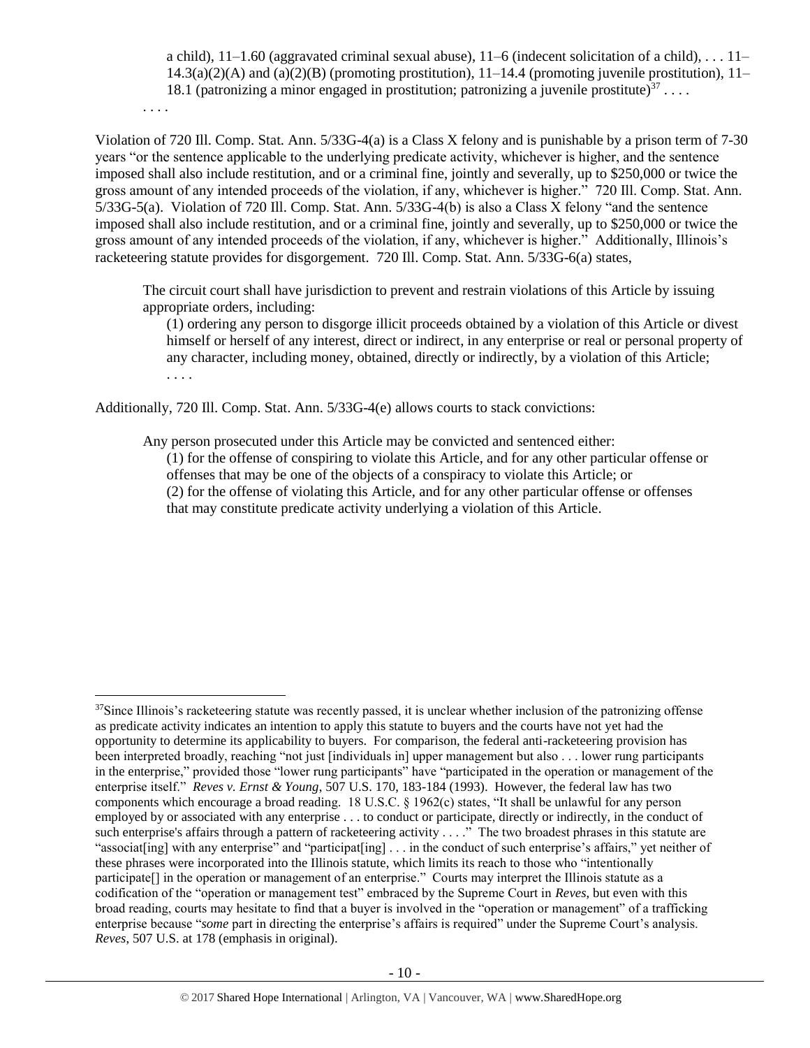> a child), 11–1.60 (aggravated criminal sexual abuse), 11–6 (indecent solicitation of a child), . . . 11–14.3(a)(2)(A) and (a)(2)(B) (promoting prostitution), 11–14.4 (promoting juvenile prostitution), 11–18.1 (patronizing a minor engaged in prostitution; patronizing a juvenile prostitute)[37] . . . .
>
> . . . .

Violation of 720 Ill. Comp. Stat. Ann. 5/33G-4(a) is a Class X felony and is punishable by a prison term of 7-30 years "or the sentence applicable to the underlying predicate activity, whichever is higher, and the sentence imposed shall also include restitution, and or a criminal fine, jointly and severally, up to $250,000 or twice the gross amount of any intended proceeds of the violation, if any, whichever is higher." 720 Ill. Comp. Stat. Ann. 5/33G-5(a). Violation of 720 Ill. Comp. Stat. Ann. 5/33G-4(b) is also a Class X felony "and the sentence imposed shall also include restitution, and or a criminal fine, jointly and severally, up to $250,000 or twice the gross amount of any intended proceeds of the violation, if any, whichever is higher." Additionally, Illinois's racketeering statute provides for disgorgement. 720 Ill. Comp. Stat. Ann. 5/33G-6(a) states,

> The circuit court shall have jurisdiction to prevent and restrain violations of this Article by issuing appropriate orders, including:
>
> (1) ordering any person to disgorge illicit proceeds obtained by a violation of this Article or divest himself or herself of any interest, direct or indirect, in any enterprise or real or personal property of any character, including money, obtained, directly or indirectly, by a violation of this Article;
>
> . . . .

Additionally, 720 Ill. Comp. Stat. Ann. 5/33G-4(e) allows courts to stack convictions:

> Any person prosecuted under this Article may be convicted and sentenced either:
>
> (1) for the offense of conspiring to violate this Article, and for any other particular offense or offenses that may be one of the objects of a conspiracy to violate this Article; or
>
> (2) for the offense of violating this Article, and for any other particular offense or offenses that may constitute predicate activity underlying a violation of this Article.

---

[37] Since Illinois's racketeering statute was recently passed, it is unclear whether inclusion of the patronizing offense as predicate activity indicates an intention to apply this statute to buyers and the courts have not yet had the opportunity to determine its applicability to buyers. For comparison, the federal anti-racketeering provision has been interpreted broadly, reaching "not just [individuals in] upper management but also . . . lower rung participants in the enterprise," provided those "lower rung participants" have "participated in the operation or management of the enterprise itself." *Reves v. Ernst & Young*, 507 U.S. 170, 183-184 (1993). However, the federal law has two components which encourage a broad reading. 18 U.S.C. § 1962(c) states, "It shall be unlawful for any person employed by or associated with any enterprise . . . to conduct or participate, directly or indirectly, in the conduct of such enterprise's affairs through a pattern of racketeering activity . . . ." The two broadest phrases in this statute are "associat[ing] with any enterprise" and "participat[ing] . . . in the conduct of such enterprise's affairs," yet neither of these phrases were incorporated into the Illinois statute, which limits its reach to those who "intentionally participate[] in the operation or management of an enterprise." Courts may interpret the Illinois statute as a codification of the "operation or management test" embraced by the Supreme Court in *Reves*, but even with this broad reading, courts may hesitate to find that a buyer is involved in the "operation or management" of a trafficking enterprise because "*some* part in directing the enterprise's affairs is required" under the Supreme Court's analysis. *Reves*, 507 U.S. at 178 (emphasis in original).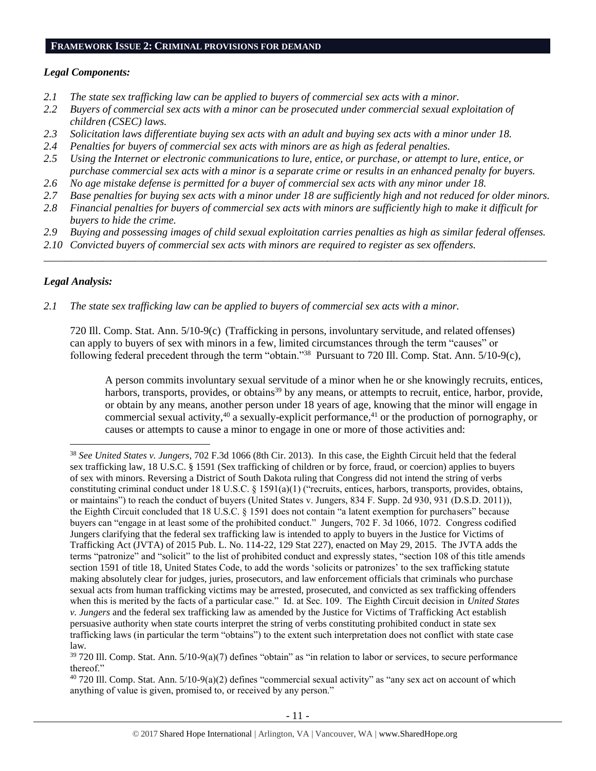## FRAMEWORK ISSUE 2: CRIMINAL PROVISIONS FOR DEMAND

### *Legal Components:*

*2.1 The state sex trafficking law can be applied to buyers of commercial sex acts with a minor.*
*2.2 Buyers of commercial sex acts with a minor can be prosecuted under commercial sexual exploitation of children (CSEC) laws.*
*2.3 Solicitation laws differentiate buying sex acts with an adult and buying sex acts with a minor under 18.*
*2.4 Penalties for buyers of commercial sex acts with minors are as high as federal penalties.*
*2.5 Using the Internet or electronic communications to lure, entice, or purchase, or attempt to lure, entice, or purchase commercial sex acts with a minor is a separate crime or results in an enhanced penalty for buyers.*
*2.6 No age mistake defense is permitted for a buyer of commercial sex acts with any minor under 18.*
*2.7 Base penalties for buying sex acts with a minor under 18 are sufficiently high and not reduced for older minors.*
*2.8 Financial penalties for buyers of commercial sex acts with minors are sufficiently high to make it difficult for buyers to hide the crime.*
*2.9 Buying and possessing images of child sexual exploitation carries penalties as high as similar federal offenses.*
*2.10 Convicted buyers of commercial sex acts with minors are required to register as sex offenders.*

---

### *Legal Analysis:*

*2.1 The state sex trafficking law can be applied to buyers of commercial sex acts with a minor.*

720 Ill. Comp. Stat. Ann. 5/10-9(c) (Trafficking in persons, involuntary servitude, and related offenses) can apply to buyers of sex with minors in a few, limited circumstances through the term "causes" or following federal precedent through the term "obtain."[38] Pursuant to 720 Ill. Comp. Stat. Ann. 5/10-9(c),

> A person commits involuntary sexual servitude of a minor when he or she knowingly recruits, entices, harbors, transports, provides, or obtains[39] by any means, or attempts to recruit, entice, harbor, provide, or obtain by any means, another person under 18 years of age, knowing that the minor will engage in commercial sexual activity,[40] a sexually-explicit performance,[41] or the production of pornography, or causes or attempts to cause a minor to engage in one or more of those activities and:

---

[38] *See United States v. Jungers*, 702 F.3d 1066 (8th Cir. 2013). In this case, the Eighth Circuit held that the federal sex trafficking law, 18 U.S.C. § 1591 (Sex trafficking of children or by force, fraud, or coercion) applies to buyers of sex with minors. Reversing a District of South Dakota ruling that Congress did not intend the string of verbs constituting criminal conduct under 18 U.S.C. § 1591(a)(1) ("recruits, entices, harbors, transports, provides, obtains, or maintains") to reach the conduct of buyers (United States v. Jungers, 834 F. Supp. 2d 930, 931 (D.S.D. 2011)), the Eighth Circuit concluded that 18 U.S.C. § 1591 does not contain "a latent exemption for purchasers" because buyers can "engage in at least some of the prohibited conduct." Jungers, 702 F. 3d 1066, 1072. Congress codified Jungers clarifying that the federal sex trafficking law is intended to apply to buyers in the Justice for Victims of Trafficking Act (JVTA) of 2015 Pub. L. No. 114-22, 129 Stat 227), enacted on May 29, 2015. The JVTA adds the terms "patronize" and "solicit" to the list of prohibited conduct and expressly states, "section 108 of this title amends section 1591 of title 18, United States Code, to add the words 'solicits or patronizes' to the sex trafficking statute making absolutely clear for judges, juries, prosecutors, and law enforcement officials that criminals who purchase sexual acts from human trafficking victims may be arrested, prosecuted, and convicted as sex trafficking offenders when this is merited by the facts of a particular case." Id. at Sec. 109. The Eighth Circuit decision in *United States v. Jungers* and the federal sex trafficking law as amended by the Justice for Victims of Trafficking Act establish persuasive authority when state courts interpret the string of verbs constituting prohibited conduct in state sex trafficking laws (in particular the term "obtains") to the extent such interpretation does not conflict with state case law.

[39] 720 Ill. Comp. Stat. Ann. 5/10-9(a)(7) defines "obtain" as "in relation to labor or services, to secure performance thereof."

[40] 720 Ill. Comp. Stat. Ann. 5/10-9(a)(2) defines "commercial sexual activity" as "any sex act on account of which anything of value is given, promised to, or received by any person."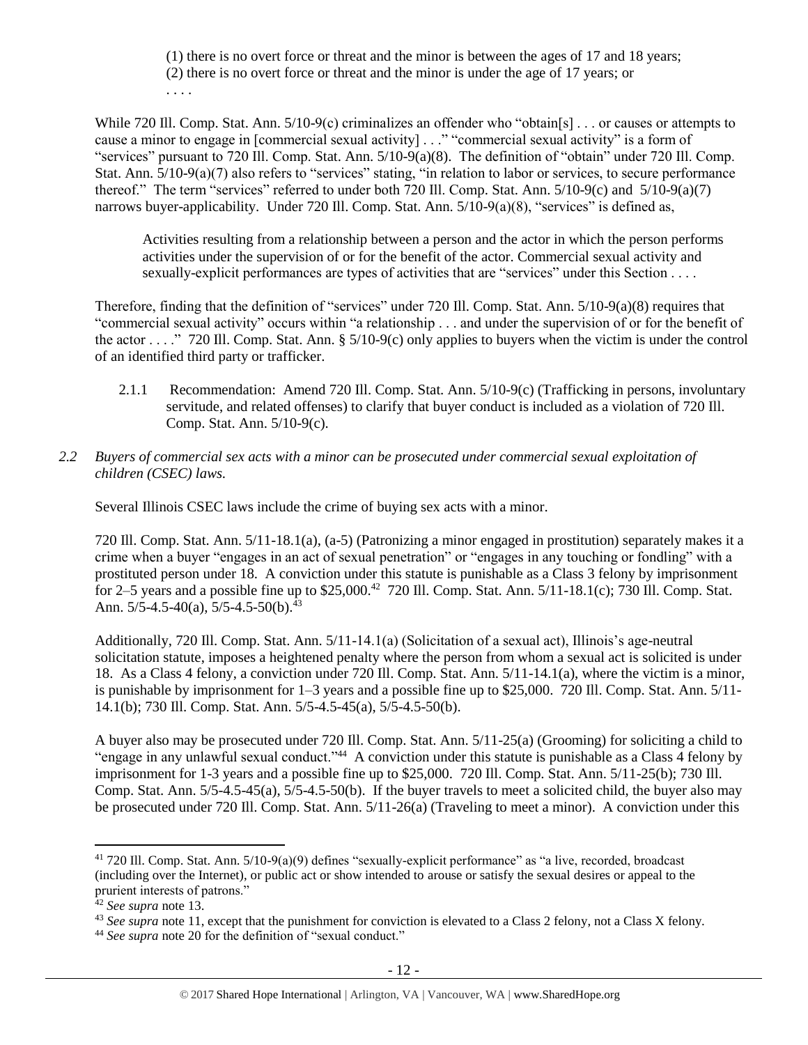(1) there is no overt force or threat and the minor is between the ages of 17 and 18 years;
(2) there is no overt force or threat and the minor is under the age of 17 years; or
. . . .

While 720 Ill. Comp. Stat. Ann. 5/10-9(c) criminalizes an offender who "obtain[s] . . . or causes or attempts to cause a minor to engage in [commercial sexual activity] . . ." "commercial sexual activity" is a form of "services" pursuant to 720 Ill. Comp. Stat. Ann. 5/10-9(a)(8). The definition of "obtain" under 720 Ill. Comp. Stat. Ann. 5/10-9(a)(7) also refers to "services" stating, "in relation to labor or services, to secure performance thereof." The term "services" referred to under both 720 Ill. Comp. Stat. Ann. 5/10-9(c) and 5/10-9(a)(7) narrows buyer-applicability. Under 720 Ill. Comp. Stat. Ann. 5/10-9(a)(8), "services" is defined as,

> Activities resulting from a relationship between a person and the actor in which the person performs activities under the supervision of or for the benefit of the actor. Commercial sexual activity and sexually-explicit performances are types of activities that are "services" under this Section . . . .

Therefore, finding that the definition of "services" under 720 Ill. Comp. Stat. Ann. 5/10-9(a)(8) requires that "commercial sexual activity" occurs within "a relationship . . . and under the supervision of or for the benefit of the actor . . . ." 720 Ill. Comp. Stat. Ann. § 5/10-9(c) only applies to buyers when the victim is under the control of an identified third party or trafficker.

2.1.1 Recommendation: Amend 720 Ill. Comp. Stat. Ann. 5/10-9(c) (Trafficking in persons, involuntary servitude, and related offenses) to clarify that buyer conduct is included as a violation of 720 Ill. Comp. Stat. Ann. 5/10-9(c).

*2.2 Buyers of commercial sex acts with a minor can be prosecuted under commercial sexual exploitation of children (CSEC) laws.*

Several Illinois CSEC laws include the crime of buying sex acts with a minor.

720 Ill. Comp. Stat. Ann. 5/11-18.1(a), (a-5) (Patronizing a minor engaged in prostitution) separately makes it a crime when a buyer "engages in an act of sexual penetration" or "engages in any touching or fondling" with a prostituted person under 18. A conviction under this statute is punishable as a Class 3 felony by imprisonment for 2–5 years and a possible fine up to $25,000.[42] 720 Ill. Comp. Stat. Ann. 5/11-18.1(c); 730 Ill. Comp. Stat. Ann. 5/5-4.5-40(a), 5/5-4.5-50(b).[43]

Additionally, 720 Ill. Comp. Stat. Ann. 5/11-14.1(a) (Solicitation of a sexual act), Illinois's age-neutral solicitation statute, imposes a heightened penalty where the person from whom a sexual act is solicited is under 18. As a Class 4 felony, a conviction under 720 Ill. Comp. Stat. Ann. 5/11-14.1(a), where the victim is a minor, is punishable by imprisonment for 1–3 years and a possible fine up to $25,000. 720 Ill. Comp. Stat. Ann. 5/11-14.1(b); 730 Ill. Comp. Stat. Ann. 5/5-4.5-45(a), 5/5-4.5-50(b).

A buyer also may be prosecuted under 720 Ill. Comp. Stat. Ann. 5/11-25(a) (Grooming) for soliciting a child to "engage in any unlawful sexual conduct."[44] A conviction under this statute is punishable as a Class 4 felony by imprisonment for 1-3 years and a possible fine up to $25,000. 720 Ill. Comp. Stat. Ann. 5/11-25(b); 730 Ill. Comp. Stat. Ann. 5/5-4.5-45(a), 5/5-4.5-50(b). If the buyer travels to meet a solicited child, the buyer also may be prosecuted under 720 Ill. Comp. Stat. Ann. 5/11-26(a) (Traveling to meet a minor). A conviction under this

---

[41] 720 Ill. Comp. Stat. Ann. 5/10-9(a)(9) defines "sexually-explicit performance" as "a live, recorded, broadcast (including over the Internet), or public act or show intended to arouse or satisfy the sexual desires or appeal to the prurient interests of patrons."

[42] *See supra* note 13.

[43] *See supra* note 11, except that the punishment for conviction is elevated to a Class 2 felony, not a Class X felony.

[44] *See supra* note 20 for the definition of "sexual conduct."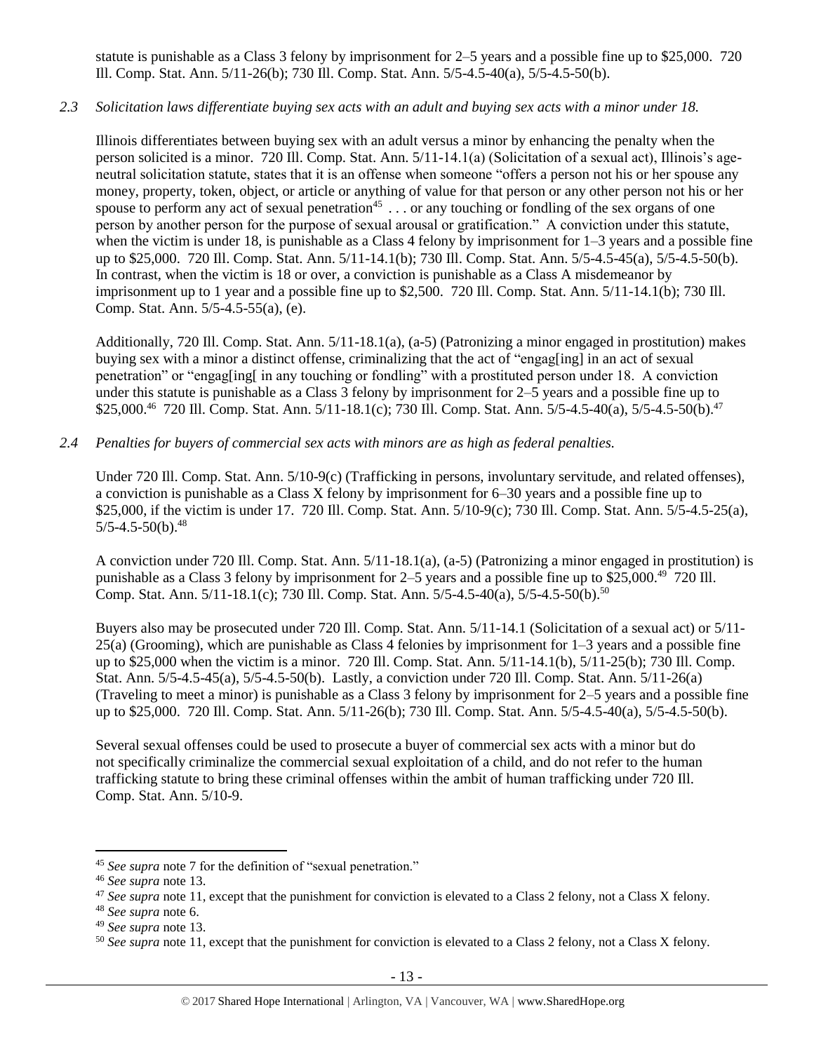statute is punishable as a Class 3 felony by imprisonment for 2–5 years and a possible fine up to $25,000. 720 Ill. Comp. Stat. Ann. 5/11-26(b); 730 Ill. Comp. Stat. Ann. 5/5-4.5-40(a), 5/5-4.5-50(b).

*2.3 Solicitation laws differentiate buying sex acts with an adult and buying sex acts with a minor under 18.*

Illinois differentiates between buying sex with an adult versus a minor by enhancing the penalty when the person solicited is a minor. 720 Ill. Comp. Stat. Ann. 5/11-14.1(a) (Solicitation of a sexual act), Illinois's age-neutral solicitation statute, states that it is an offense when someone "offers a person not his or her spouse any money, property, token, object, or article or anything of value for that person or any other person not his or her spouse to perform any act of sexual penetration[45] . . . or any touching or fondling of the sex organs of one person by another person for the purpose of sexual arousal or gratification." A conviction under this statute, when the victim is under 18, is punishable as a Class 4 felony by imprisonment for 1–3 years and a possible fine up to $25,000. 720 Ill. Comp. Stat. Ann. 5/11-14.1(b); 730 Ill. Comp. Stat. Ann. 5/5-4.5-45(a), 5/5-4.5-50(b). In contrast, when the victim is 18 or over, a conviction is punishable as a Class A misdemeanor by imprisonment up to 1 year and a possible fine up to $2,500. 720 Ill. Comp. Stat. Ann. 5/11-14.1(b); 730 Ill. Comp. Stat. Ann. 5/5-4.5-55(a), (e).

Additionally, 720 Ill. Comp. Stat. Ann. 5/11-18.1(a), (a-5) (Patronizing a minor engaged in prostitution) makes buying sex with a minor a distinct offense, criminalizing that the act of "engag[ing] in an act of sexual penetration" or "engag[ing[ in any touching or fondling" with a prostituted person under 18. A conviction under this statute is punishable as a Class 3 felony by imprisonment for 2–5 years and a possible fine up to $25,000.[46] 720 Ill. Comp. Stat. Ann. 5/11-18.1(c); 730 Ill. Comp. Stat. Ann. 5/5-4.5-40(a), 5/5-4.5-50(b).[47]

*2.4 Penalties for buyers of commercial sex acts with minors are as high as federal penalties.*

Under 720 Ill. Comp. Stat. Ann. 5/10-9(c) (Trafficking in persons, involuntary servitude, and related offenses), a conviction is punishable as a Class X felony by imprisonment for 6–30 years and a possible fine up to $25,000, if the victim is under 17. 720 Ill. Comp. Stat. Ann. 5/10-9(c); 730 Ill. Comp. Stat. Ann. 5/5-4.5-25(a), 5/5-4.5-50(b).[48]

A conviction under 720 Ill. Comp. Stat. Ann. 5/11-18.1(a), (a-5) (Patronizing a minor engaged in prostitution) is punishable as a Class 3 felony by imprisonment for 2–5 years and a possible fine up to $25,000.[49] 720 Ill. Comp. Stat. Ann. 5/11-18.1(c); 730 Ill. Comp. Stat. Ann. 5/5-4.5-40(a), 5/5-4.5-50(b).[50]

Buyers also may be prosecuted under 720 Ill. Comp. Stat. Ann. 5/11-14.1 (Solicitation of a sexual act) or 5/11-25(a) (Grooming), which are punishable as Class 4 felonies by imprisonment for 1–3 years and a possible fine up to $25,000 when the victim is a minor. 720 Ill. Comp. Stat. Ann. 5/11-14.1(b), 5/11-25(b); 730 Ill. Comp. Stat. Ann. 5/5-4.5-45(a), 5/5-4.5-50(b). Lastly, a conviction under 720 Ill. Comp. Stat. Ann. 5/11-26(a) (Traveling to meet a minor) is punishable as a Class 3 felony by imprisonment for 2–5 years and a possible fine up to $25,000. 720 Ill. Comp. Stat. Ann. 5/11-26(b); 730 Ill. Comp. Stat. Ann. 5/5-4.5-40(a), 5/5-4.5-50(b).

Several sexual offenses could be used to prosecute a buyer of commercial sex acts with a minor but do not specifically criminalize the commercial sexual exploitation of a child, and do not refer to the human trafficking statute to bring these criminal offenses within the ambit of human trafficking under 720 Ill. Comp. Stat. Ann. 5/10-9.

---

[45] *See supra* note 7 for the definition of "sexual penetration."

[46] *See supra* note 13.

[47] *See supra* note 11, except that the punishment for conviction is elevated to a Class 2 felony, not a Class X felony.

[48] *See supra* note 6.

[49] *See supra* note 13.

[50] *See supra* note 11, except that the punishment for conviction is elevated to a Class 2 felony, not a Class X felony.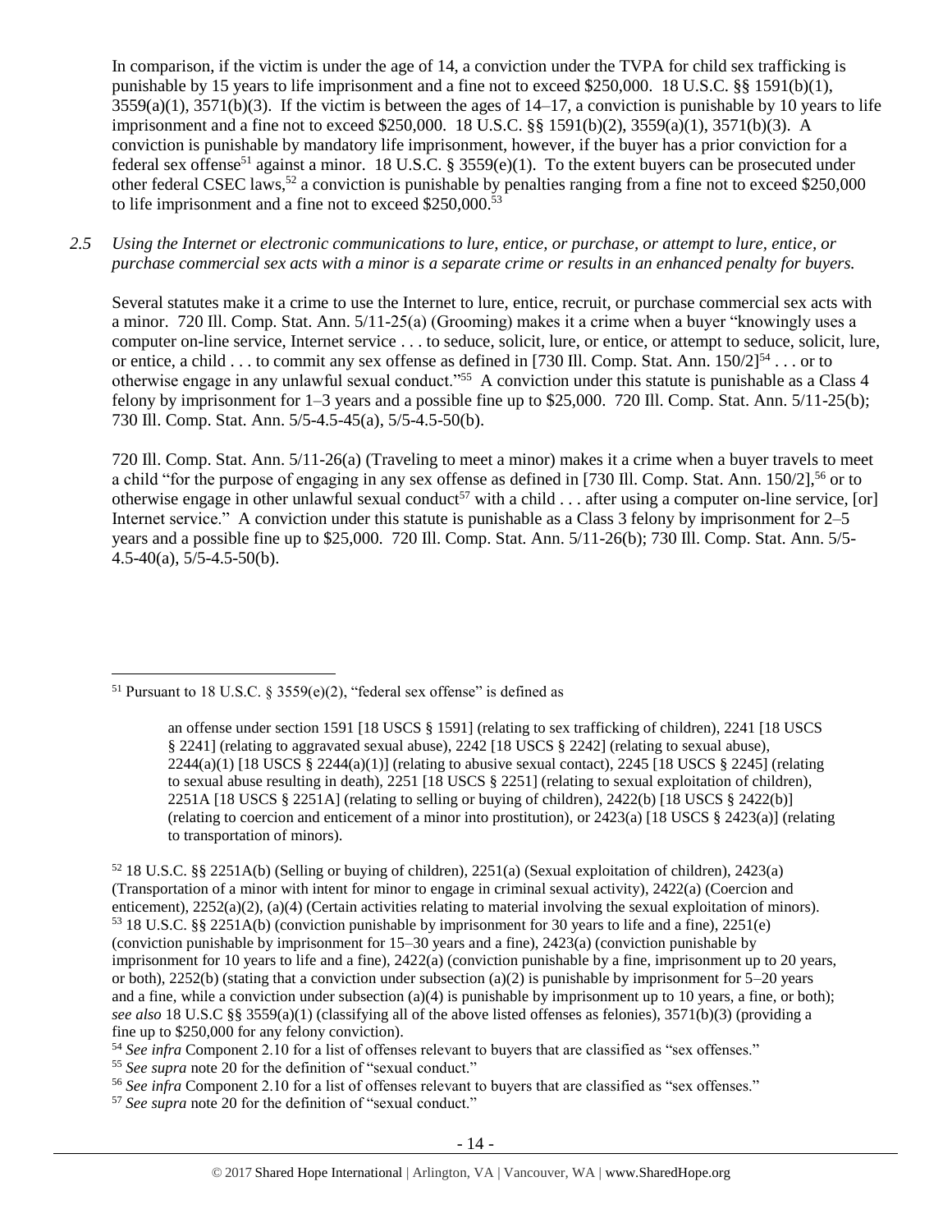In comparison, if the victim is under the age of 14, a conviction under the TVPA for child sex trafficking is punishable by 15 years to life imprisonment and a fine not to exceed $250,000. 18 U.S.C. §§ 1591(b)(1), 3559(a)(1), 3571(b)(3). If the victim is between the ages of 14–17, a conviction is punishable by 10 years to life imprisonment and a fine not to exceed $250,000. 18 U.S.C. §§ 1591(b)(2), 3559(a)(1), 3571(b)(3). A conviction is punishable by mandatory life imprisonment, however, if the buyer has a prior conviction for a federal sex offense[51] against a minor. 18 U.S.C. § 3559(e)(1). To the extent buyers can be prosecuted under other federal CSEC laws,[52] a conviction is punishable by penalties ranging from a fine not to exceed $250,000 to life imprisonment and a fine not to exceed $250,000.[53]

*2.5 Using the Internet or electronic communications to lure, entice, or purchase, or attempt to lure, entice, or purchase commercial sex acts with a minor is a separate crime or results in an enhanced penalty for buyers.*

Several statutes make it a crime to use the Internet to lure, entice, recruit, or purchase commercial sex acts with a minor. 720 Ill. Comp. Stat. Ann. 5/11-25(a) (Grooming) makes it a crime when a buyer "knowingly uses a computer on-line service, Internet service . . . to seduce, solicit, lure, or entice, or attempt to seduce, solicit, lure, or entice, a child . . . to commit any sex offense as defined in [730 Ill. Comp. Stat. Ann. 150/2][54] . . . or to otherwise engage in any unlawful sexual conduct."[55] A conviction under this statute is punishable as a Class 4 felony by imprisonment for 1–3 years and a possible fine up to $25,000. 720 Ill. Comp. Stat. Ann. 5/11-25(b); 730 Ill. Comp. Stat. Ann. 5/5-4.5-45(a), 5/5-4.5-50(b).

720 Ill. Comp. Stat. Ann. 5/11-26(a) (Traveling to meet a minor) makes it a crime when a buyer travels to meet a child "for the purpose of engaging in any sex offense as defined in [730 Ill. Comp. Stat. Ann. 150/2],[56] or to otherwise engage in other unlawful sexual conduct[57] with a child . . . after using a computer on-line service, [or] Internet service." A conviction under this statute is punishable as a Class 3 felony by imprisonment for 2–5 years and a possible fine up to $25,000. 720 Ill. Comp. Stat. Ann. 5/11-26(b); 730 Ill. Comp. Stat. Ann. 5/5-4.5-40(a), 5/5-4.5-50(b).

---

[51] Pursuant to 18 U.S.C. § 3559(e)(2), "federal sex offense" is defined as

> an offense under section 1591 [18 USCS § 1591] (relating to sex trafficking of children), 2241 [18 USCS § 2241] (relating to aggravated sexual abuse), 2242 [18 USCS § 2242] (relating to sexual abuse), 2244(a)(1) [18 USCS § 2244(a)(1)] (relating to abusive sexual contact), 2245 [18 USCS § 2245] (relating to sexual abuse resulting in death), 2251 [18 USCS § 2251] (relating to sexual exploitation of children), 2251A [18 USCS § 2251A] (relating to selling or buying of children), 2422(b) [18 USCS § 2422(b)] (relating to coercion and enticement of a minor into prostitution), or 2423(a) [18 USCS § 2423(a)] (relating to transportation of minors).

[52] 18 U.S.C. §§ 2251A(b) (Selling or buying of children), 2251(a) (Sexual exploitation of children), 2423(a) (Transportation of a minor with intent for minor to engage in criminal sexual activity), 2422(a) (Coercion and enticement), 2252(a)(2), (a)(4) (Certain activities relating to material involving the sexual exploitation of minors).

[53] 18 U.S.C. §§ 2251A(b) (conviction punishable by imprisonment for 30 years to life and a fine), 2251(e) (conviction punishable by imprisonment for 15–30 years and a fine), 2423(a) (conviction punishable by imprisonment for 10 years to life and a fine), 2422(a) (conviction punishable by a fine, imprisonment up to 20 years, or both), 2252(b) (stating that a conviction under subsection (a)(2) is punishable by imprisonment for 5–20 years and a fine, while a conviction under subsection (a)(4) is punishable by imprisonment up to 10 years, a fine, or both); *see also* 18 U.S.C §§ 3559(a)(1) (classifying all of the above listed offenses as felonies), 3571(b)(3) (providing a fine up to $250,000 for any felony conviction).

[54] *See infra* Component 2.10 for a list of offenses relevant to buyers that are classified as "sex offenses."

[55] *See supra* note 20 for the definition of "sexual conduct."

[56] *See infra* Component 2.10 for a list of offenses relevant to buyers that are classified as "sex offenses."

[57] *See supra* note 20 for the definition of "sexual conduct."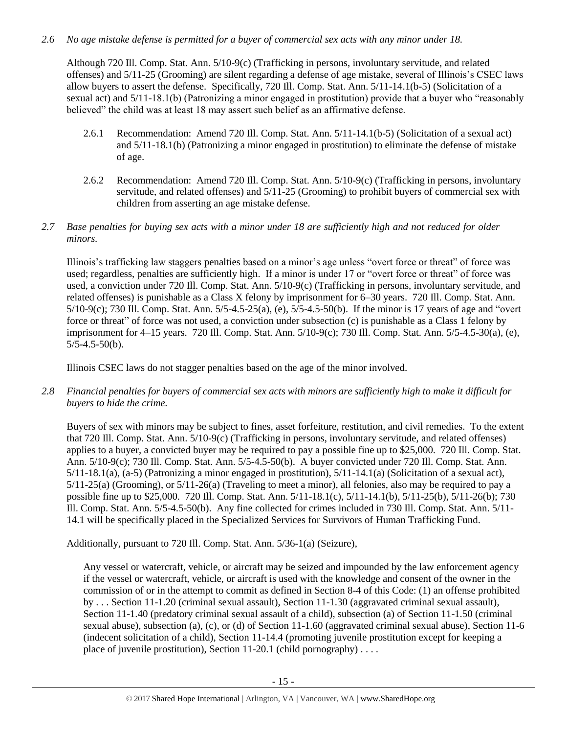*2.6 No age mistake defense is permitted for a buyer of commercial sex acts with any minor under 18.*

Although 720 Ill. Comp. Stat. Ann. 5/10-9(c) (Trafficking in persons, involuntary servitude, and related offenses) and 5/11-25 (Grooming) are silent regarding a defense of age mistake, several of Illinois's CSEC laws allow buyers to assert the defense. Specifically, 720 Ill. Comp. Stat. Ann. 5/11-14.1(b-5) (Solicitation of a sexual act) and 5/11-18.1(b) (Patronizing a minor engaged in prostitution) provide that a buyer who "reasonably believed" the child was at least 18 may assert such belief as an affirmative defense.

- 2.6.1 Recommendation: Amend 720 Ill. Comp. Stat. Ann. 5/11-14.1(b-5) (Solicitation of a sexual act) and 5/11-18.1(b) (Patronizing a minor engaged in prostitution) to eliminate the defense of mistake of age.

- 2.6.2 Recommendation: Amend 720 Ill. Comp. Stat. Ann. 5/10-9(c) (Trafficking in persons, involuntary servitude, and related offenses) and 5/11-25 (Grooming) to prohibit buyers of commercial sex with children from asserting an age mistake defense.

*2.7 Base penalties for buying sex acts with a minor under 18 are sufficiently high and not reduced for older minors.*

Illinois's trafficking law staggers penalties based on a minor's age unless "overt force or threat" of force was used; regardless, penalties are sufficiently high. If a minor is under 17 or "overt force or threat" of force was used, a conviction under 720 Ill. Comp. Stat. Ann. 5/10-9(c) (Trafficking in persons, involuntary servitude, and related offenses) is punishable as a Class X felony by imprisonment for 6–30 years. 720 Ill. Comp. Stat. Ann. 5/10-9(c); 730 Ill. Comp. Stat. Ann. 5/5-4.5-25(a), (e), 5/5-4.5-50(b). If the minor is 17 years of age and "overt force or threat" of force was not used, a conviction under subsection (c) is punishable as a Class 1 felony by imprisonment for 4–15 years. 720 Ill. Comp. Stat. Ann. 5/10-9(c); 730 Ill. Comp. Stat. Ann. 5/5-4.5-30(a), (e), 5/5-4.5-50(b).

Illinois CSEC laws do not stagger penalties based on the age of the minor involved.

*2.8 Financial penalties for buyers of commercial sex acts with minors are sufficiently high to make it difficult for buyers to hide the crime.*

Buyers of sex with minors may be subject to fines, asset forfeiture, restitution, and civil remedies. To the extent that 720 Ill. Comp. Stat. Ann. 5/10-9(c) (Trafficking in persons, involuntary servitude, and related offenses) applies to a buyer, a convicted buyer may be required to pay a possible fine up to $25,000. 720 Ill. Comp. Stat. Ann. 5/10-9(c); 730 Ill. Comp. Stat. Ann. 5/5-4.5-50(b). A buyer convicted under 720 Ill. Comp. Stat. Ann. 5/11-18.1(a), (a-5) (Patronizing a minor engaged in prostitution), 5/11-14.1(a) (Solicitation of a sexual act), 5/11-25(a) (Grooming), or 5/11-26(a) (Traveling to meet a minor), all felonies, also may be required to pay a possible fine up to $25,000. 720 Ill. Comp. Stat. Ann. 5/11-18.1(c), 5/11-14.1(b), 5/11-25(b), 5/11-26(b); 730 Ill. Comp. Stat. Ann. 5/5-4.5-50(b). Any fine collected for crimes included in 730 Ill. Comp. Stat. Ann. 5/11-14.1 will be specifically placed in the Specialized Services for Survivors of Human Trafficking Fund.

Additionally, pursuant to 720 Ill. Comp. Stat. Ann. 5/36-1(a) (Seizure),

> Any vessel or watercraft, vehicle, or aircraft may be seized and impounded by the law enforcement agency if the vessel or watercraft, vehicle, or aircraft is used with the knowledge and consent of the owner in the commission of or in the attempt to commit as defined in Section 8-4 of this Code: (1) an offense prohibited by . . . Section 11-1.20 (criminal sexual assault), Section 11-1.30 (aggravated criminal sexual assault), Section 11-1.40 (predatory criminal sexual assault of a child), subsection (a) of Section 11-1.50 (criminal sexual abuse), subsection (a), (c), or (d) of Section 11-1.60 (aggravated criminal sexual abuse), Section 11-6 (indecent solicitation of a child), Section 11-14.4 (promoting juvenile prostitution except for keeping a place of juvenile prostitution), Section 11-20.1 (child pornography) . . . .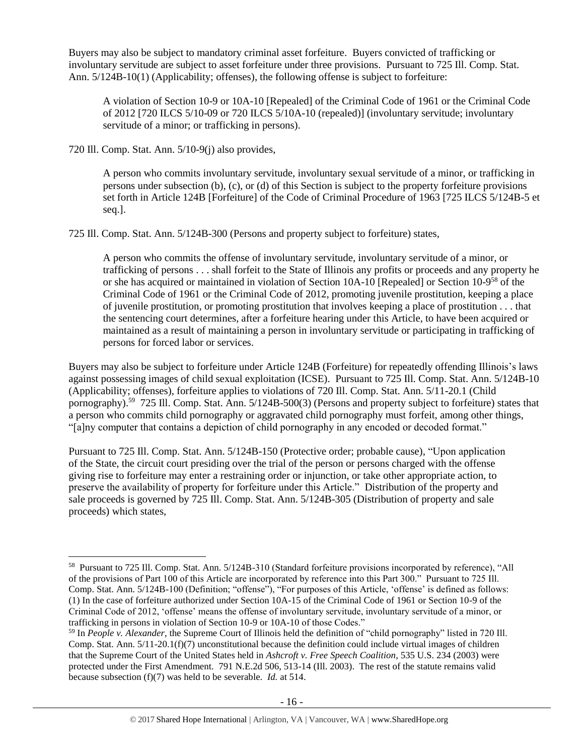Buyers may also be subject to mandatory criminal asset forfeiture. Buyers convicted of trafficking or involuntary servitude are subject to asset forfeiture under three provisions. Pursuant to 725 Ill. Comp. Stat. Ann. 5/124B-10(1) (Applicability; offenses), the following offense is subject to forfeiture:

> A violation of Section 10-9 or 10A-10 [Repealed] of the Criminal Code of 1961 or the Criminal Code of 2012 [720 ILCS 5/10-09 or 720 ILCS 5/10A-10 (repealed)] (involuntary servitude; involuntary servitude of a minor; or trafficking in persons).

720 Ill. Comp. Stat. Ann. 5/10-9(j) also provides,

> A person who commits involuntary servitude, involuntary sexual servitude of a minor, or trafficking in persons under subsection (b), (c), or (d) of this Section is subject to the property forfeiture provisions set forth in Article 124B [Forfeiture] of the Code of Criminal Procedure of 1963 [725 ILCS 5/124B-5 et seq.].

725 Ill. Comp. Stat. Ann. 5/124B-300 (Persons and property subject to forfeiture) states,

> A person who commits the offense of involuntary servitude, involuntary servitude of a minor, or trafficking of persons . . . shall forfeit to the State of Illinois any profits or proceeds and any property he or she has acquired or maintained in violation of Section 10A-10 [Repealed] or Section 10-9[58] of the Criminal Code of 1961 or the Criminal Code of 2012, promoting juvenile prostitution, keeping a place of juvenile prostitution, or promoting prostitution that involves keeping a place of prostitution . . . that the sentencing court determines, after a forfeiture hearing under this Article, to have been acquired or maintained as a result of maintaining a person in involuntary servitude or participating in trafficking of persons for forced labor or services.

Buyers may also be subject to forfeiture under Article 124B (Forfeiture) for repeatedly offending Illinois's laws against possessing images of child sexual exploitation (ICSE). Pursuant to 725 Ill. Comp. Stat. Ann. 5/124B-10 (Applicability; offenses), forfeiture applies to violations of 720 Ill. Comp. Stat. Ann. 5/11-20.1 (Child pornography).[59] 725 Ill. Comp. Stat. Ann. 5/124B-500(3) (Persons and property subject to forfeiture) states that a person who commits child pornography or aggravated child pornography must forfeit, among other things, "[a]ny computer that contains a depiction of child pornography in any encoded or decoded format."

Pursuant to 725 Ill. Comp. Stat. Ann. 5/124B-150 (Protective order; probable cause), "Upon application of the State, the circuit court presiding over the trial of the person or persons charged with the offense giving rise to forfeiture may enter a restraining order or injunction, or take other appropriate action, to preserve the availability of property for forfeiture under this Article." Distribution of the property and sale proceeds is governed by 725 Ill. Comp. Stat. Ann. 5/124B-305 (Distribution of property and sale proceeds) which states,

---

[58] Pursuant to 725 Ill. Comp. Stat. Ann. 5/124B-310 (Standard forfeiture provisions incorporated by reference), "All of the provisions of Part 100 of this Article are incorporated by reference into this Part 300." Pursuant to 725 Ill. Comp. Stat. Ann. 5/124B-100 (Definition; "offense"), "For purposes of this Article, 'offense' is defined as follows: (1) In the case of forfeiture authorized under Section 10A-15 of the Criminal Code of 1961 or Section 10-9 of the Criminal Code of 2012, 'offense' means the offense of involuntary servitude, involuntary servitude of a minor, or trafficking in persons in violation of Section 10-9 or 10A-10 of those Codes."

[59] In *People v. Alexander*, the Supreme Court of Illinois held the definition of "child pornography" listed in 720 Ill. Comp. Stat. Ann. 5/11-20.1(f)(7) unconstitutional because the definition could include virtual images of children that the Supreme Court of the United States held in *Ashcroft v. Free Speech Coalition*, 535 U.S. 234 (2003) were protected under the First Amendment. 791 N.E.2d 506, 513-14 (Ill. 2003). The rest of the statute remains valid because subsection (f)(7) was held to be severable. *Id.* at 514.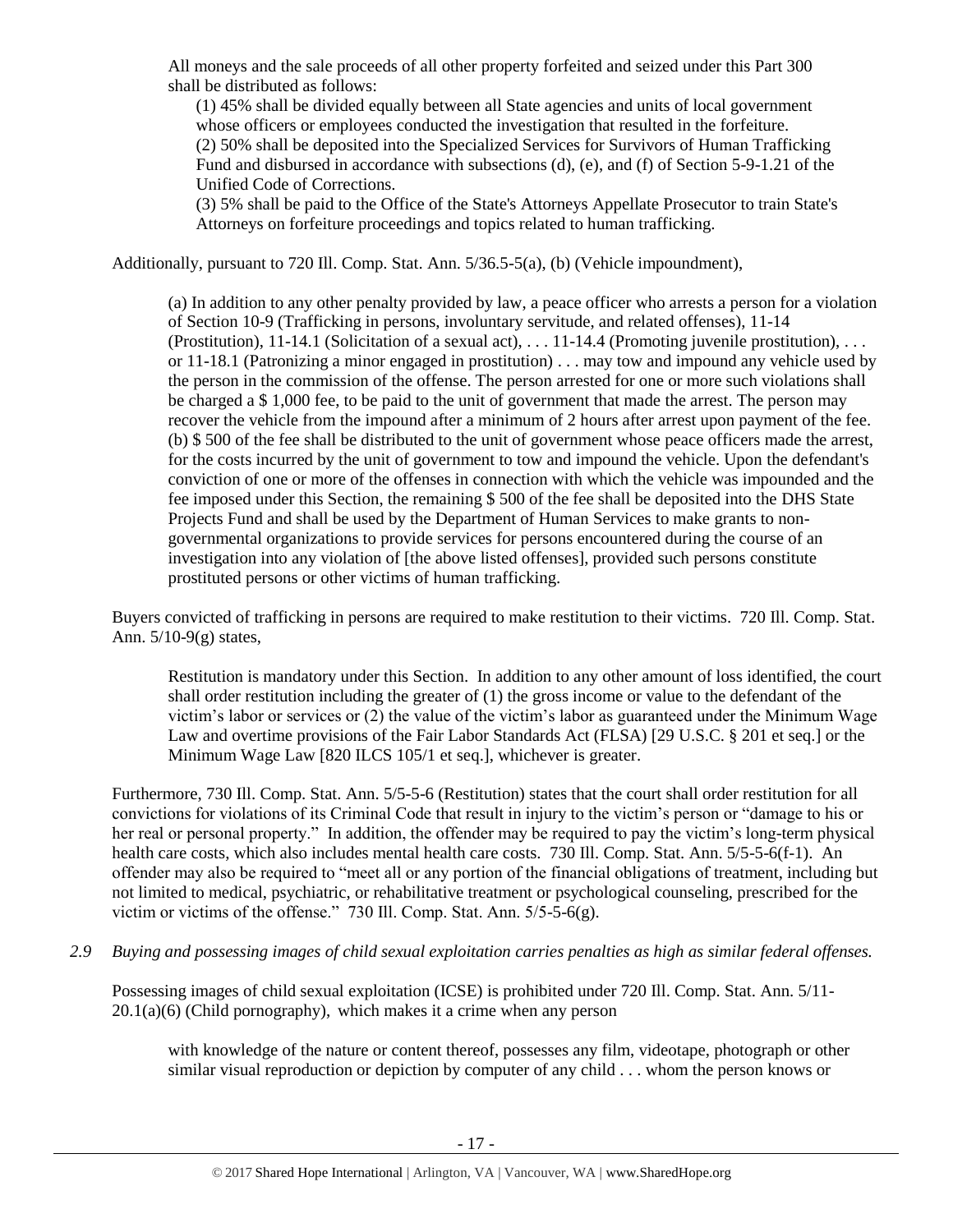All moneys and the sale proceeds of all other property forfeited and seized under this Part 300 shall be distributed as follows:

> (1) 45% shall be divided equally between all State agencies and units of local government whose officers or employees conducted the investigation that resulted in the forfeiture.
> (2) 50% shall be deposited into the Specialized Services for Survivors of Human Trafficking Fund and disbursed in accordance with subsections (d), (e), and (f) of Section 5-9-1.21 of the Unified Code of Corrections.
> (3) 5% shall be paid to the Office of the State's Attorneys Appellate Prosecutor to train State's Attorneys on forfeiture proceedings and topics related to human trafficking.

Additionally, pursuant to 720 Ill. Comp. Stat. Ann. 5/36.5-5(a), (b) (Vehicle impoundment),

> (a) In addition to any other penalty provided by law, a peace officer who arrests a person for a violation of Section 10-9 (Trafficking in persons, involuntary servitude, and related offenses), 11-14 (Prostitution), 11-14.1 (Solicitation of a sexual act), . . . 11-14.4 (Promoting juvenile prostitution), . . . or 11-18.1 (Patronizing a minor engaged in prostitution) . . . may tow and impound any vehicle used by the person in the commission of the offense. The person arrested for one or more such violations shall be charged a $ 1,000 fee, to be paid to the unit of government that made the arrest. The person may recover the vehicle from the impound after a minimum of 2 hours after arrest upon payment of the fee.
> (b) $ 500 of the fee shall be distributed to the unit of government whose peace officers made the arrest, for the costs incurred by the unit of government to tow and impound the vehicle. Upon the defendant's conviction of one or more of the offenses in connection with which the vehicle was impounded and the fee imposed under this Section, the remaining $ 500 of the fee shall be deposited into the DHS State Projects Fund and shall be used by the Department of Human Services to make grants to non-governmental organizations to provide services for persons encountered during the course of an investigation into any violation of [the above listed offenses], provided such persons constitute prostituted persons or other victims of human trafficking.

Buyers convicted of trafficking in persons are required to make restitution to their victims. 720 Ill. Comp. Stat. Ann. 5/10-9(g) states,

> Restitution is mandatory under this Section. In addition to any other amount of loss identified, the court shall order restitution including the greater of (1) the gross income or value to the defendant of the victim's labor or services or (2) the value of the victim's labor as guaranteed under the Minimum Wage Law and overtime provisions of the Fair Labor Standards Act (FLSA) [29 U.S.C. § 201 et seq.] or the Minimum Wage Law [820 ILCS 105/1 et seq.], whichever is greater.

Furthermore, 730 Ill. Comp. Stat. Ann. 5/5-5-6 (Restitution) states that the court shall order restitution for all convictions for violations of its Criminal Code that result in injury to the victim's person or "damage to his or her real or personal property." In addition, the offender may be required to pay the victim's long-term physical health care costs, which also includes mental health care costs. 730 Ill. Comp. Stat. Ann. 5/5-5-6(f-1). An offender may also be required to "meet all or any portion of the financial obligations of treatment, including but not limited to medical, psychiatric, or rehabilitative treatment or psychological counseling, prescribed for the victim or victims of the offense." 730 Ill. Comp. Stat. Ann. 5/5-5-6(g).

*2.9 Buying and possessing images of child sexual exploitation carries penalties as high as similar federal offenses.*

Possessing images of child sexual exploitation (ICSE) is prohibited under 720 Ill. Comp. Stat. Ann. 5/11-20.1(a)(6) (Child pornography), which makes it a crime when any person

> with knowledge of the nature or content thereof, possesses any film, videotape, photograph or other similar visual reproduction or depiction by computer of any child . . . whom the person knows or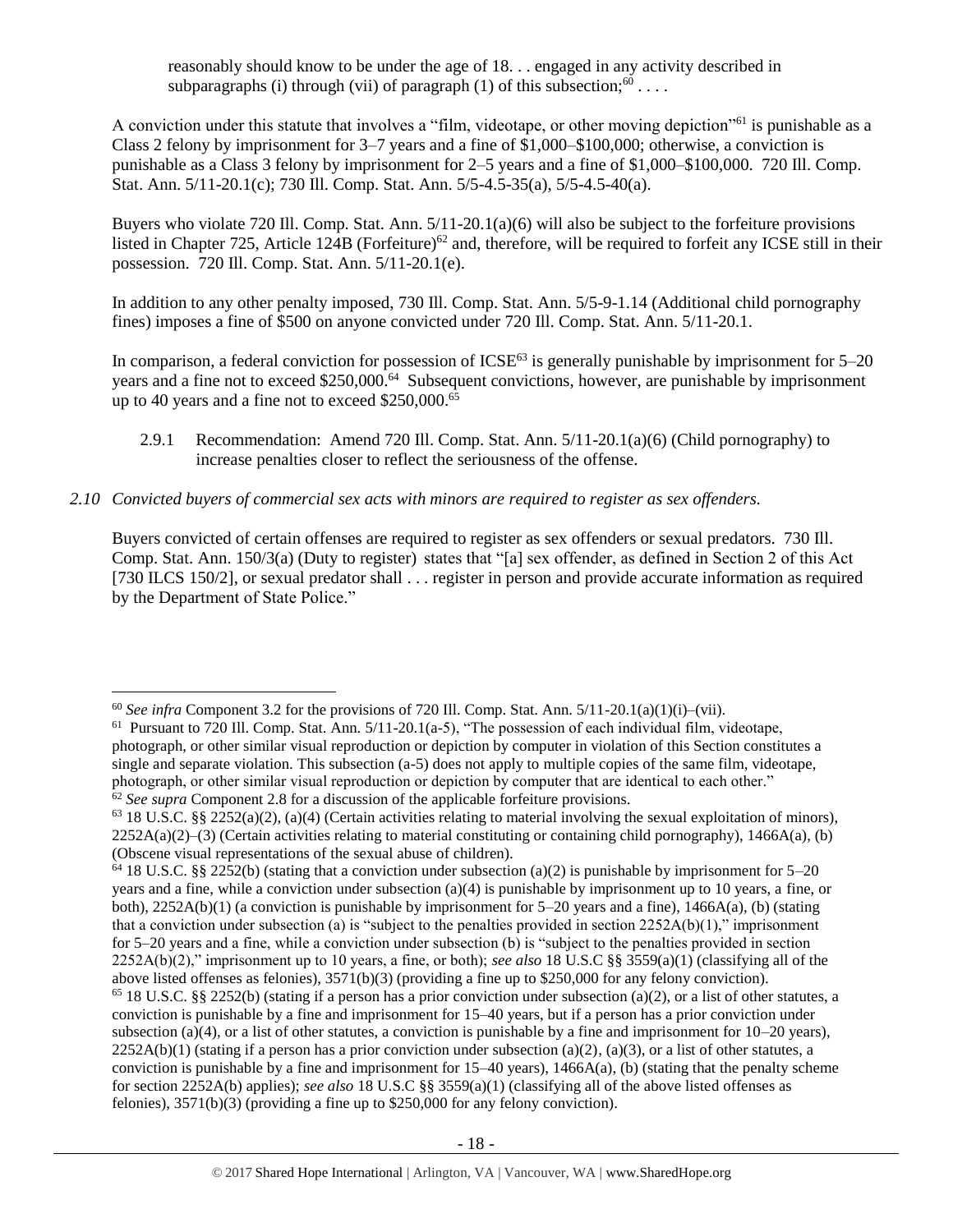reasonably should know to be under the age of 18. . . engaged in any activity described in subparagraphs (i) through (vii) of paragraph (1) of this subsection;[60] . . . .

A conviction under this statute that involves a "film, videotape, or other moving depiction"[61] is punishable as a Class 2 felony by imprisonment for 3–7 years and a fine of $1,000–$100,000; otherwise, a conviction is punishable as a Class 3 felony by imprisonment for 2–5 years and a fine of $1,000–$100,000. 720 Ill. Comp. Stat. Ann. 5/11-20.1(c); 730 Ill. Comp. Stat. Ann. 5/5-4.5-35(a), 5/5-4.5-40(a).

Buyers who violate 720 Ill. Comp. Stat. Ann. 5/11-20.1(a)(6) will also be subject to the forfeiture provisions listed in Chapter 725, Article 124B (Forfeiture)[62] and, therefore, will be required to forfeit any ICSE still in their possession. 720 Ill. Comp. Stat. Ann. 5/11-20.1(e).

In addition to any other penalty imposed, 730 Ill. Comp. Stat. Ann. 5/5-9-1.14 (Additional child pornography fines) imposes a fine of $500 on anyone convicted under 720 Ill. Comp. Stat. Ann. 5/11-20.1.

In comparison, a federal conviction for possession of ICSE[63] is generally punishable by imprisonment for 5–20 years and a fine not to exceed $250,000.[64] Subsequent convictions, however, are punishable by imprisonment up to 40 years and a fine not to exceed $250,000.[65]

2.9.1 Recommendation: Amend 720 Ill. Comp. Stat. Ann. 5/11-20.1(a)(6) (Child pornography) to increase penalties closer to reflect the seriousness of the offense.

*2.10 Convicted buyers of commercial sex acts with minors are required to register as sex offenders.*

Buyers convicted of certain offenses are required to register as sex offenders or sexual predators. 730 Ill. Comp. Stat. Ann. 150/3(a) (Duty to register) states that "[a] sex offender, as defined in Section 2 of this Act [730 ILCS 150/2], or sexual predator shall . . . register in person and provide accurate information as required by the Department of State Police."

---

[60] *See infra* Component 3.2 for the provisions of 720 Ill. Comp. Stat. Ann. 5/11-20.1(a)(1)(i)–(vii).

[61] Pursuant to 720 Ill. Comp. Stat. Ann. 5/11-20.1(a-5), "The possession of each individual film, videotape, photograph, or other similar visual reproduction or depiction by computer in violation of this Section constitutes a single and separate violation. This subsection (a-5) does not apply to multiple copies of the same film, videotape, photograph, or other similar visual reproduction or depiction by computer that are identical to each other."

[62] *See supra* Component 2.8 for a discussion of the applicable forfeiture provisions.

[63] 18 U.S.C. §§ 2252(a)(2), (a)(4) (Certain activities relating to material involving the sexual exploitation of minors), 2252A(a)(2)–(3) (Certain activities relating to material constituting or containing child pornography), 1466A(a), (b) (Obscene visual representations of the sexual abuse of children).

[64] 18 U.S.C. §§ 2252(b) (stating that a conviction under subsection (a)(2) is punishable by imprisonment for 5–20 years and a fine, while a conviction under subsection (a)(4) is punishable by imprisonment up to 10 years, a fine, or both), 2252A(b)(1) (a conviction is punishable by imprisonment for 5–20 years and a fine), 1466A(a), (b) (stating that a conviction under subsection (a) is "subject to the penalties provided in section 2252A(b)(1)," imprisonment for 5–20 years and a fine, while a conviction under subsection (b) is "subject to the penalties provided in section 2252A(b)(2)," imprisonment up to 10 years, a fine, or both); *see also* 18 U.S.C §§ 3559(a)(1) (classifying all of the above listed offenses as felonies), 3571(b)(3) (providing a fine up to $250,000 for any felony conviction).

[65] 18 U.S.C. §§ 2252(b) (stating if a person has a prior conviction under subsection (a)(2), or a list of other statutes, a conviction is punishable by a fine and imprisonment for 15–40 years, but if a person has a prior conviction under subsection (a)(4), or a list of other statutes, a conviction is punishable by a fine and imprisonment for 10–20 years), 2252A(b)(1) (stating if a person has a prior conviction under subsection (a)(2), (a)(3), or a list of other statutes, a conviction is punishable by a fine and imprisonment for 15–40 years), 1466A(a), (b) (stating that the penalty scheme for section 2252A(b) applies); *see also* 18 U.S.C §§ 3559(a)(1) (classifying all of the above listed offenses as felonies), 3571(b)(3) (providing a fine up to $250,000 for any felony conviction).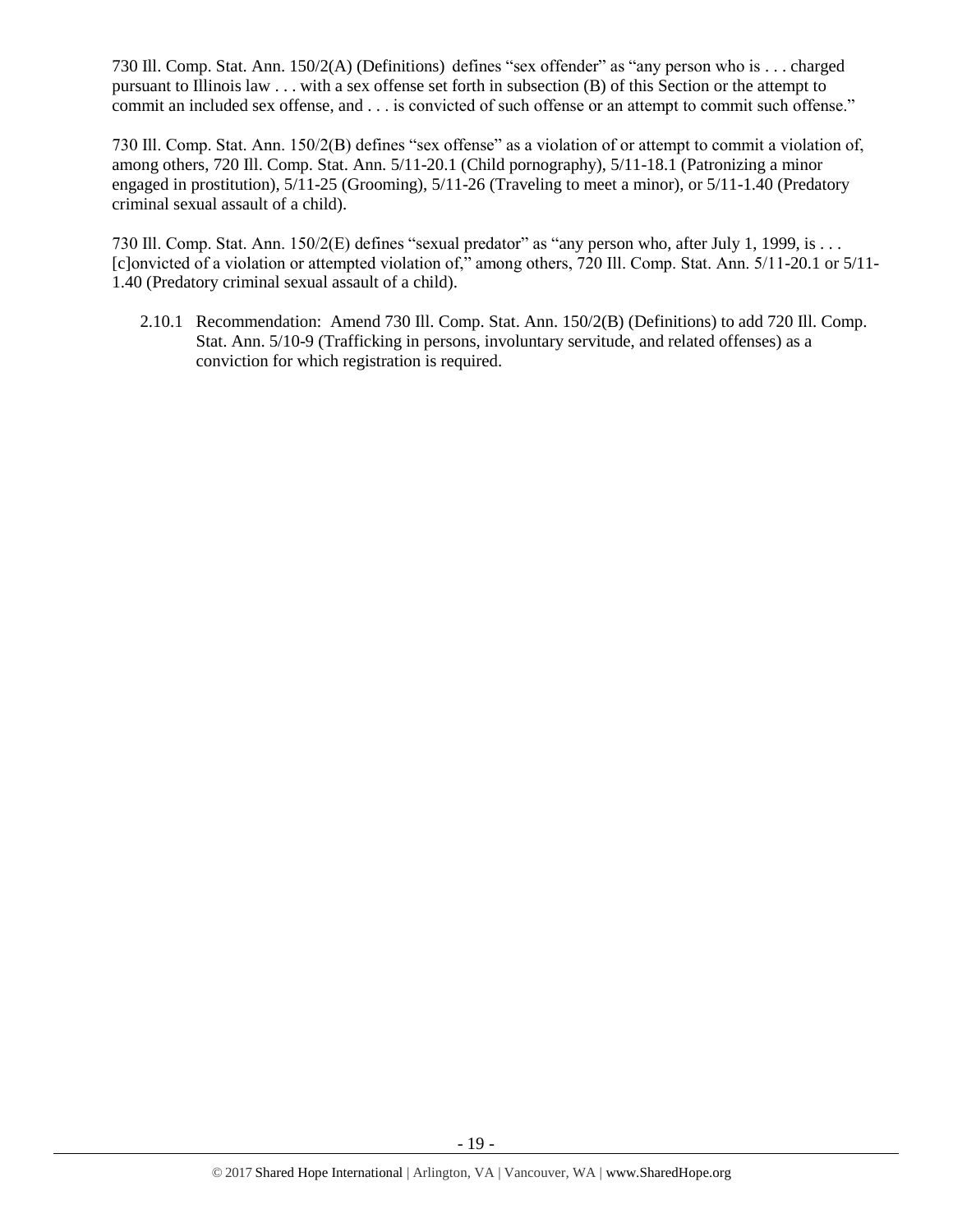730 Ill. Comp. Stat. Ann. 150/2(A) (Definitions) defines "sex offender" as "any person who is . . . charged pursuant to Illinois law . . . with a sex offense set forth in subsection (B) of this Section or the attempt to commit an included sex offense, and . . . is convicted of such offense or an attempt to commit such offense."

730 Ill. Comp. Stat. Ann. 150/2(B) defines "sex offense" as a violation of or attempt to commit a violation of, among others, 720 Ill. Comp. Stat. Ann. 5/11-20.1 (Child pornography), 5/11-18.1 (Patronizing a minor engaged in prostitution), 5/11-25 (Grooming), 5/11-26 (Traveling to meet a minor), or 5/11-1.40 (Predatory criminal sexual assault of a child).

730 Ill. Comp. Stat. Ann. 150/2(E) defines "sexual predator" as "any person who, after July 1, 1999, is . . . [c]onvicted of a violation or attempted violation of," among others, 720 Ill. Comp. Stat. Ann. 5/11-20.1 or 5/11-1.40 (Predatory criminal sexual assault of a child).

2.10.1 Recommendation: Amend 730 Ill. Comp. Stat. Ann. 150/2(B) (Definitions) to add 720 Ill. Comp. Stat. Ann. 5/10-9 (Trafficking in persons, involuntary servitude, and related offenses) as a conviction for which registration is required.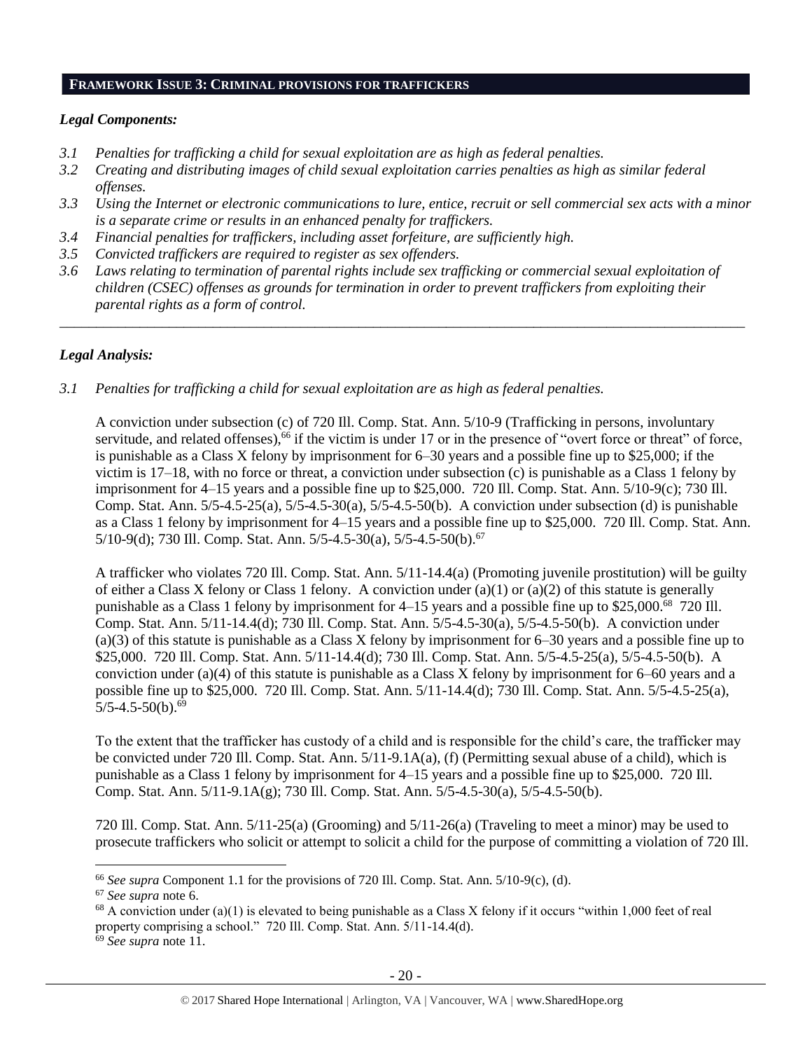## FRAMEWORK ISSUE 3: CRIMINAL PROVISIONS FOR TRAFFICKERS

### *Legal Components:*

- *3.1 Penalties for trafficking a child for sexual exploitation are as high as federal penalties.*
- *3.2 Creating and distributing images of child sexual exploitation carries penalties as high as similar federal offenses.*
- *3.3 Using the Internet or electronic communications to lure, entice, recruit or sell commercial sex acts with a minor is a separate crime or results in an enhanced penalty for traffickers.*
- *3.4 Financial penalties for traffickers, including asset forfeiture, are sufficiently high.*
- *3.5 Convicted traffickers are required to register as sex offenders.*
- *3.6 Laws relating to termination of parental rights include sex trafficking or commercial sexual exploitation of children (CSEC) offenses as grounds for termination in order to prevent traffickers from exploiting their parental rights as a form of control.*

---

### *Legal Analysis:*

*3.1 Penalties for trafficking a child for sexual exploitation are as high as federal penalties.*

A conviction under subsection (c) of 720 Ill. Comp. Stat. Ann. 5/10-9 (Trafficking in persons, involuntary servitude, and related offenses),[66] if the victim is under 17 or in the presence of "overt force or threat" of force, is punishable as a Class X felony by imprisonment for 6–30 years and a possible fine up to $25,000; if the victim is 17–18, with no force or threat, a conviction under subsection (c) is punishable as a Class 1 felony by imprisonment for 4–15 years and a possible fine up to $25,000. 720 Ill. Comp. Stat. Ann. 5/10-9(c); 730 Ill. Comp. Stat. Ann. 5/5-4.5-25(a), 5/5-4.5-30(a), 5/5-4.5-50(b). A conviction under subsection (d) is punishable as a Class 1 felony by imprisonment for 4–15 years and a possible fine up to $25,000. 720 Ill. Comp. Stat. Ann. 5/10-9(d); 730 Ill. Comp. Stat. Ann. 5/5-4.5-30(a), 5/5-4.5-50(b).[67]

A trafficker who violates 720 Ill. Comp. Stat. Ann. 5/11-14.4(a) (Promoting juvenile prostitution) will be guilty of either a Class X felony or Class 1 felony. A conviction under (a)(1) or (a)(2) of this statute is generally punishable as a Class 1 felony by imprisonment for 4–15 years and a possible fine up to $25,000.[68] 720 Ill. Comp. Stat. Ann. 5/11-14.4(d); 730 Ill. Comp. Stat. Ann. 5/5-4.5-30(a), 5/5-4.5-50(b). A conviction under (a)(3) of this statute is punishable as a Class X felony by imprisonment for 6–30 years and a possible fine up to $25,000. 720 Ill. Comp. Stat. Ann. 5/11-14.4(d); 730 Ill. Comp. Stat. Ann. 5/5-4.5-25(a), 5/5-4.5-50(b). A conviction under (a)(4) of this statute is punishable as a Class X felony by imprisonment for 6–60 years and a possible fine up to $25,000. 720 Ill. Comp. Stat. Ann. 5/11-14.4(d); 730 Ill. Comp. Stat. Ann. 5/5-4.5-25(a), 5/5-4.5-50(b).[69]

To the extent that the trafficker has custody of a child and is responsible for the child's care, the trafficker may be convicted under 720 Ill. Comp. Stat. Ann. 5/11-9.1A(a), (f) (Permitting sexual abuse of a child), which is punishable as a Class 1 felony by imprisonment for 4–15 years and a possible fine up to $25,000. 720 Ill. Comp. Stat. Ann. 5/11-9.1A(g); 730 Ill. Comp. Stat. Ann. 5/5-4.5-30(a), 5/5-4.5-50(b).

720 Ill. Comp. Stat. Ann. 5/11-25(a) (Grooming) and 5/11-26(a) (Traveling to meet a minor) may be used to prosecute traffickers who solicit or attempt to solicit a child for the purpose of committing a violation of 720 Ill.

---

[66] *See supra* Component 1.1 for the provisions of 720 Ill. Comp. Stat. Ann. 5/10-9(c), (d).

[67] *See supra* note 6.

[68] A conviction under (a)(1) is elevated to being punishable as a Class X felony if it occurs "within 1,000 feet of real property comprising a school." 720 Ill. Comp. Stat. Ann. 5/11-14.4(d).

[69] *See supra* note 11.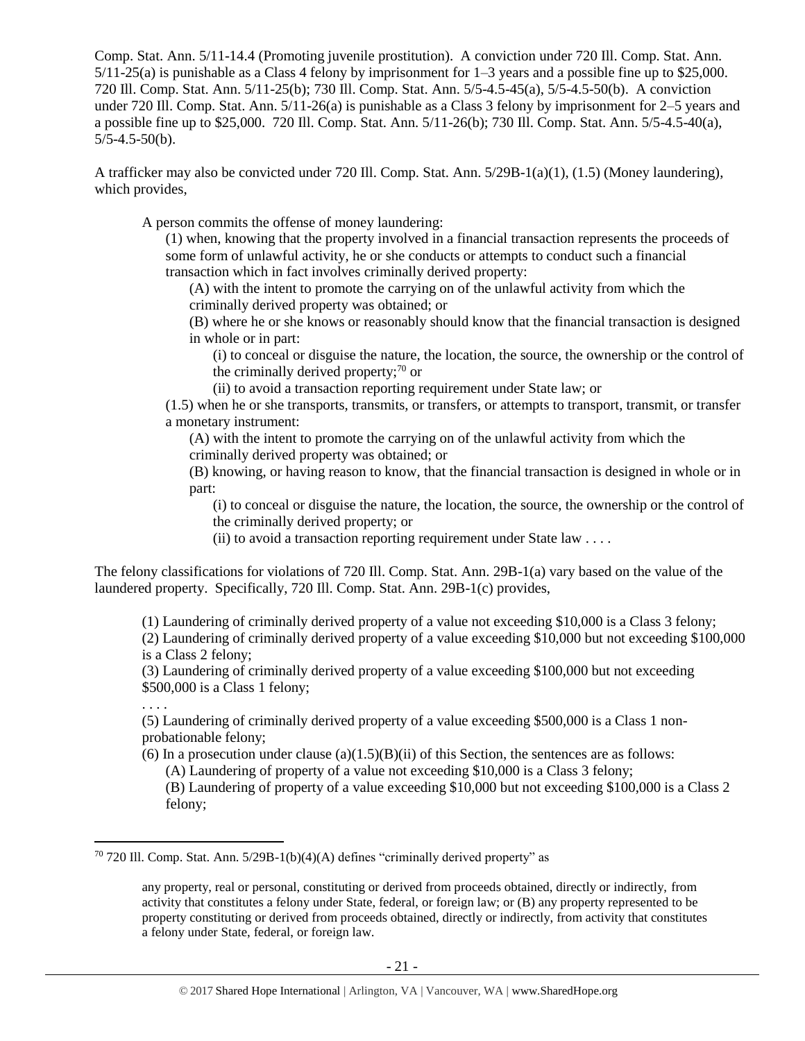Comp. Stat. Ann. 5/11-14.4 (Promoting juvenile prostitution). A conviction under 720 Ill. Comp. Stat. Ann. 5/11-25(a) is punishable as a Class 4 felony by imprisonment for 1–3 years and a possible fine up to $25,000. 720 Ill. Comp. Stat. Ann. 5/11-25(b); 730 Ill. Comp. Stat. Ann. 5/5-4.5-45(a), 5/5-4.5-50(b). A conviction under 720 Ill. Comp. Stat. Ann. 5/11-26(a) is punishable as a Class 3 felony by imprisonment for 2–5 years and a possible fine up to $25,000. 720 Ill. Comp. Stat. Ann. 5/11-26(b); 730 Ill. Comp. Stat. Ann. 5/5-4.5-40(a), 5/5-4.5-50(b).

A trafficker may also be convicted under 720 Ill. Comp. Stat. Ann. 5/29B-1(a)(1), (1.5) (Money laundering), which provides,

> A person commits the offense of money laundering:
>
> (1) when, knowing that the property involved in a financial transaction represents the proceeds of some form of unlawful activity, he or she conducts or attempts to conduct such a financial transaction which in fact involves criminally derived property:
>
> (A) with the intent to promote the carrying on of the unlawful activity from which the criminally derived property was obtained; or
>
> (B) where he or she knows or reasonably should know that the financial transaction is designed in whole or in part:
>
> (i) to conceal or disguise the nature, the location, the source, the ownership or the control of the criminally derived property;[70] or
>
> (ii) to avoid a transaction reporting requirement under State law; or
>
> (1.5) when he or she transports, transmits, or transfers, or attempts to transport, transmit, or transfer a monetary instrument:
>
> (A) with the intent to promote the carrying on of the unlawful activity from which the criminally derived property was obtained; or
>
> (B) knowing, or having reason to know, that the financial transaction is designed in whole or in part:
>
> (i) to conceal or disguise the nature, the location, the source, the ownership or the control of the criminally derived property; or
>
> (ii) to avoid a transaction reporting requirement under State law . . . .

The felony classifications for violations of 720 Ill. Comp. Stat. Ann. 29B-1(a) vary based on the value of the laundered property. Specifically, 720 Ill. Comp. Stat. Ann. 29B-1(c) provides,

> (1) Laundering of criminally derived property of a value not exceeding $10,000 is a Class 3 felony;
>
> (2) Laundering of criminally derived property of a value exceeding $10,000 but not exceeding $100,000 is a Class 2 felony;
>
> (3) Laundering of criminally derived property of a value exceeding $100,000 but not exceeding $500,000 is a Class 1 felony;
>
> . . . .
>
> (5) Laundering of criminally derived property of a value exceeding $500,000 is a Class 1 non-probationable felony;
>
> (6) In a prosecution under clause (a)(1.5)(B)(ii) of this Section, the sentences are as follows:
>
> (A) Laundering of property of a value not exceeding $10,000 is a Class 3 felony;
>
> (B) Laundering of property of a value exceeding $10,000 but not exceeding $100,000 is a Class 2 felony;

---

[70] 720 Ill. Comp. Stat. Ann. 5/29B-1(b)(4)(A) defines "criminally derived property" as

> any property, real or personal, constituting or derived from proceeds obtained, directly or indirectly, from activity that constitutes a felony under State, federal, or foreign law; or (B) any property represented to be property constituting or derived from proceeds obtained, directly or indirectly, from activity that constitutes a felony under State, federal, or foreign law.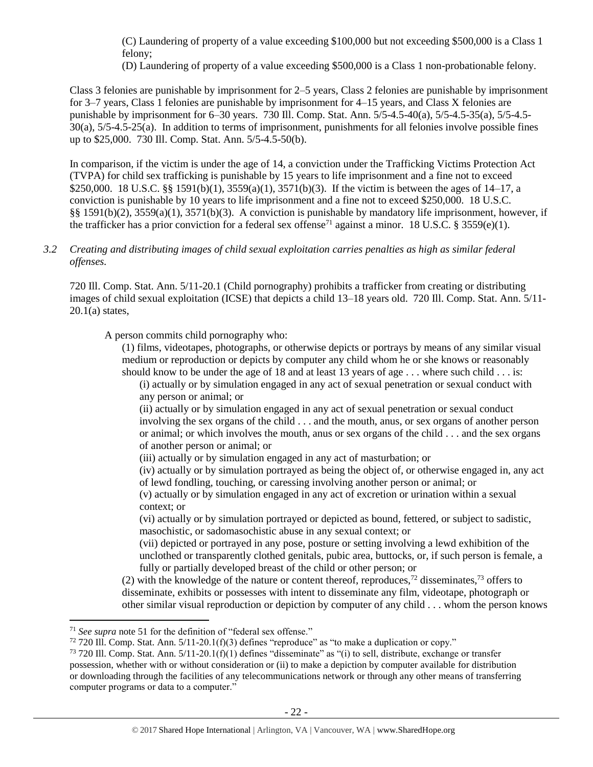(C) Laundering of property of a value exceeding $100,000 but not exceeding $500,000 is a Class 1 felony;

(D) Laundering of property of a value exceeding $500,000 is a Class 1 non-probationable felony.

Class 3 felonies are punishable by imprisonment for 2–5 years, Class 2 felonies are punishable by imprisonment for 3–7 years, Class 1 felonies are punishable by imprisonment for 4–15 years, and Class X felonies are punishable by imprisonment for 6–30 years. 730 Ill. Comp. Stat. Ann. 5/5-4.5-40(a), 5/5-4.5-35(a), 5/5-4.5-30(a), 5/5-4.5-25(a). In addition to terms of imprisonment, punishments for all felonies involve possible fines up to $25,000. 730 Ill. Comp. Stat. Ann. 5/5-4.5-50(b).

In comparison, if the victim is under the age of 14, a conviction under the Trafficking Victims Protection Act (TVPA) for child sex trafficking is punishable by 15 years to life imprisonment and a fine not to exceed $250,000. 18 U.S.C. §§ 1591(b)(1), 3559(a)(1), 3571(b)(3). If the victim is between the ages of 14–17, a conviction is punishable by 10 years to life imprisonment and a fine not to exceed $250,000. 18 U.S.C. §§ 1591(b)(2), 3559(a)(1), 3571(b)(3). A conviction is punishable by mandatory life imprisonment, however, if the trafficker has a prior conviction for a federal sex offense[71] against a minor. 18 U.S.C. § 3559(e)(1).

*3.2 Creating and distributing images of child sexual exploitation carries penalties as high as similar federal offenses.*

720 Ill. Comp. Stat. Ann. 5/11-20.1 (Child pornography) prohibits a trafficker from creating or distributing images of child sexual exploitation (ICSE) that depicts a child 13–18 years old. 720 Ill. Comp. Stat. Ann. 5/11-20.1(a) states,

> A person commits child pornography who:
>
> (1) films, videotapes, photographs, or otherwise depicts or portrays by means of any similar visual medium or reproduction or depicts by computer any child whom he or she knows or reasonably should know to be under the age of 18 and at least 13 years of age . . . where such child . . . is:
>
> (i) actually or by simulation engaged in any act of sexual penetration or sexual conduct with any person or animal; or
>
> (ii) actually or by simulation engaged in any act of sexual penetration or sexual conduct involving the sex organs of the child . . . and the mouth, anus, or sex organs of another person or animal; or which involves the mouth, anus or sex organs of the child . . . and the sex organs of another person or animal; or
>
> (iii) actually or by simulation engaged in any act of masturbation; or
>
> (iv) actually or by simulation portrayed as being the object of, or otherwise engaged in, any act of lewd fondling, touching, or caressing involving another person or animal; or
>
> (v) actually or by simulation engaged in any act of excretion or urination within a sexual context; or
>
> (vi) actually or by simulation portrayed or depicted as bound, fettered, or subject to sadistic, masochistic, or sadomasochistic abuse in any sexual context; or
>
> (vii) depicted or portrayed in any pose, posture or setting involving a lewd exhibition of the unclothed or transparently clothed genitals, pubic area, buttocks, or, if such person is female, a fully or partially developed breast of the child or other person; or
>
> (2) with the knowledge of the nature or content thereof, reproduces,[72] disseminates,[73] offers to disseminate, exhibits or possesses with intent to disseminate any film, videotape, photograph or other similar visual reproduction or depiction by computer of any child . . . whom the person knows

---

[71] *See supra* note 51 for the definition of "federal sex offense."

[72] 720 Ill. Comp. Stat. Ann. 5/11-20.1(f)(3) defines "reproduce" as "to make a duplication or copy."

[73] 720 Ill. Comp. Stat. Ann. 5/11-20.1(f)(1) defines "disseminate" as "(i) to sell, distribute, exchange or transfer possession, whether with or without consideration or (ii) to make a depiction by computer available for distribution or downloading through the facilities of any telecommunications network or through any other means of transferring computer programs or data to a computer."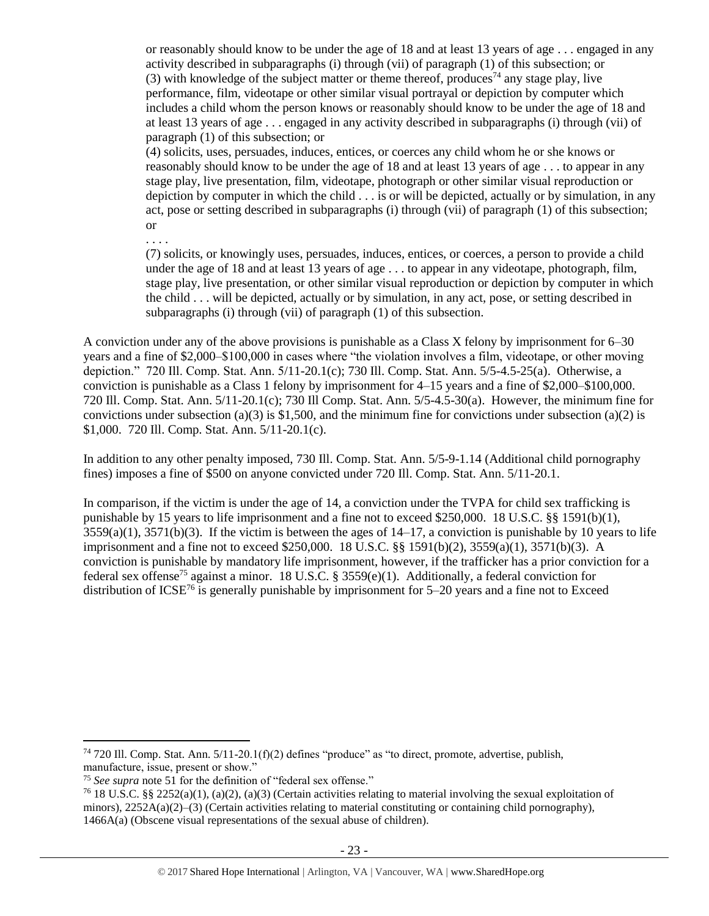> or reasonably should know to be under the age of 18 and at least 13 years of age . . . engaged in any activity described in subparagraphs (i) through (vii) of paragraph (1) of this subsection; or
> (3) with knowledge of the subject matter or theme thereof, produces[74] any stage play, live performance, film, videotape or other similar visual portrayal or depiction by computer which includes a child whom the person knows or reasonably should know to be under the age of 18 and at least 13 years of age . . . engaged in any activity described in subparagraphs (i) through (vii) of paragraph (1) of this subsection; or
> (4) solicits, uses, persuades, induces, entices, or coerces any child whom he or she knows or reasonably should know to be under the age of 18 and at least 13 years of age . . . to appear in any stage play, live presentation, film, videotape, photograph or other similar visual reproduction or depiction by computer in which the child . . . is or will be depicted, actually or by simulation, in any act, pose or setting described in subparagraphs (i) through (vii) of paragraph (1) of this subsection; or
> . . . .
> (7) solicits, or knowingly uses, persuades, induces, entices, or coerces, a person to provide a child under the age of 18 and at least 13 years of age . . . to appear in any videotape, photograph, film, stage play, live presentation, or other similar visual reproduction or depiction by computer in which the child . . . will be depicted, actually or by simulation, in any act, pose, or setting described in subparagraphs (i) through (vii) of paragraph (1) of this subsection.

A conviction under any of the above provisions is punishable as a Class X felony by imprisonment for 6–30 years and a fine of $2,000–$100,000 in cases where "the violation involves a film, videotape, or other moving depiction." 720 Ill. Comp. Stat. Ann. 5/11-20.1(c); 730 Ill. Comp. Stat. Ann. 5/5-4.5-25(a). Otherwise, a conviction is punishable as a Class 1 felony by imprisonment for 4–15 years and a fine of $2,000–$100,000. 720 Ill. Comp. Stat. Ann. 5/11-20.1(c); 730 Ill Comp. Stat. Ann. 5/5-4.5-30(a). However, the minimum fine for convictions under subsection (a)(3) is $1,500, and the minimum fine for convictions under subsection (a)(2) is $1,000. 720 Ill. Comp. Stat. Ann. 5/11-20.1(c).

In addition to any other penalty imposed, 730 Ill. Comp. Stat. Ann. 5/5-9-1.14 (Additional child pornography fines) imposes a fine of $500 on anyone convicted under 720 Ill. Comp. Stat. Ann. 5/11-20.1.

In comparison, if the victim is under the age of 14, a conviction under the TVPA for child sex trafficking is punishable by 15 years to life imprisonment and a fine not to exceed $250,000. 18 U.S.C. §§ 1591(b)(1), 3559(a)(1), 3571(b)(3). If the victim is between the ages of 14–17, a conviction is punishable by 10 years to life imprisonment and a fine not to exceed $250,000. 18 U.S.C. §§ 1591(b)(2), 3559(a)(1), 3571(b)(3). A conviction is punishable by mandatory life imprisonment, however, if the trafficker has a prior conviction for a federal sex offense[75] against a minor. 18 U.S.C. § 3559(e)(1). Additionally, a federal conviction for distribution of ICSE[76] is generally punishable by imprisonment for 5–20 years and a fine not to Exceed

---

[74] 720 Ill. Comp. Stat. Ann. 5/11-20.1(f)(2) defines "produce" as "to direct, promote, advertise, publish, manufacture, issue, present or show."

[75] *See supra* note 51 for the definition of "federal sex offense."

[76] 18 U.S.C. §§ 2252(a)(1), (a)(2), (a)(3) (Certain activities relating to material involving the sexual exploitation of minors), 2252A(a)(2)–(3) (Certain activities relating to material constituting or containing child pornography), 1466A(a) (Obscene visual representations of the sexual abuse of children).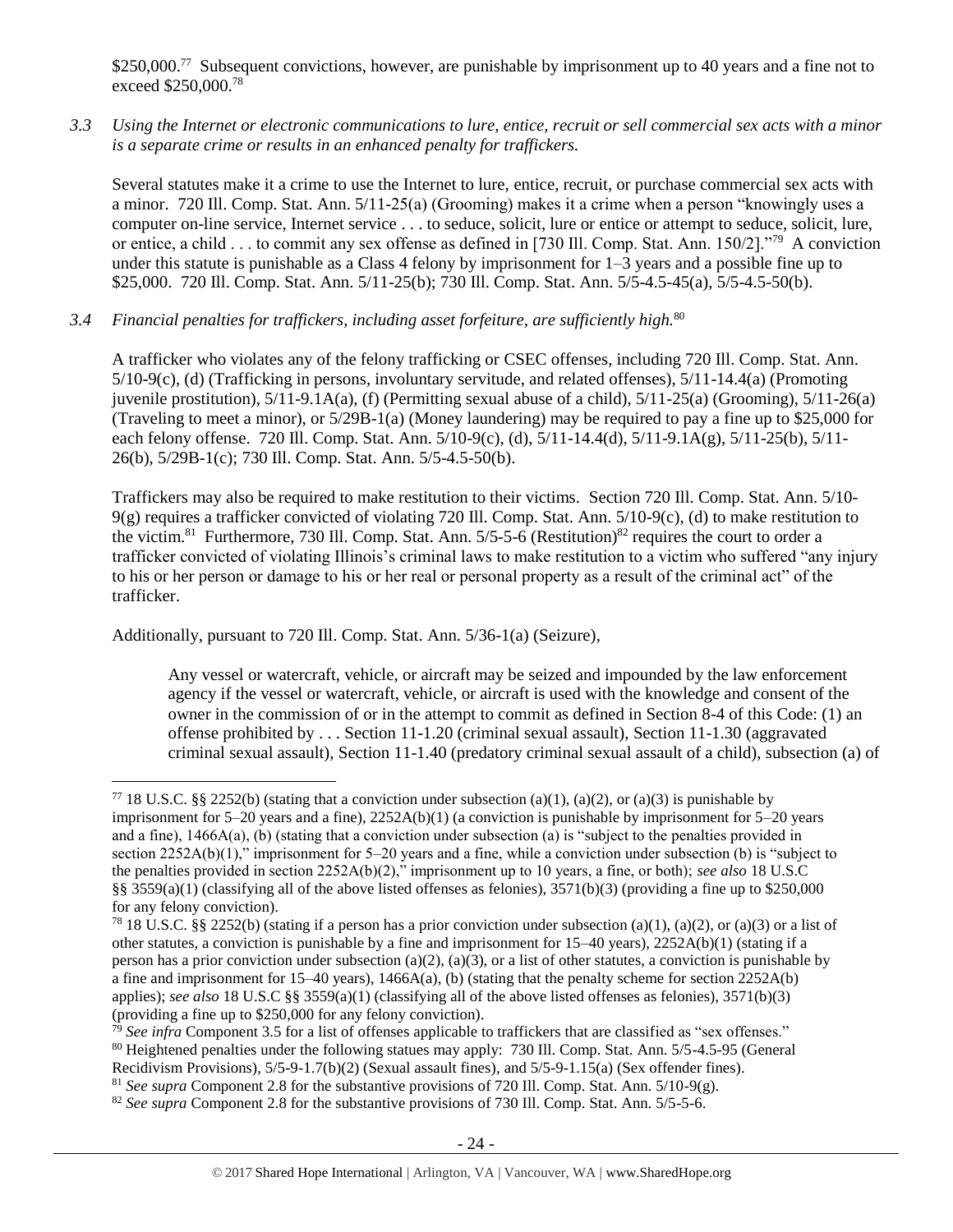$250,000.[77] Subsequent convictions, however, are punishable by imprisonment up to 40 years and a fine not to exceed $250,000.[78]

*3.3 Using the Internet or electronic communications to lure, entice, recruit or sell commercial sex acts with a minor is a separate crime or results in an enhanced penalty for traffickers.*

Several statutes make it a crime to use the Internet to lure, entice, recruit, or purchase commercial sex acts with a minor. 720 Ill. Comp. Stat. Ann. 5/11-25(a) (Grooming) makes it a crime when a person "knowingly uses a computer on-line service, Internet service . . . to seduce, solicit, lure or entice or attempt to seduce, solicit, lure, or entice, a child . . . to commit any sex offense as defined in [730 Ill. Comp. Stat. Ann. 150/2]."[79] A conviction under this statute is punishable as a Class 4 felony by imprisonment for 1–3 years and a possible fine up to $25,000. 720 Ill. Comp. Stat. Ann. 5/11-25(b); 730 Ill. Comp. Stat. Ann. 5/5-4.5-45(a), 5/5-4.5-50(b).

*3.4 Financial penalties for traffickers, including asset forfeiture, are sufficiently high.*[80]

A trafficker who violates any of the felony trafficking or CSEC offenses, including 720 Ill. Comp. Stat. Ann. 5/10-9(c), (d) (Trafficking in persons, involuntary servitude, and related offenses), 5/11-14.4(a) (Promoting juvenile prostitution), 5/11-9.1A(a), (f) (Permitting sexual abuse of a child), 5/11-25(a) (Grooming), 5/11-26(a) (Traveling to meet a minor), or 5/29B-1(a) (Money laundering) may be required to pay a fine up to $25,000 for each felony offense. 720 Ill. Comp. Stat. Ann. 5/10-9(c), (d), 5/11-14.4(d), 5/11-9.1A(g), 5/11-25(b), 5/11-26(b), 5/29B-1(c); 730 Ill. Comp. Stat. Ann. 5/5-4.5-50(b).

Traffickers may also be required to make restitution to their victims. Section 720 Ill. Comp. Stat. Ann. 5/10-9(g) requires a trafficker convicted of violating 720 Ill. Comp. Stat. Ann. 5/10-9(c), (d) to make restitution to the victim.[81] Furthermore, 730 Ill. Comp. Stat. Ann. 5/5-5-6 (Restitution)[82] requires the court to order a trafficker convicted of violating Illinois's criminal laws to make restitution to a victim who suffered "any injury to his or her person or damage to his or her real or personal property as a result of the criminal act" of the trafficker.

Additionally, pursuant to 720 Ill. Comp. Stat. Ann. 5/36-1(a) (Seizure),

> Any vessel or watercraft, vehicle, or aircraft may be seized and impounded by the law enforcement agency if the vessel or watercraft, vehicle, or aircraft is used with the knowledge and consent of the owner in the commission of or in the attempt to commit as defined in Section 8-4 of this Code: (1) an offense prohibited by . . . Section 11-1.20 (criminal sexual assault), Section 11-1.30 (aggravated criminal sexual assault), Section 11-1.40 (predatory criminal sexual assault of a child), subsection (a) of

---

[77] 18 U.S.C. §§ 2252(b) (stating that a conviction under subsection (a)(1), (a)(2), or (a)(3) is punishable by imprisonment for 5–20 years and a fine), 2252A(b)(1) (a conviction is punishable by imprisonment for 5–20 years and a fine), 1466A(a), (b) (stating that a conviction under subsection (a) is "subject to the penalties provided in section 2252A(b)(1)," imprisonment for 5–20 years and a fine, while a conviction under subsection (b) is "subject to the penalties provided in section 2252A(b)(2)," imprisonment up to 10 years, a fine, or both); *see also* 18 U.S.C §§ 3559(a)(1) (classifying all of the above listed offenses as felonies), 3571(b)(3) (providing a fine up to $250,000 for any felony conviction).

[78] 18 U.S.C. §§ 2252(b) (stating if a person has a prior conviction under subsection (a)(1), (a)(2), or (a)(3) or a list of other statutes, a conviction is punishable by a fine and imprisonment for 15–40 years), 2252A(b)(1) (stating if a person has a prior conviction under subsection (a)(2), (a)(3), or a list of other statutes, a conviction is punishable by a fine and imprisonment for 15–40 years), 1466A(a), (b) (stating that the penalty scheme for section 2252A(b) applies); *see also* 18 U.S.C §§ 3559(a)(1) (classifying all of the above listed offenses as felonies), 3571(b)(3) (providing a fine up to $250,000 for any felony conviction).

[79] *See infra* Component 3.5 for a list of offenses applicable to traffickers that are classified as "sex offenses."

[80] Heightened penalties under the following statues may apply: 730 Ill. Comp. Stat. Ann. 5/5-4.5-95 (General Recidivism Provisions), 5/5-9-1.7(b)(2) (Sexual assault fines), and 5/5-9-1.15(a) (Sex offender fines).

[81] *See supra* Component 2.8 for the substantive provisions of 720 Ill. Comp. Stat. Ann. 5/10-9(g).

[82] *See supra* Component 2.8 for the substantive provisions of 730 Ill. Comp. Stat. Ann. 5/5-5-6.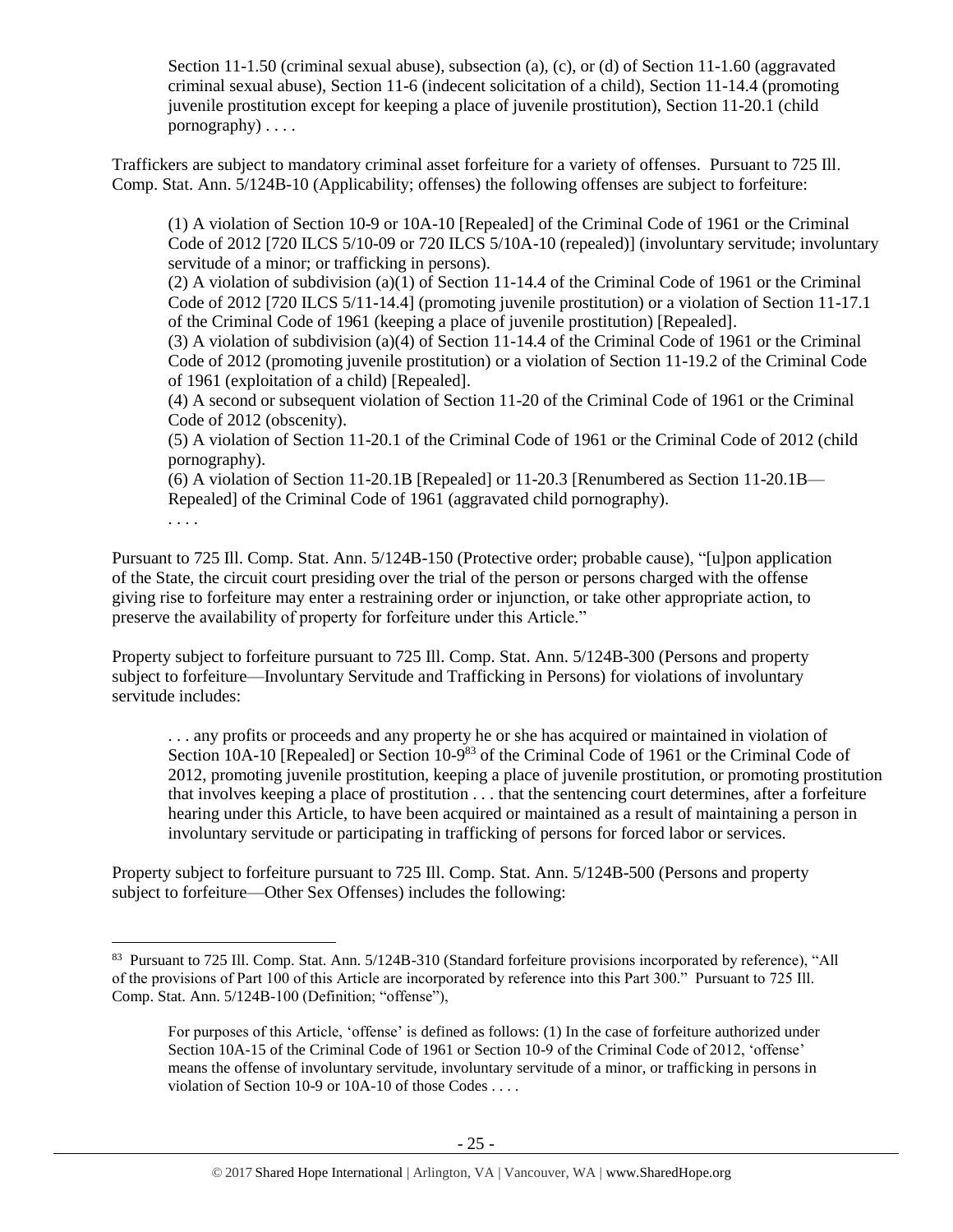> Section 11-1.50 (criminal sexual abuse), subsection (a), (c), or (d) of Section 11-1.60 (aggravated criminal sexual abuse), Section 11-6 (indecent solicitation of a child), Section 11-14.4 (promoting juvenile prostitution except for keeping a place of juvenile prostitution), Section 11-20.1 (child pornography) . . . .

Traffickers are subject to mandatory criminal asset forfeiture for a variety of offenses. Pursuant to 725 Ill. Comp. Stat. Ann. 5/124B-10 (Applicability; offenses) the following offenses are subject to forfeiture:

> (1) A violation of Section 10-9 or 10A-10 [Repealed] of the Criminal Code of 1961 or the Criminal Code of 2012 [720 ILCS 5/10-09 or 720 ILCS 5/10A-10 (repealed)] (involuntary servitude; involuntary servitude of a minor; or trafficking in persons).
> (2) A violation of subdivision (a)(1) of Section 11-14.4 of the Criminal Code of 1961 or the Criminal Code of 2012 [720 ILCS 5/11-14.4] (promoting juvenile prostitution) or a violation of Section 11-17.1 of the Criminal Code of 1961 (keeping a place of juvenile prostitution) [Repealed].
> (3) A violation of subdivision (a)(4) of Section 11-14.4 of the Criminal Code of 1961 or the Criminal Code of 2012 (promoting juvenile prostitution) or a violation of Section 11-19.2 of the Criminal Code of 1961 (exploitation of a child) [Repealed].
> (4) A second or subsequent violation of Section 11-20 of the Criminal Code of 1961 or the Criminal Code of 2012 (obscenity).
> (5) A violation of Section 11-20.1 of the Criminal Code of 1961 or the Criminal Code of 2012 (child pornography).
> (6) A violation of Section 11-20.1B [Repealed] or 11-20.3 [Renumbered as Section 11-20.1B—Repealed] of the Criminal Code of 1961 (aggravated child pornography).
> . . . .

Pursuant to 725 Ill. Comp. Stat. Ann. 5/124B-150 (Protective order; probable cause), "[u]pon application of the State, the circuit court presiding over the trial of the person or persons charged with the offense giving rise to forfeiture may enter a restraining order or injunction, or take other appropriate action, to preserve the availability of property for forfeiture under this Article."

Property subject to forfeiture pursuant to 725 Ill. Comp. Stat. Ann. 5/124B-300 (Persons and property subject to forfeiture—Involuntary Servitude and Trafficking in Persons) for violations of involuntary servitude includes:

> . . . any profits or proceeds and any property he or she has acquired or maintained in violation of Section 10A-10 [Repealed] or Section 10-9[83] of the Criminal Code of 1961 or the Criminal Code of 2012, promoting juvenile prostitution, keeping a place of juvenile prostitution, or promoting prostitution that involves keeping a place of prostitution . . . that the sentencing court determines, after a forfeiture hearing under this Article, to have been acquired or maintained as a result of maintaining a person in involuntary servitude or participating in trafficking of persons for forced labor or services.

Property subject to forfeiture pursuant to 725 Ill. Comp. Stat. Ann. 5/124B-500 (Persons and property subject to forfeiture—Other Sex Offenses) includes the following:

---

[83] Pursuant to 725 Ill. Comp. Stat. Ann. 5/124B-310 (Standard forfeiture provisions incorporated by reference), "All of the provisions of Part 100 of this Article are incorporated by reference into this Part 300." Pursuant to 725 Ill. Comp. Stat. Ann. 5/124B-100 (Definition; "offense"),

> For purposes of this Article, 'offense' is defined as follows: (1) In the case of forfeiture authorized under Section 10A-15 of the Criminal Code of 1961 or Section 10-9 of the Criminal Code of 2012, 'offense' means the offense of involuntary servitude, involuntary servitude of a minor, or trafficking in persons in violation of Section 10-9 or 10A-10 of those Codes . . . .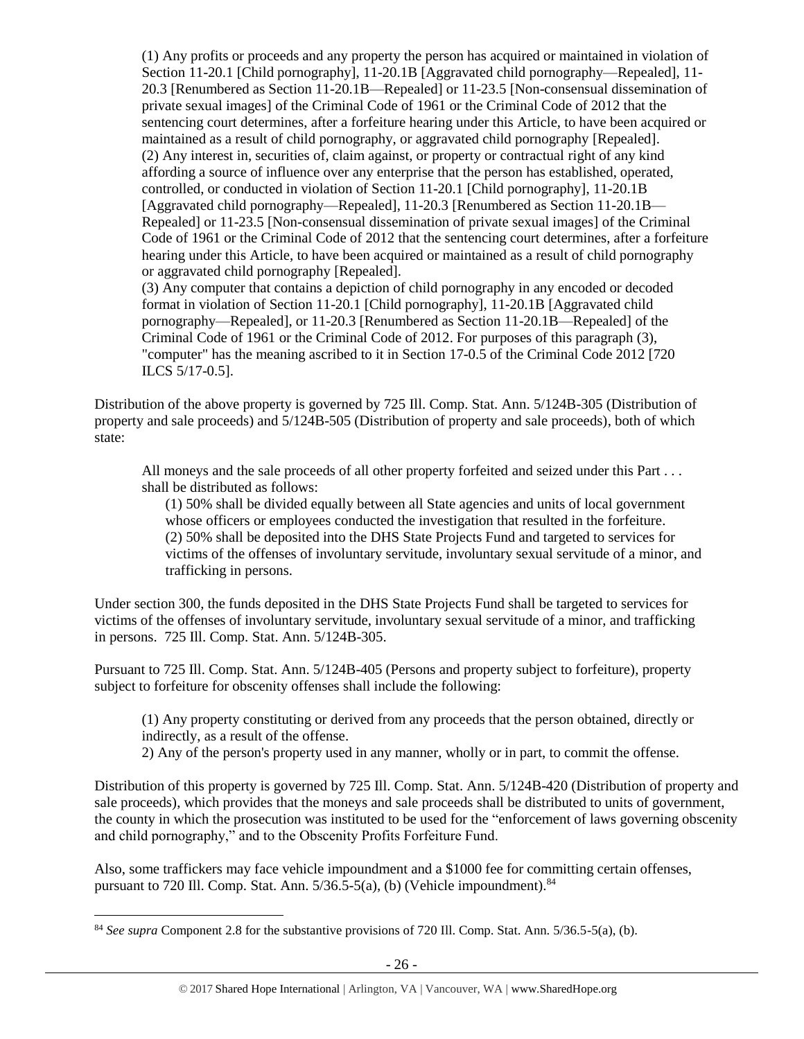> (1) Any profits or proceeds and any property the person has acquired or maintained in violation of Section 11-20.1 [Child pornography], 11-20.1B [Aggravated child pornography—Repealed], 11-20.3 [Renumbered as Section 11-20.1B—Repealed] or 11-23.5 [Non-consensual dissemination of private sexual images] of the Criminal Code of 1961 or the Criminal Code of 2012 that the sentencing court determines, after a forfeiture hearing under this Article, to have been acquired or maintained as a result of child pornography, or aggravated child pornography [Repealed].
> (2) Any interest in, securities of, claim against, or property or contractual right of any kind affording a source of influence over any enterprise that the person has established, operated, controlled, or conducted in violation of Section 11-20.1 [Child pornography], 11-20.1B [Aggravated child pornography—Repealed], 11-20.3 [Renumbered as Section 11-20.1B—Repealed] or 11-23.5 [Non-consensual dissemination of private sexual images] of the Criminal Code of 1961 or the Criminal Code of 2012 that the sentencing court determines, after a forfeiture hearing under this Article, to have been acquired or maintained as a result of child pornography or aggravated child pornography [Repealed].
> (3) Any computer that contains a depiction of child pornography in any encoded or decoded format in violation of Section 11-20.1 [Child pornography], 11-20.1B [Aggravated child pornography—Repealed], or 11-20.3 [Renumbered as Section 11-20.1B—Repealed] of the Criminal Code of 1961 or the Criminal Code of 2012. For purposes of this paragraph (3), "computer" has the meaning ascribed to it in Section 17-0.5 of the Criminal Code 2012 [720 ILCS 5/17-0.5].

Distribution of the above property is governed by 725 Ill. Comp. Stat. Ann. 5/124B-305 (Distribution of property and sale proceeds) and 5/124B-505 (Distribution of property and sale proceeds), both of which state:

> All moneys and the sale proceeds of all other property forfeited and seized under this Part . . . shall be distributed as follows:
>
> (1) 50% shall be divided equally between all State agencies and units of local government whose officers or employees conducted the investigation that resulted in the forfeiture.
> (2) 50% shall be deposited into the DHS State Projects Fund and targeted to services for victims of the offenses of involuntary servitude, involuntary sexual servitude of a minor, and trafficking in persons.

Under section 300, the funds deposited in the DHS State Projects Fund shall be targeted to services for victims of the offenses of involuntary servitude, involuntary sexual servitude of a minor, and trafficking in persons. 725 Ill. Comp. Stat. Ann. 5/124B-305.

Pursuant to 725 Ill. Comp. Stat. Ann. 5/124B-405 (Persons and property subject to forfeiture), property subject to forfeiture for obscenity offenses shall include the following:

> (1) Any property constituting or derived from any proceeds that the person obtained, directly or indirectly, as a result of the offense.
> 2) Any of the person's property used in any manner, wholly or in part, to commit the offense.

Distribution of this property is governed by 725 Ill. Comp. Stat. Ann. 5/124B-420 (Distribution of property and sale proceeds), which provides that the moneys and sale proceeds shall be distributed to units of government, the county in which the prosecution was instituted to be used for the "enforcement of laws governing obscenity and child pornography," and to the Obscenity Profits Forfeiture Fund.

Also, some traffickers may face vehicle impoundment and a $1000 fee for committing certain offenses, pursuant to 720 Ill. Comp. Stat. Ann. 5/36.5-5(a), (b) (Vehicle impoundment).[84]

---

[84] *See supra* Component 2.8 for the substantive provisions of 720 Ill. Comp. Stat. Ann. 5/36.5-5(a), (b).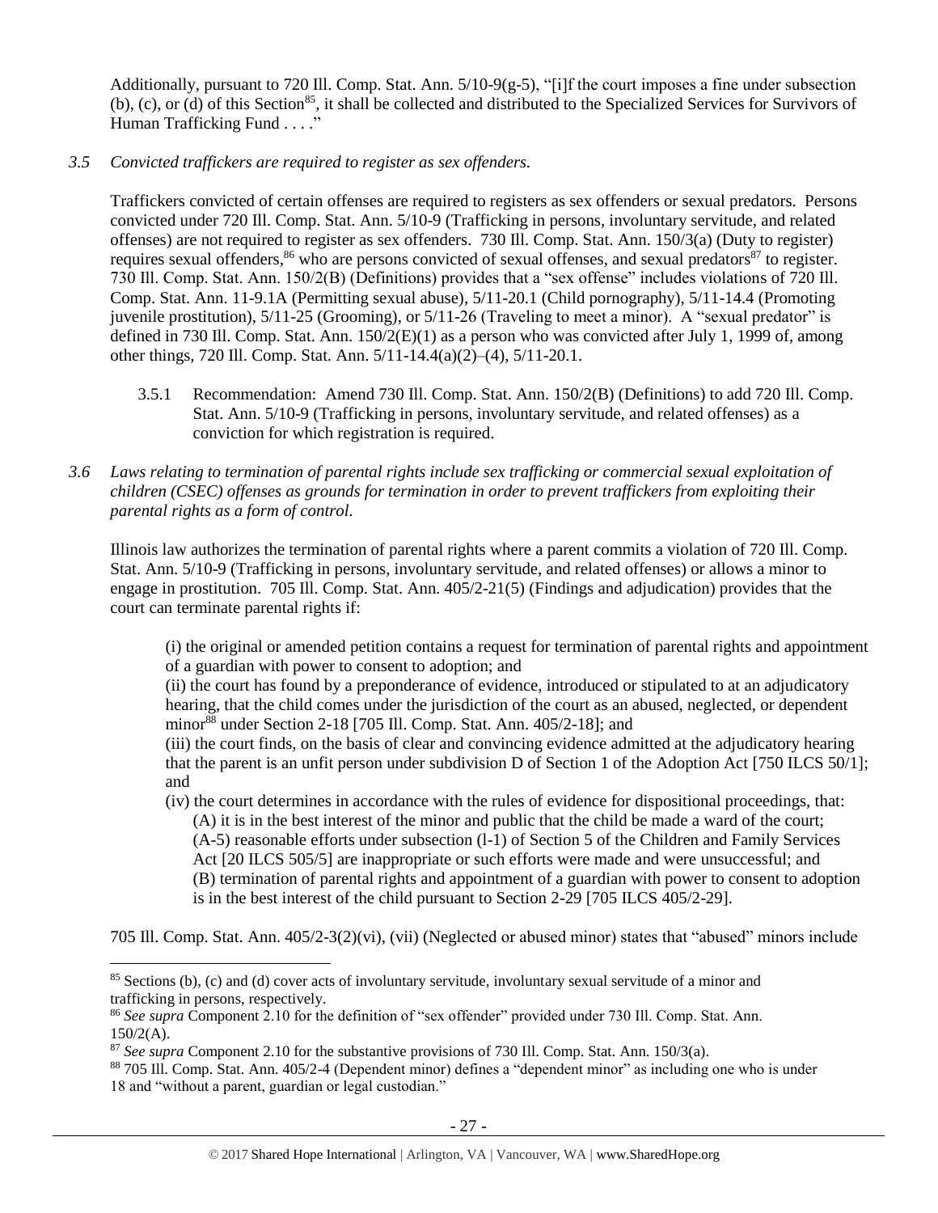Additionally, pursuant to 720 Ill. Comp. Stat. Ann. 5/10-9(g-5), "[i]f the court imposes a fine under subsection (b), (c), or (d) of this Section[85], it shall be collected and distributed to the Specialized Services for Survivors of Human Trafficking Fund . . . ."

*3.5 Convicted traffickers are required to register as sex offenders.*

Traffickers convicted of certain offenses are required to registers as sex offenders or sexual predators. Persons convicted under 720 Ill. Comp. Stat. Ann. 5/10-9 (Trafficking in persons, involuntary servitude, and related offenses) are not required to register as sex offenders. 730 Ill. Comp. Stat. Ann. 150/3(a) (Duty to register) requires sexual offenders,[86] who are persons convicted of sexual offenses, and sexual predators[87] to register. 730 Ill. Comp. Stat. Ann. 150/2(B) (Definitions) provides that a "sex offense" includes violations of 720 Ill. Comp. Stat. Ann. 11-9.1A (Permitting sexual abuse), 5/11-20.1 (Child pornography), 5/11-14.4 (Promoting juvenile prostitution), 5/11-25 (Grooming), or 5/11-26 (Traveling to meet a minor). A "sexual predator" is defined in 730 Ill. Comp. Stat. Ann. 150/2(E)(1) as a person who was convicted after July 1, 1999 of, among other things, 720 Ill. Comp. Stat. Ann. 5/11-14.4(a)(2)–(4), 5/11-20.1.

3.5.1 Recommendation: Amend 730 Ill. Comp. Stat. Ann. 150/2(B) (Definitions) to add 720 Ill. Comp. Stat. Ann. 5/10-9 (Trafficking in persons, involuntary servitude, and related offenses) as a conviction for which registration is required.

*3.6 Laws relating to termination of parental rights include sex trafficking or commercial sexual exploitation of children (CSEC) offenses as grounds for termination in order to prevent traffickers from exploiting their parental rights as a form of control.*

Illinois law authorizes the termination of parental rights where a parent commits a violation of 720 Ill. Comp. Stat. Ann. 5/10-9 (Trafficking in persons, involuntary servitude, and related offenses) or allows a minor to engage in prostitution. 705 Ill. Comp. Stat. Ann. 405/2-21(5) (Findings and adjudication) provides that the court can terminate parental rights if:

> (i) the original or amended petition contains a request for termination of parental rights and appointment of a guardian with power to consent to adoption; and
> (ii) the court has found by a preponderance of evidence, introduced or stipulated to at an adjudicatory hearing, that the child comes under the jurisdiction of the court as an abused, neglected, or dependent minor[88] under Section 2-18 [705 Ill. Comp. Stat. Ann. 405/2-18]; and
> (iii) the court finds, on the basis of clear and convincing evidence admitted at the adjudicatory hearing that the parent is an unfit person under subdivision D of Section 1 of the Adoption Act [750 ILCS 50/1]; and
> (iv) the court determines in accordance with the rules of evidence for dispositional proceedings, that:
> (A) it is in the best interest of the minor and public that the child be made a ward of the court;
> (A-5) reasonable efforts under subsection (l-1) of Section 5 of the Children and Family Services Act [20 ILCS 505/5] are inappropriate or such efforts were made and were unsuccessful; and
> (B) termination of parental rights and appointment of a guardian with power to consent to adoption is in the best interest of the child pursuant to Section 2-29 [705 ILCS 405/2-29].

705 Ill. Comp. Stat. Ann. 405/2-3(2)(vi), (vii) (Neglected or abused minor) states that "abused" minors include

[85] Sections (b), (c) and (d) cover acts of involuntary servitude, involuntary sexual servitude of a minor and trafficking in persons, respectively.
[86] *See supra* Component 2.10 for the definition of "sex offender" provided under 730 Ill. Comp. Stat. Ann. 150/2(A).
[87] *See supra* Component 2.10 for the substantive provisions of 730 Ill. Comp. Stat. Ann. 150/3(a).
[88] 705 Ill. Comp. Stat. Ann. 405/2-4 (Dependent minor) defines a "dependent minor" as including one who is under 18 and "without a parent, guardian or legal custodian."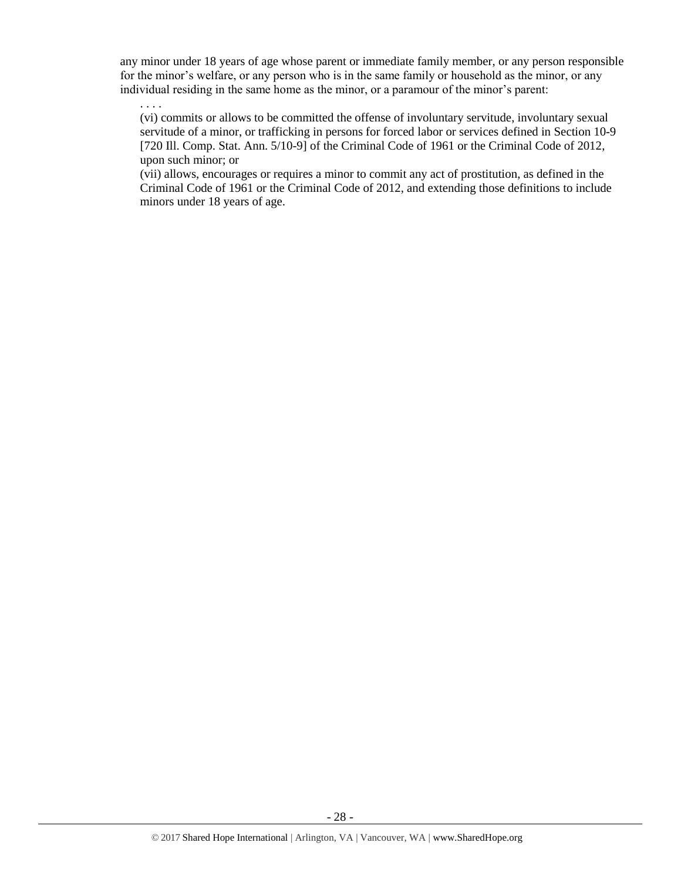any minor under 18 years of age whose parent or immediate family member, or any person responsible for the minor's welfare, or any person who is in the same family or household as the minor, or any individual residing in the same home as the minor, or a paramour of the minor's parent:

> . . . .
>
> (vi) commits or allows to be committed the offense of involuntary servitude, involuntary sexual servitude of a minor, or trafficking in persons for forced labor or services defined in Section 10-9 [720 Ill. Comp. Stat. Ann. 5/10-9] of the Criminal Code of 1961 or the Criminal Code of 2012, upon such minor; or
>
> (vii) allows, encourages or requires a minor to commit any act of prostitution, as defined in the Criminal Code of 1961 or the Criminal Code of 2012, and extending those definitions to include minors under 18 years of age.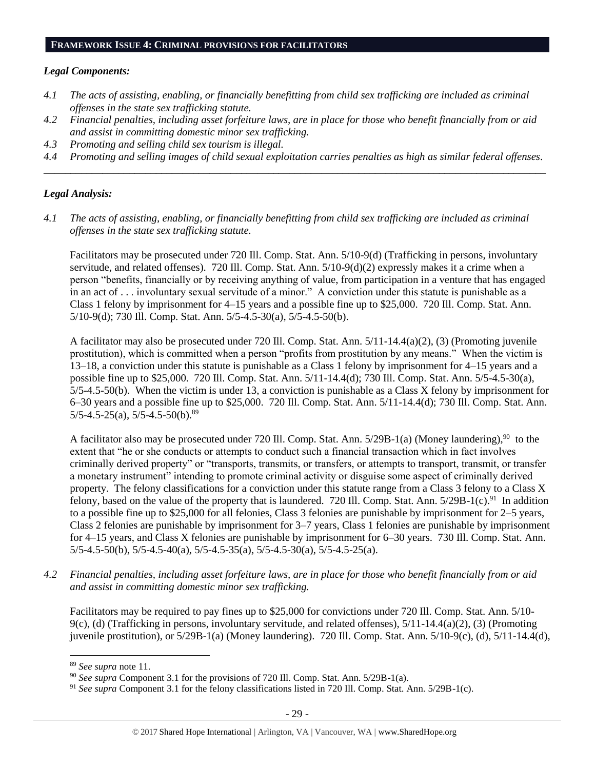## FRAMEWORK ISSUE 4: CRIMINAL PROVISIONS FOR FACILITATORS

### *Legal Components:*

*4.1 The acts of assisting, enabling, or financially benefitting from child sex trafficking are included as criminal offenses in the state sex trafficking statute.*

*4.2 Financial penalties, including asset forfeiture laws, are in place for those who benefit financially from or aid and assist in committing domestic minor sex trafficking.*

*4.3 Promoting and selling child sex tourism is illegal.*

*4.4 Promoting and selling images of child sexual exploitation carries penalties as high as similar federal offenses.*

---

### *Legal Analysis:*

*4.1 The acts of assisting, enabling, or financially benefitting from child sex trafficking are included as criminal offenses in the state sex trafficking statute.*

Facilitators may be prosecuted under 720 Ill. Comp. Stat. Ann. 5/10-9(d) (Trafficking in persons, involuntary servitude, and related offenses). 720 Ill. Comp. Stat. Ann. 5/10-9(d)(2) expressly makes it a crime when a person "benefits, financially or by receiving anything of value, from participation in a venture that has engaged in an act of . . . involuntary sexual servitude of a minor." A conviction under this statute is punishable as a Class 1 felony by imprisonment for 4–15 years and a possible fine up to $25,000. 720 Ill. Comp. Stat. Ann. 5/10-9(d); 730 Ill. Comp. Stat. Ann. 5/5-4.5-30(a), 5/5-4.5-50(b).

A facilitator may also be prosecuted under 720 Ill. Comp. Stat. Ann. 5/11-14.4(a)(2), (3) (Promoting juvenile prostitution), which is committed when a person "profits from prostitution by any means." When the victim is 13–18, a conviction under this statute is punishable as a Class 1 felony by imprisonment for 4–15 years and a possible fine up to $25,000. 720 Ill. Comp. Stat. Ann. 5/11-14.4(d); 730 Ill. Comp. Stat. Ann. 5/5-4.5-30(a), 5/5-4.5-50(b). When the victim is under 13, a conviction is punishable as a Class X felony by imprisonment for 6–30 years and a possible fine up to $25,000. 720 Ill. Comp. Stat. Ann. 5/11-14.4(d); 730 Ill. Comp. Stat. Ann. 5/5-4.5-25(a), 5/5-4.5-50(b).[89]

A facilitator also may be prosecuted under 720 Ill. Comp. Stat. Ann. 5/29B-1(a) (Money laundering),[90] to the extent that "he or she conducts or attempts to conduct such a financial transaction which in fact involves criminally derived property" or "transports, transmits, or transfers, or attempts to transport, transmit, or transfer a monetary instrument" intending to promote criminal activity or disguise some aspect of criminally derived property. The felony classifications for a conviction under this statute range from a Class 3 felony to a Class X felony, based on the value of the property that is laundered. 720 Ill. Comp. Stat. Ann. 5/29B-1(c).[91] In addition to a possible fine up to $25,000 for all felonies, Class 3 felonies are punishable by imprisonment for 2–5 years, Class 2 felonies are punishable by imprisonment for 3–7 years, Class 1 felonies are punishable by imprisonment for 4–15 years, and Class X felonies are punishable by imprisonment for 6–30 years. 730 Ill. Comp. Stat. Ann. 5/5-4.5-50(b), 5/5-4.5-40(a), 5/5-4.5-35(a), 5/5-4.5-30(a), 5/5-4.5-25(a).

*4.2 Financial penalties, including asset forfeiture laws, are in place for those who benefit financially from or aid and assist in committing domestic minor sex trafficking.*

Facilitators may be required to pay fines up to $25,000 for convictions under 720 Ill. Comp. Stat. Ann. 5/10-9(c), (d) (Trafficking in persons, involuntary servitude, and related offenses), 5/11-14.4(a)(2), (3) (Promoting juvenile prostitution), or 5/29B-1(a) (Money laundering). 720 Ill. Comp. Stat. Ann. 5/10-9(c), (d), 5/11-14.4(d),

---

[89] *See supra* note 11.

[90] *See supra* Component 3.1 for the provisions of 720 Ill. Comp. Stat. Ann. 5/29B-1(a).

[91] *See supra* Component 3.1 for the felony classifications listed in 720 Ill. Comp. Stat. Ann. 5/29B-1(c).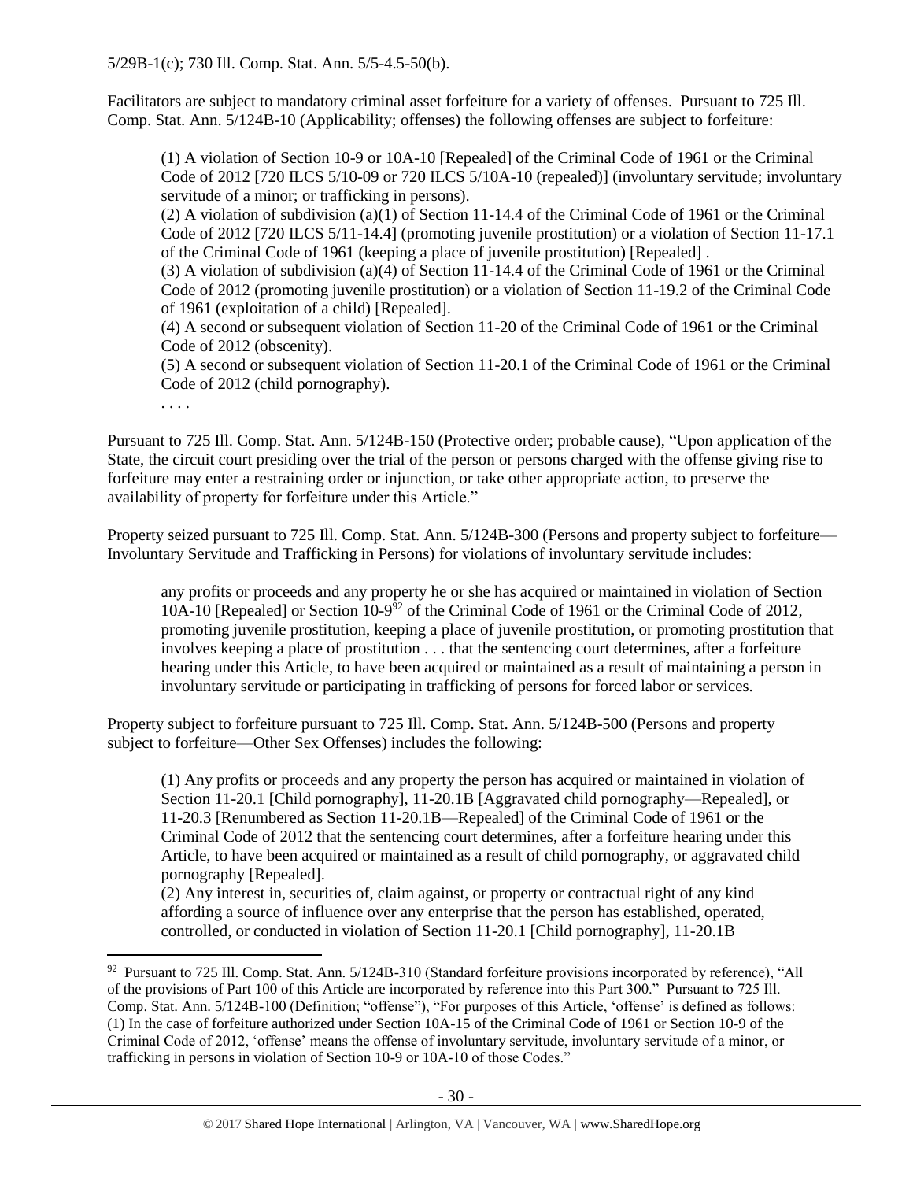5/29B-1(c); 730 Ill. Comp. Stat. Ann. 5/5-4.5-50(b).

Facilitators are subject to mandatory criminal asset forfeiture for a variety of offenses. Pursuant to 725 Ill. Comp. Stat. Ann. 5/124B-10 (Applicability; offenses) the following offenses are subject to forfeiture:

> (1) A violation of Section 10-9 or 10A-10 [Repealed] of the Criminal Code of 1961 or the Criminal Code of 2012 [720 ILCS 5/10-09 or 720 ILCS 5/10A-10 (repealed)] (involuntary servitude; involuntary servitude of a minor; or trafficking in persons).
> (2) A violation of subdivision (a)(1) of Section 11-14.4 of the Criminal Code of 1961 or the Criminal Code of 2012 [720 ILCS 5/11-14.4] (promoting juvenile prostitution) or a violation of Section 11-17.1 of the Criminal Code of 1961 (keeping a place of juvenile prostitution) [Repealed] .
> (3) A violation of subdivision (a)(4) of Section 11-14.4 of the Criminal Code of 1961 or the Criminal Code of 2012 (promoting juvenile prostitution) or a violation of Section 11-19.2 of the Criminal Code of 1961 (exploitation of a child) [Repealed].
> (4) A second or subsequent violation of Section 11-20 of the Criminal Code of 1961 or the Criminal Code of 2012 (obscenity).
> (5) A second or subsequent violation of Section 11-20.1 of the Criminal Code of 1961 or the Criminal Code of 2012 (child pornography).
> . . . .

Pursuant to 725 Ill. Comp. Stat. Ann. 5/124B-150 (Protective order; probable cause), "Upon application of the State, the circuit court presiding over the trial of the person or persons charged with the offense giving rise to forfeiture may enter a restraining order or injunction, or take other appropriate action, to preserve the availability of property for forfeiture under this Article."

Property seized pursuant to 725 Ill. Comp. Stat. Ann. 5/124B-300 (Persons and property subject to forfeiture—Involuntary Servitude and Trafficking in Persons) for violations of involuntary servitude includes:

> any profits or proceeds and any property he or she has acquired or maintained in violation of Section 10A-10 [Repealed] or Section 10-9[92] of the Criminal Code of 1961 or the Criminal Code of 2012, promoting juvenile prostitution, keeping a place of juvenile prostitution, or promoting prostitution that involves keeping a place of prostitution . . . that the sentencing court determines, after a forfeiture hearing under this Article, to have been acquired or maintained as a result of maintaining a person in involuntary servitude or participating in trafficking of persons for forced labor or services.

Property subject to forfeiture pursuant to 725 Ill. Comp. Stat. Ann. 5/124B-500 (Persons and property subject to forfeiture—Other Sex Offenses) includes the following:

> (1) Any profits or proceeds and any property the person has acquired or maintained in violation of Section 11-20.1 [Child pornography], 11-20.1B [Aggravated child pornography—Repealed], or 11-20.3 [Renumbered as Section 11-20.1B—Repealed] of the Criminal Code of 1961 or the Criminal Code of 2012 that the sentencing court determines, after a forfeiture hearing under this Article, to have been acquired or maintained as a result of child pornography, or aggravated child pornography [Repealed].
> (2) Any interest in, securities of, claim against, or property or contractual right of any kind affording a source of influence over any enterprise that the person has established, operated, controlled, or conducted in violation of Section 11-20.1 [Child pornography], 11-20.1B

---

[92] Pursuant to 725 Ill. Comp. Stat. Ann. 5/124B-310 (Standard forfeiture provisions incorporated by reference), "All of the provisions of Part 100 of this Article are incorporated by reference into this Part 300." Pursuant to 725 Ill. Comp. Stat. Ann. 5/124B-100 (Definition; "offense"), "For purposes of this Article, 'offense' is defined as follows: (1) In the case of forfeiture authorized under Section 10A-15 of the Criminal Code of 1961 or Section 10-9 of the Criminal Code of 2012, 'offense' means the offense of involuntary servitude, involuntary servitude of a minor, or trafficking in persons in violation of Section 10-9 or 10A-10 of those Codes."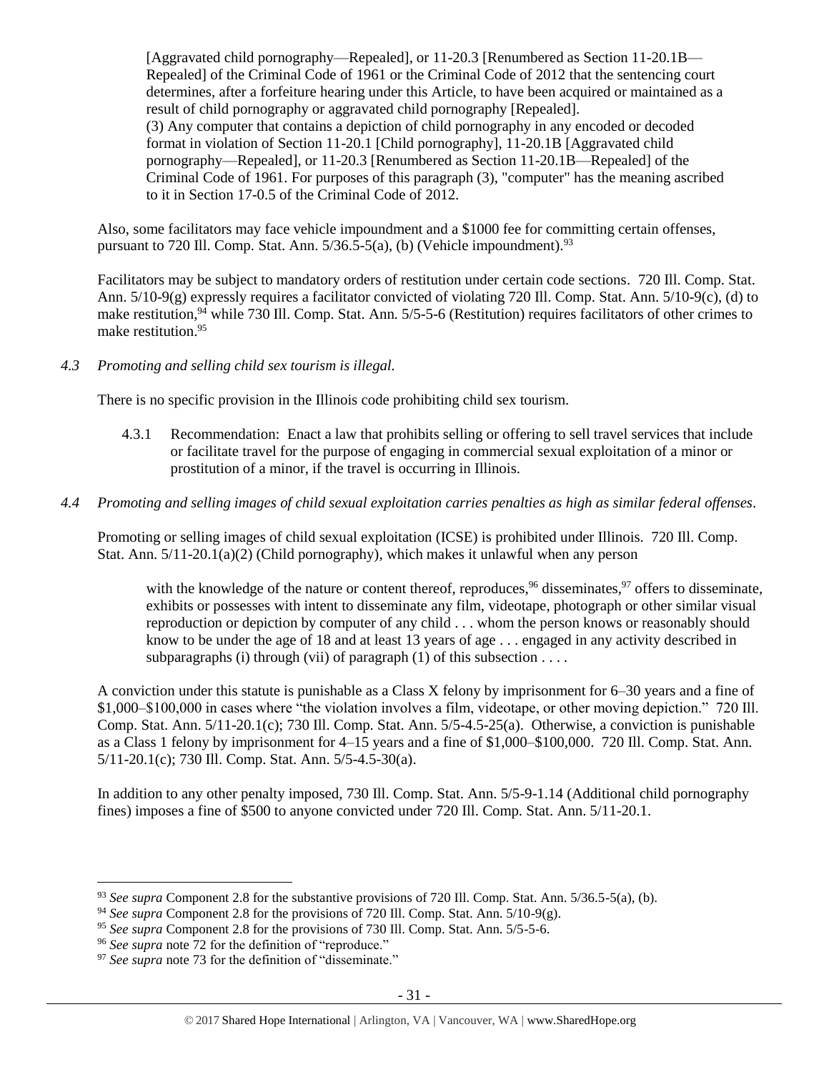[Aggravated child pornography—Repealed], or 11-20.3 [Renumbered as Section 11-20.1B—Repealed] of the Criminal Code of 1961 or the Criminal Code of 2012 that the sentencing court determines, after a forfeiture hearing under this Article, to have been acquired or maintained as a result of child pornography or aggravated child pornography [Repealed].
(3) Any computer that contains a depiction of child pornography in any encoded or decoded format in violation of Section 11-20.1 [Child pornography], 11-20.1B [Aggravated child pornography—Repealed], or 11-20.3 [Renumbered as Section 11-20.1B—Repealed] of the Criminal Code of 1961. For purposes of this paragraph (3), "computer" has the meaning ascribed to it in Section 17-0.5 of the Criminal Code of 2012.

Also, some facilitators may face vehicle impoundment and a $1000 fee for committing certain offenses, pursuant to 720 Ill. Comp. Stat. Ann. 5/36.5-5(a), (b) (Vehicle impoundment).[93]

Facilitators may be subject to mandatory orders of restitution under certain code sections. 720 Ill. Comp. Stat. Ann. 5/10-9(g) expressly requires a facilitator convicted of violating 720 Ill. Comp. Stat. Ann. 5/10-9(c), (d) to make restitution,[94] while 730 Ill. Comp. Stat. Ann. 5/5-5-6 (Restitution) requires facilitators of other crimes to make restitution.[95]

*4.3 Promoting and selling child sex tourism is illegal.*

There is no specific provision in the Illinois code prohibiting child sex tourism.

4.3.1 Recommendation: Enact a law that prohibits selling or offering to sell travel services that include or facilitate travel for the purpose of engaging in commercial sexual exploitation of a minor or prostitution of a minor, if the travel is occurring in Illinois.

*4.4 Promoting and selling images of child sexual exploitation carries penalties as high as similar federal offenses.*

Promoting or selling images of child sexual exploitation (ICSE) is prohibited under Illinois. 720 Ill. Comp. Stat. Ann. 5/11-20.1(a)(2) (Child pornography), which makes it unlawful when any person

> with the knowledge of the nature or content thereof, reproduces,[96] disseminates,[97] offers to disseminate, exhibits or possesses with intent to disseminate any film, videotape, photograph or other similar visual reproduction or depiction by computer of any child . . . whom the person knows or reasonably should know to be under the age of 18 and at least 13 years of age . . . engaged in any activity described in subparagraphs (i) through (vii) of paragraph (1) of this subsection . . . .

A conviction under this statute is punishable as a Class X felony by imprisonment for 6–30 years and a fine of $1,000–$100,000 in cases where "the violation involves a film, videotape, or other moving depiction." 720 Ill. Comp. Stat. Ann. 5/11-20.1(c); 730 Ill. Comp. Stat. Ann. 5/5-4.5-25(a). Otherwise, a conviction is punishable as a Class 1 felony by imprisonment for 4–15 years and a fine of $1,000–$100,000. 720 Ill. Comp. Stat. Ann. 5/11-20.1(c); 730 Ill. Comp. Stat. Ann. 5/5-4.5-30(a).

In addition to any other penalty imposed, 730 Ill. Comp. Stat. Ann. 5/5-9-1.14 (Additional child pornography fines) imposes a fine of $500 to anyone convicted under 720 Ill. Comp. Stat. Ann. 5/11-20.1.

---

[93] *See supra* Component 2.8 for the substantive provisions of 720 Ill. Comp. Stat. Ann. 5/36.5-5(a), (b).
[94] *See supra* Component 2.8 for the provisions of 720 Ill. Comp. Stat. Ann. 5/10-9(g).
[95] *See supra* Component 2.8 for the provisions of 730 Ill. Comp. Stat. Ann. 5/5-5-6.
[96] *See supra* note 72 for the definition of "reproduce."
[97] *See supra* note 73 for the definition of "disseminate."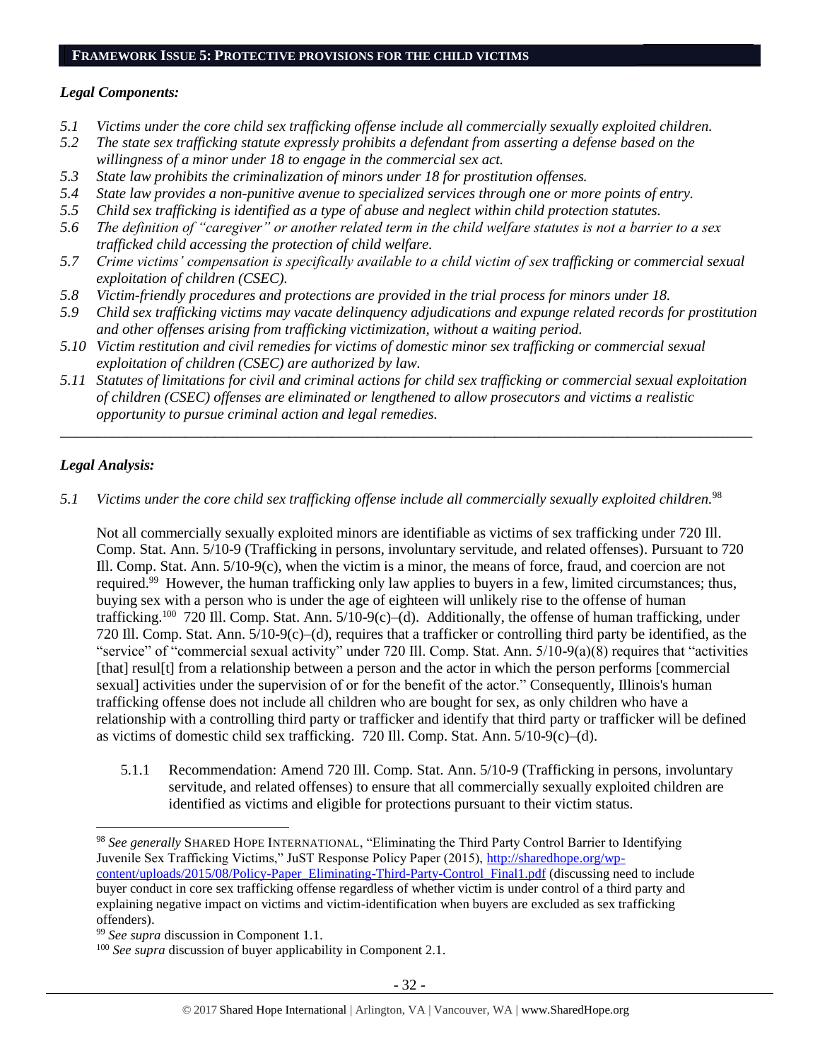## FRAMEWORK ISSUE 5: PROTECTIVE PROVISIONS FOR THE CHILD VICTIMS

### *Legal Components:*

*5.1 Victims under the core child sex trafficking offense include all commercially sexually exploited children.*

*5.2 The state sex trafficking statute expressly prohibits a defendant from asserting a defense based on the willingness of a minor under 18 to engage in the commercial sex act.*

*5.3 State law prohibits the criminalization of minors under 18 for prostitution offenses.*

*5.4 State law provides a non-punitive avenue to specialized services through one or more points of entry.*

*5.5 Child sex trafficking is identified as a type of abuse and neglect within child protection statutes.*

*5.6 The definition of "caregiver" or another related term in the child welfare statutes is not a barrier to a sex trafficked child accessing the protection of child welfare.*

*5.7 Crime victims' compensation is specifically available to a child victim of sex trafficking or commercial sexual exploitation of children (CSEC).*

*5.8 Victim-friendly procedures and protections are provided in the trial process for minors under 18.*

*5.9 Child sex trafficking victims may vacate delinquency adjudications and expunge related records for prostitution and other offenses arising from trafficking victimization, without a waiting period.*

*5.10 Victim restitution and civil remedies for victims of domestic minor sex trafficking or commercial sexual exploitation of children (CSEC) are authorized by law.*

*5.11 Statutes of limitations for civil and criminal actions for child sex trafficking or commercial sexual exploitation of children (CSEC) offenses are eliminated or lengthened to allow prosecutors and victims a realistic opportunity to pursue criminal action and legal remedies.*

---

### *Legal Analysis:*

*5.1 Victims under the core child sex trafficking offense include all commercially sexually exploited children.*[98]

Not all commercially sexually exploited minors are identifiable as victims of sex trafficking under 720 Ill. Comp. Stat. Ann. 5/10-9 (Trafficking in persons, involuntary servitude, and related offenses). Pursuant to 720 Ill. Comp. Stat. Ann. 5/10-9(c), when the victim is a minor, the means of force, fraud, and coercion are not required.[99] However, the human trafficking only law applies to buyers in a few, limited circumstances; thus, buying sex with a person who is under the age of eighteen will unlikely rise to the offense of human trafficking.[100] 720 Ill. Comp. Stat. Ann. 5/10-9(c)–(d). Additionally, the offense of human trafficking, under 720 Ill. Comp. Stat. Ann. 5/10-9(c)–(d), requires that a trafficker or controlling third party be identified, as the "service" of "commercial sexual activity" under 720 Ill. Comp. Stat. Ann. 5/10-9(a)(8) requires that "activities [that] resul[t] from a relationship between a person and the actor in which the person performs [commercial sexual] activities under the supervision of or for the benefit of the actor." Consequently, Illinois's human trafficking offense does not include all children who are bought for sex, as only children who have a relationship with a controlling third party or trafficker and identify that third party or trafficker will be defined as victims of domestic child sex trafficking. 720 Ill. Comp. Stat. Ann. 5/10-9(c)–(d).

5.1.1 Recommendation: Amend 720 Ill. Comp. Stat. Ann. 5/10-9 (Trafficking in persons, involuntary servitude, and related offenses) to ensure that all commercially sexually exploited children are identified as victims and eligible for protections pursuant to their victim status.

---

[98] *See generally* SHARED HOPE INTERNATIONAL, "Eliminating the Third Party Control Barrier to Identifying Juvenile Sex Trafficking Victims," JuST Response Policy Paper (2015), http://sharedhope.org/wp-content/uploads/2015/08/Policy-Paper_Eliminating-Third-Party-Control_Final1.pdf (discussing need to include buyer conduct in core sex trafficking offense regardless of whether victim is under control of a third party and explaining negative impact on victims and victim-identification when buyers are excluded as sex trafficking offenders).

[99] *See supra* discussion in Component 1.1.

[100] *See supra* discussion of buyer applicability in Component 2.1.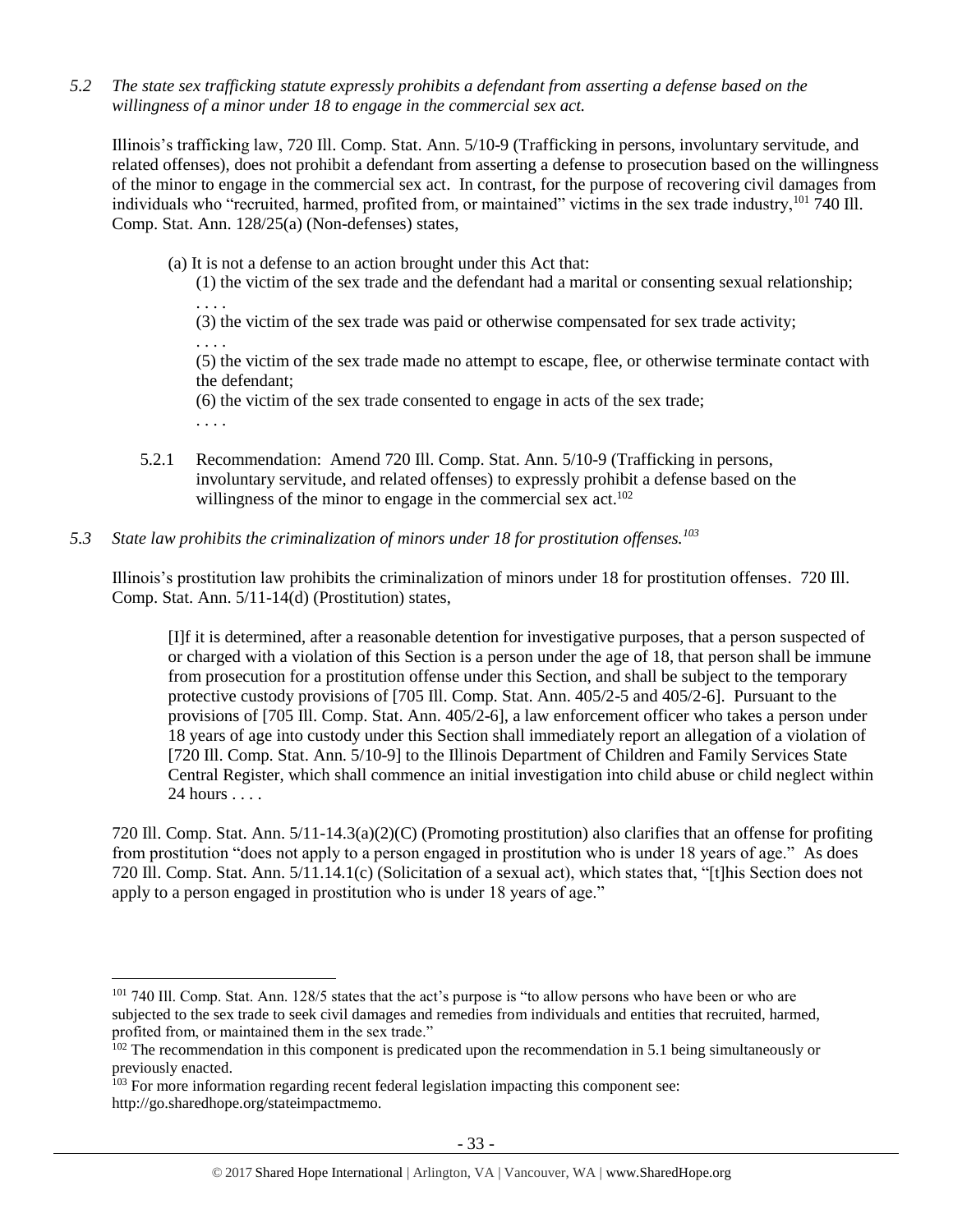*5.2 The state sex trafficking statute expressly prohibits a defendant from asserting a defense based on the willingness of a minor under 18 to engage in the commercial sex act.*

Illinois's trafficking law, 720 Ill. Comp. Stat. Ann. 5/10-9 (Trafficking in persons, involuntary servitude, and related offenses), does not prohibit a defendant from asserting a defense to prosecution based on the willingness of the minor to engage in the commercial sex act. In contrast, for the purpose of recovering civil damages from individuals who "recruited, harmed, profited from, or maintained" victims in the sex trade industry,[101] 740 Ill. Comp. Stat. Ann. 128/25(a) (Non-defenses) states,

> (a) It is not a defense to an action brought under this Act that:
>
> (1) the victim of the sex trade and the defendant had a marital or consenting sexual relationship;
>
> . . . .
>
> (3) the victim of the sex trade was paid or otherwise compensated for sex trade activity;
>
> . . . .
>
> (5) the victim of the sex trade made no attempt to escape, flee, or otherwise terminate contact with the defendant;
>
> (6) the victim of the sex trade consented to engage in acts of the sex trade;
>
> . . . .

5.2.1 Recommendation: Amend 720 Ill. Comp. Stat. Ann. 5/10-9 (Trafficking in persons, involuntary servitude, and related offenses) to expressly prohibit a defense based on the willingness of the minor to engage in the commercial sex act.[102]

*5.3 State law prohibits the criminalization of minors under 18 for prostitution offenses.[103]*

Illinois's prostitution law prohibits the criminalization of minors under 18 for prostitution offenses. 720 Ill. Comp. Stat. Ann. 5/11-14(d) (Prostitution) states,

> [I]f it is determined, after a reasonable detention for investigative purposes, that a person suspected of or charged with a violation of this Section is a person under the age of 18, that person shall be immune from prosecution for a prostitution offense under this Section, and shall be subject to the temporary protective custody provisions of [705 Ill. Comp. Stat. Ann. 405/2-5 and 405/2-6]. Pursuant to the provisions of [705 Ill. Comp. Stat. Ann. 405/2-6], a law enforcement officer who takes a person under 18 years of age into custody under this Section shall immediately report an allegation of a violation of [720 Ill. Comp. Stat. Ann. 5/10-9] to the Illinois Department of Children and Family Services State Central Register, which shall commence an initial investigation into child abuse or child neglect within 24 hours . . . .

720 Ill. Comp. Stat. Ann. 5/11-14.3(a)(2)(C) (Promoting prostitution) also clarifies that an offense for profiting from prostitution "does not apply to a person engaged in prostitution who is under 18 years of age." As does 720 Ill. Comp. Stat. Ann. 5/11.14.1(c) (Solicitation of a sexual act), which states that, "[t]his Section does not apply to a person engaged in prostitution who is under 18 years of age."

---

[101] 740 Ill. Comp. Stat. Ann. 128/5 states that the act's purpose is "to allow persons who have been or who are subjected to the sex trade to seek civil damages and remedies from individuals and entities that recruited, harmed, profited from, or maintained them in the sex trade."

[102] The recommendation in this component is predicated upon the recommendation in 5.1 being simultaneously or previously enacted.

[103] For more information regarding recent federal legislation impacting this component see: http://go.sharedhope.org/stateimpactmemo.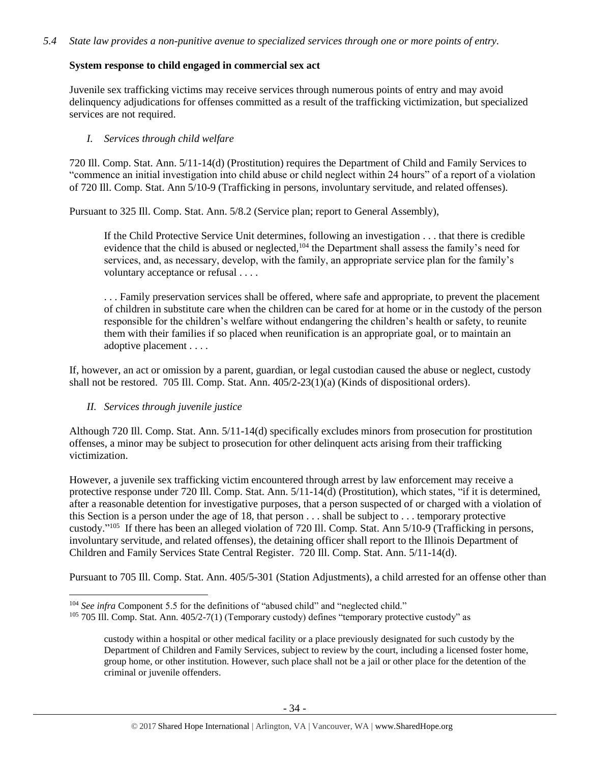*5.4 State law provides a non-punitive avenue to specialized services through one or more points of entry.*

**System response to child engaged in commercial sex act**

Juvenile sex trafficking victims may receive services through numerous points of entry and may avoid delinquency adjudications for offenses committed as a result of the trafficking victimization, but specialized services are not required.

*I. Services through child welfare*

720 Ill. Comp. Stat. Ann. 5/11-14(d) (Prostitution) requires the Department of Child and Family Services to "commence an initial investigation into child abuse or child neglect within 24 hours" of a report of a violation of 720 Ill. Comp. Stat. Ann 5/10-9 (Trafficking in persons, involuntary servitude, and related offenses).

Pursuant to 325 Ill. Comp. Stat. Ann. 5/8.2 (Service plan; report to General Assembly),

> If the Child Protective Service Unit determines, following an investigation . . . that there is credible evidence that the child is abused or neglected,[104] the Department shall assess the family's need for services, and, as necessary, develop, with the family, an appropriate service plan for the family's voluntary acceptance or refusal . . . .
>
> . . . Family preservation services shall be offered, where safe and appropriate, to prevent the placement of children in substitute care when the children can be cared for at home or in the custody of the person responsible for the children's welfare without endangering the children's health or safety, to reunite them with their families if so placed when reunification is an appropriate goal, or to maintain an adoptive placement . . . .

If, however, an act or omission by a parent, guardian, or legal custodian caused the abuse or neglect, custody shall not be restored. 705 Ill. Comp. Stat. Ann. 405/2-23(1)(a) (Kinds of dispositional orders).

*II. Services through juvenile justice*

Although 720 Ill. Comp. Stat. Ann. 5/11-14(d) specifically excludes minors from prosecution for prostitution offenses, a minor may be subject to prosecution for other delinquent acts arising from their trafficking victimization.

However, a juvenile sex trafficking victim encountered through arrest by law enforcement may receive a protective response under 720 Ill. Comp. Stat. Ann. 5/11-14(d) (Prostitution), which states, "if it is determined, after a reasonable detention for investigative purposes, that a person suspected of or charged with a violation of this Section is a person under the age of 18, that person . . . shall be subject to . . . temporary protective custody."[105] If there has been an alleged violation of 720 Ill. Comp. Stat. Ann 5/10-9 (Trafficking in persons, involuntary servitude, and related offenses), the detaining officer shall report to the Illinois Department of Children and Family Services State Central Register. 720 Ill. Comp. Stat. Ann. 5/11-14(d).

Pursuant to 705 Ill. Comp. Stat. Ann. 405/5-301 (Station Adjustments), a child arrested for an offense other than

---

[104] *See infra* Component 5.5 for the definitions of "abused child" and "neglected child."

[105] 705 Ill. Comp. Stat. Ann. 405/2-7(1) (Temporary custody) defines "temporary protective custody" as

> custody within a hospital or other medical facility or a place previously designated for such custody by the Department of Children and Family Services, subject to review by the court, including a licensed foster home, group home, or other institution. However, such place shall not be a jail or other place for the detention of the criminal or juvenile offenders.

© 2017 Shared Hope International | Arlington, VA | Vancouver, WA | www.SharedHope.org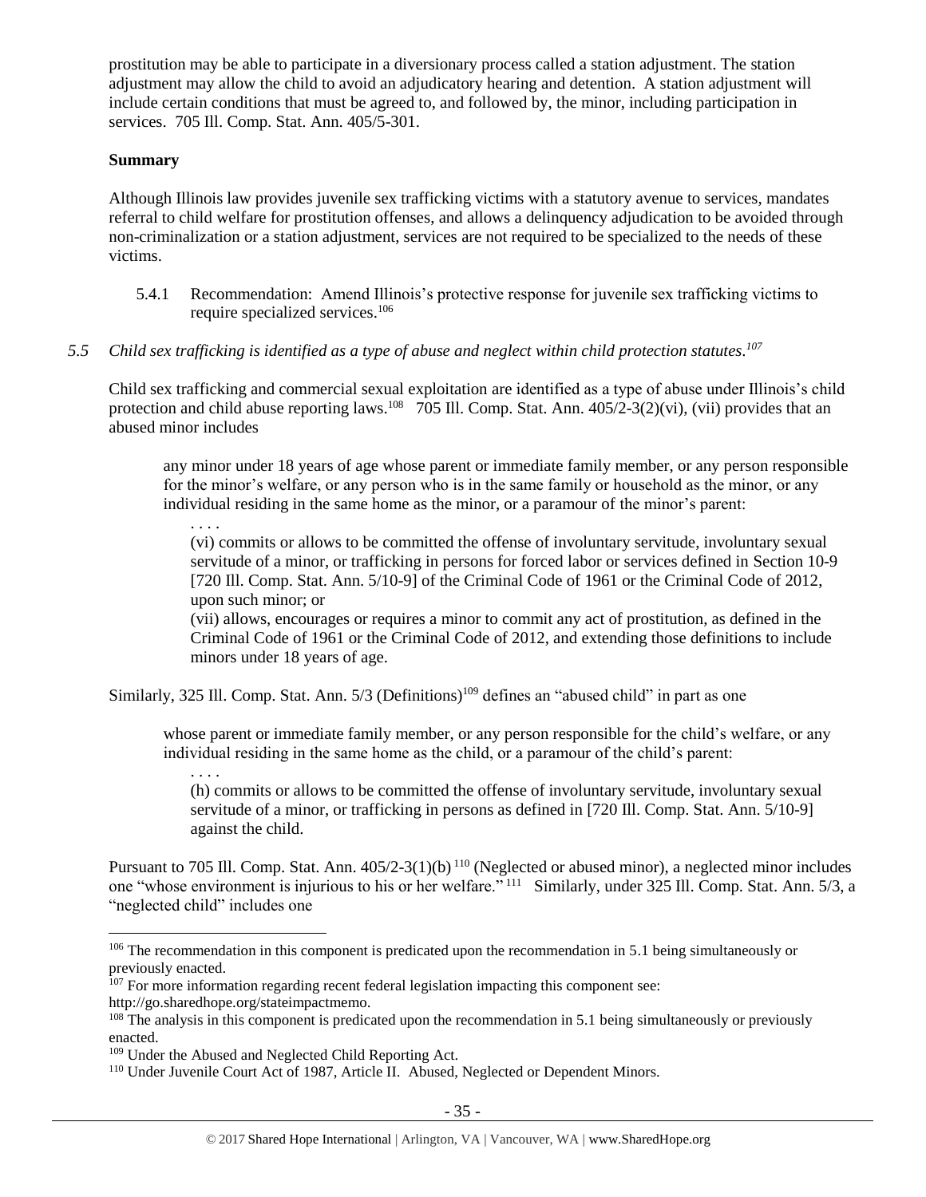prostitution may be able to participate in a diversionary process called a station adjustment. The station adjustment may allow the child to avoid an adjudicatory hearing and detention. A station adjustment will include certain conditions that must be agreed to, and followed by, the minor, including participation in services. 705 Ill. Comp. Stat. Ann. 405/5-301.

**Summary**

Although Illinois law provides juvenile sex trafficking victims with a statutory avenue to services, mandates referral to child welfare for prostitution offenses, and allows a delinquency adjudication to be avoided through non-criminalization or a station adjustment, services are not required to be specialized to the needs of these victims.

5.4.1 Recommendation: Amend Illinois's protective response for juvenile sex trafficking victims to require specialized services.[106]

*5.5 Child sex trafficking is identified as a type of abuse and neglect within child protection statutes.[107]*

Child sex trafficking and commercial sexual exploitation are identified as a type of abuse under Illinois's child protection and child abuse reporting laws.[108] 705 Ill. Comp. Stat. Ann. 405/2-3(2)(vi), (vii) provides that an abused minor includes

> any minor under 18 years of age whose parent or immediate family member, or any person responsible for the minor's welfare, or any person who is in the same family or household as the minor, or any individual residing in the same home as the minor, or a paramour of the minor's parent:
>
> . . . .
>
> (vi) commits or allows to be committed the offense of involuntary servitude, involuntary sexual servitude of a minor, or trafficking in persons for forced labor or services defined in Section 10-9 [720 Ill. Comp. Stat. Ann. 5/10-9] of the Criminal Code of 1961 or the Criminal Code of 2012, upon such minor; or
>
> (vii) allows, encourages or requires a minor to commit any act of prostitution, as defined in the Criminal Code of 1961 or the Criminal Code of 2012, and extending those definitions to include minors under 18 years of age.

Similarly, 325 Ill. Comp. Stat. Ann. 5/3 (Definitions)[109] defines an "abused child" in part as one

> whose parent or immediate family member, or any person responsible for the child's welfare, or any individual residing in the same home as the child, or a paramour of the child's parent:
>
> . . . .
>
> (h) commits or allows to be committed the offense of involuntary servitude, involuntary sexual servitude of a minor, or trafficking in persons as defined in [720 Ill. Comp. Stat. Ann. 5/10-9] against the child.

Pursuant to 705 Ill. Comp. Stat. Ann. 405/2-3(1)(b)[110] (Neglected or abused minor), a neglected minor includes one "whose environment is injurious to his or her welfare."[111] Similarly, under 325 Ill. Comp. Stat. Ann. 5/3, a "neglected child" includes one

---

[106] The recommendation in this component is predicated upon the recommendation in 5.1 being simultaneously or previously enacted.

[107] For more information regarding recent federal legislation impacting this component see: http://go.sharedhope.org/stateimpactmemo.

[108] The analysis in this component is predicated upon the recommendation in 5.1 being simultaneously or previously enacted.

[109] Under the Abused and Neglected Child Reporting Act.

[110] Under Juvenile Court Act of 1987, Article II. Abused, Neglected or Dependent Minors.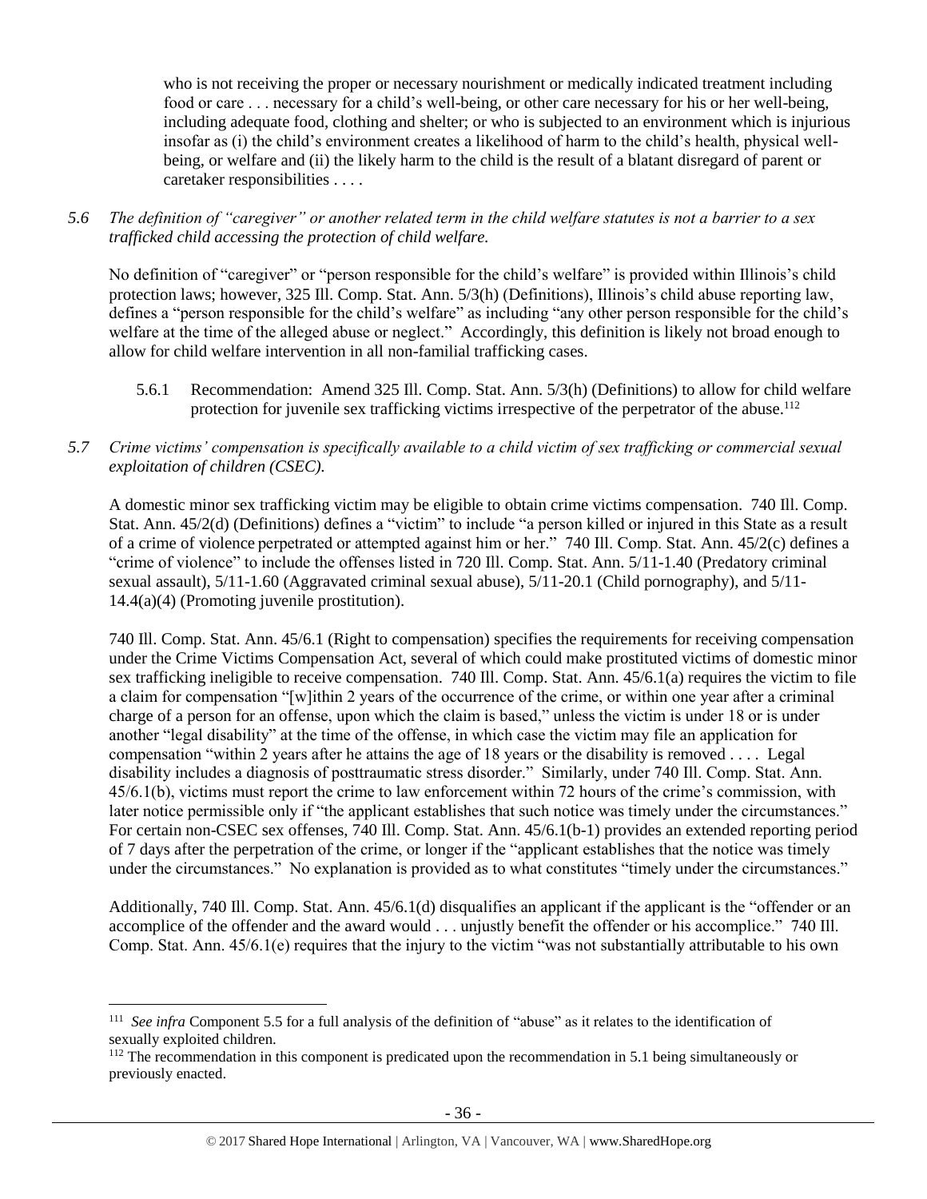who is not receiving the proper or necessary nourishment or medically indicated treatment including food or care . . . necessary for a child's well-being, or other care necessary for his or her well-being, including adequate food, clothing and shelter; or who is subjected to an environment which is injurious insofar as (i) the child's environment creates a likelihood of harm to the child's health, physical well-being, or welfare and (ii) the likely harm to the child is the result of a blatant disregard of parent or caretaker responsibilities . . . .

*5.6 The definition of "caregiver" or another related term in the child welfare statutes is not a barrier to a sex trafficked child accessing the protection of child welfare.*

No definition of "caregiver" or "person responsible for the child's welfare" is provided within Illinois's child protection laws; however, 325 Ill. Comp. Stat. Ann. 5/3(h) (Definitions), Illinois's child abuse reporting law, defines a "person responsible for the child's welfare" as including "any other person responsible for the child's welfare at the time of the alleged abuse or neglect." Accordingly, this definition is likely not broad enough to allow for child welfare intervention in all non-familial trafficking cases.

5.6.1 Recommendation: Amend 325 Ill. Comp. Stat. Ann. 5/3(h) (Definitions) to allow for child welfare protection for juvenile sex trafficking victims irrespective of the perpetrator of the abuse.[112]

*5.7 Crime victims' compensation is specifically available to a child victim of sex trafficking or commercial sexual exploitation of children (CSEC).*

A domestic minor sex trafficking victim may be eligible to obtain crime victims compensation. 740 Ill. Comp. Stat. Ann. 45/2(d) (Definitions) defines a "victim" to include "a person killed or injured in this State as a result of a crime of violence perpetrated or attempted against him or her." 740 Ill. Comp. Stat. Ann. 45/2(c) defines a "crime of violence" to include the offenses listed in 720 Ill. Comp. Stat. Ann. 5/11-1.40 (Predatory criminal sexual assault), 5/11-1.60 (Aggravated criminal sexual abuse), 5/11-20.1 (Child pornography), and 5/11-14.4(a)(4) (Promoting juvenile prostitution).

740 Ill. Comp. Stat. Ann. 45/6.1 (Right to compensation) specifies the requirements for receiving compensation under the Crime Victims Compensation Act, several of which could make prostituted victims of domestic minor sex trafficking ineligible to receive compensation. 740 Ill. Comp. Stat. Ann. 45/6.1(a) requires the victim to file a claim for compensation "[w]ithin 2 years of the occurrence of the crime, or within one year after a criminal charge of a person for an offense, upon which the claim is based," unless the victim is under 18 or is under another "legal disability" at the time of the offense, in which case the victim may file an application for compensation "within 2 years after he attains the age of 18 years or the disability is removed . . . . Legal disability includes a diagnosis of posttraumatic stress disorder." Similarly, under 740 Ill. Comp. Stat. Ann. 45/6.1(b), victims must report the crime to law enforcement within 72 hours of the crime's commission, with later notice permissible only if "the applicant establishes that such notice was timely under the circumstances." For certain non-CSEC sex offenses, 740 Ill. Comp. Stat. Ann. 45/6.1(b-1) provides an extended reporting period of 7 days after the perpetration of the crime, or longer if the "applicant establishes that the notice was timely under the circumstances." No explanation is provided as to what constitutes "timely under the circumstances."

Additionally, 740 Ill. Comp. Stat. Ann. 45/6.1(d) disqualifies an applicant if the applicant is the "offender or an accomplice of the offender and the award would . . . unjustly benefit the offender or his accomplice." 740 Ill. Comp. Stat. Ann. 45/6.1(e) requires that the injury to the victim "was not substantially attributable to his own

[111] *See infra* Component 5.5 for a full analysis of the definition of "abuse" as it relates to the identification of sexually exploited children.

[112] The recommendation in this component is predicated upon the recommendation in 5.1 being simultaneously or previously enacted.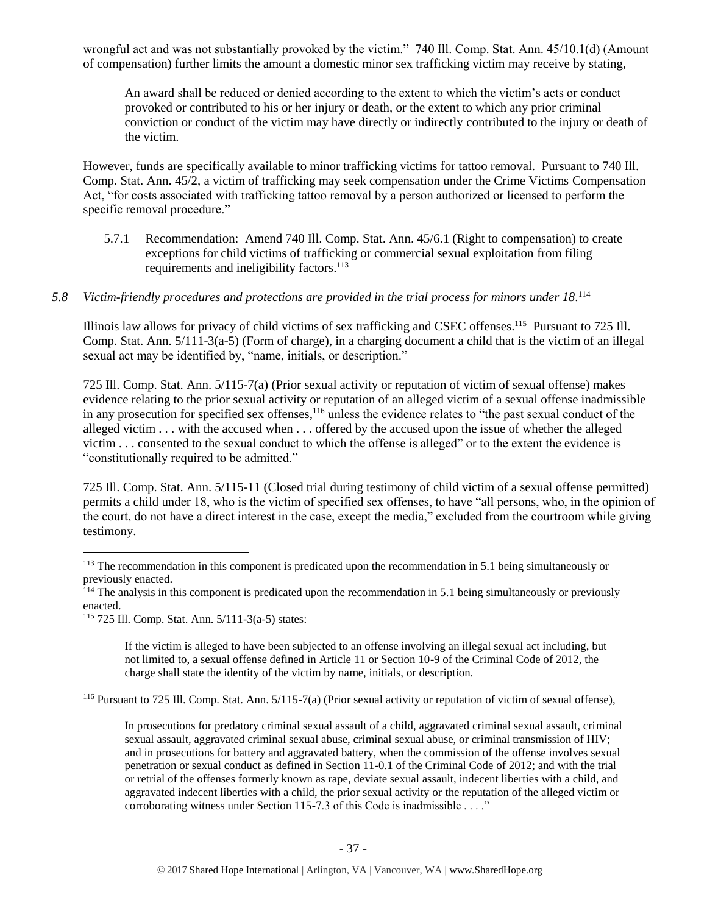wrongful act and was not substantially provoked by the victim." 740 Ill. Comp. Stat. Ann. 45/10.1(d) (Amount of compensation) further limits the amount a domestic minor sex trafficking victim may receive by stating,

> An award shall be reduced or denied according to the extent to which the victim's acts or conduct provoked or contributed to his or her injury or death, or the extent to which any prior criminal conviction or conduct of the victim may have directly or indirectly contributed to the injury or death of the victim.

However, funds are specifically available to minor trafficking victims for tattoo removal. Pursuant to 740 Ill. Comp. Stat. Ann. 45/2, a victim of trafficking may seek compensation under the Crime Victims Compensation Act, "for costs associated with trafficking tattoo removal by a person authorized or licensed to perform the specific removal procedure."

5.7.1 Recommendation: Amend 740 Ill. Comp. Stat. Ann. 45/6.1 (Right to compensation) to create exceptions for child victims of trafficking or commercial sexual exploitation from filing requirements and ineligibility factors.[113]

*5.8 Victim-friendly procedures and protections are provided in the trial process for minors under 18.*[114]

Illinois law allows for privacy of child victims of sex trafficking and CSEC offenses.[115] Pursuant to 725 Ill. Comp. Stat. Ann. 5/111-3(a-5) (Form of charge), in a charging document a child that is the victim of an illegal sexual act may be identified by, "name, initials, or description."

725 Ill. Comp. Stat. Ann. 5/115-7(a) (Prior sexual activity or reputation of victim of sexual offense) makes evidence relating to the prior sexual activity or reputation of an alleged victim of a sexual offense inadmissible in any prosecution for specified sex offenses,[116] unless the evidence relates to "the past sexual conduct of the alleged victim . . . with the accused when . . . offered by the accused upon the issue of whether the alleged victim . . . consented to the sexual conduct to which the offense is alleged" or to the extent the evidence is "constitutionally required to be admitted."

725 Ill. Comp. Stat. Ann. 5/115-11 (Closed trial during testimony of child victim of a sexual offense permitted) permits a child under 18, who is the victim of specified sex offenses, to have "all persons, who, in the opinion of the court, do not have a direct interest in the case, except the media," excluded from the courtroom while giving testimony.

---

[113] The recommendation in this component is predicated upon the recommendation in 5.1 being simultaneously or previously enacted.

[114] The analysis in this component is predicated upon the recommendation in 5.1 being simultaneously or previously enacted.

[115] 725 Ill. Comp. Stat. Ann. 5/111-3(a-5) states:

> If the victim is alleged to have been subjected to an offense involving an illegal sexual act including, but not limited to, a sexual offense defined in Article 11 or Section 10-9 of the Criminal Code of 2012, the charge shall state the identity of the victim by name, initials, or description.

[116] Pursuant to 725 Ill. Comp. Stat. Ann. 5/115-7(a) (Prior sexual activity or reputation of victim of sexual offense),

> In prosecutions for predatory criminal sexual assault of a child, aggravated criminal sexual assault, criminal sexual assault, aggravated criminal sexual abuse, criminal sexual abuse, or criminal transmission of HIV; and in prosecutions for battery and aggravated battery, when the commission of the offense involves sexual penetration or sexual conduct as defined in Section 11-0.1 of the Criminal Code of 2012; and with the trial or retrial of the offenses formerly known as rape, deviate sexual assault, indecent liberties with a child, and aggravated indecent liberties with a child, the prior sexual activity or the reputation of the alleged victim or corroborating witness under Section 115-7.3 of this Code is inadmissible . . . ."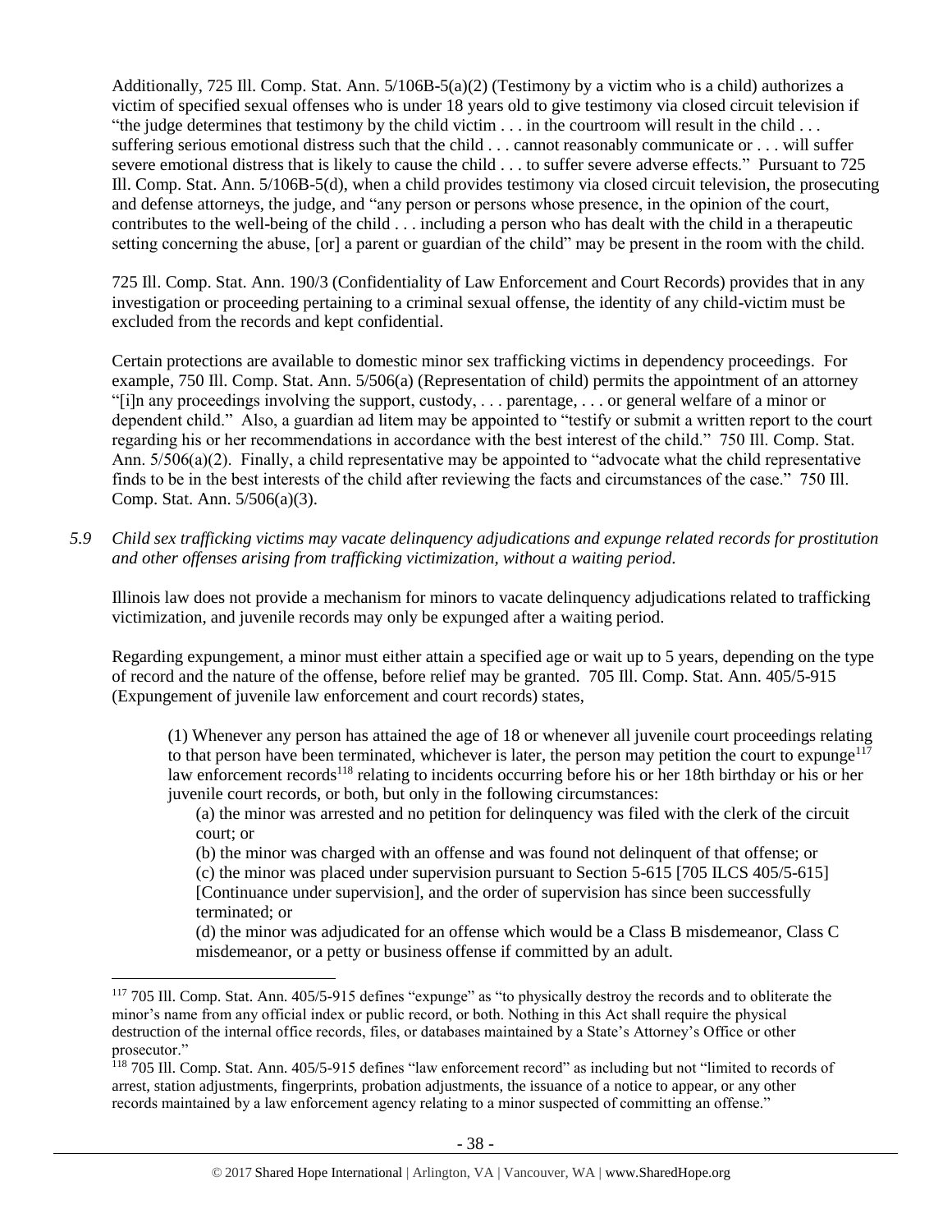Additionally, 725 Ill. Comp. Stat. Ann. 5/106B-5(a)(2) (Testimony by a victim who is a child) authorizes a victim of specified sexual offenses who is under 18 years old to give testimony via closed circuit television if "the judge determines that testimony by the child victim . . . in the courtroom will result in the child . . . suffering serious emotional distress such that the child . . . cannot reasonably communicate or . . . will suffer severe emotional distress that is likely to cause the child . . . to suffer severe adverse effects." Pursuant to 725 Ill. Comp. Stat. Ann. 5/106B-5(d), when a child provides testimony via closed circuit television, the prosecuting and defense attorneys, the judge, and "any person or persons whose presence, in the opinion of the court, contributes to the well-being of the child . . . including a person who has dealt with the child in a therapeutic setting concerning the abuse, [or] a parent or guardian of the child" may be present in the room with the child.

725 Ill. Comp. Stat. Ann. 190/3 (Confidentiality of Law Enforcement and Court Records) provides that in any investigation or proceeding pertaining to a criminal sexual offense, the identity of any child-victim must be excluded from the records and kept confidential.

Certain protections are available to domestic minor sex trafficking victims in dependency proceedings. For example, 750 Ill. Comp. Stat. Ann. 5/506(a) (Representation of child) permits the appointment of an attorney "[i]n any proceedings involving the support, custody, . . . parentage, . . . or general welfare of a minor or dependent child." Also, a guardian ad litem may be appointed to "testify or submit a written report to the court regarding his or her recommendations in accordance with the best interest of the child." 750 Ill. Comp. Stat. Ann. 5/506(a)(2). Finally, a child representative may be appointed to "advocate what the child representative finds to be in the best interests of the child after reviewing the facts and circumstances of the case." 750 Ill. Comp. Stat. Ann. 5/506(a)(3).

*5.9 Child sex trafficking victims may vacate delinquency adjudications and expunge related records for prostitution and other offenses arising from trafficking victimization, without a waiting period.*

Illinois law does not provide a mechanism for minors to vacate delinquency adjudications related to trafficking victimization, and juvenile records may only be expunged after a waiting period.

Regarding expungement, a minor must either attain a specified age or wait up to 5 years, depending on the type of record and the nature of the offense, before relief may be granted. 705 Ill. Comp. Stat. Ann. 405/5-915 (Expungement of juvenile law enforcement and court records) states,

> (1) Whenever any person has attained the age of 18 or whenever all juvenile court proceedings relating to that person have been terminated, whichever is later, the person may petition the court to expunge[117] law enforcement records[118] relating to incidents occurring before his or her 18th birthday or his or her juvenile court records, or both, but only in the following circumstances:
>
> (a) the minor was arrested and no petition for delinquency was filed with the clerk of the circuit court; or
>
> (b) the minor was charged with an offense and was found not delinquent of that offense; or
>
> (c) the minor was placed under supervision pursuant to Section 5-615 [705 ILCS 405/5-615] [Continuance under supervision], and the order of supervision has since been successfully terminated; or
>
> (d) the minor was adjudicated for an offense which would be a Class B misdemeanor, Class C misdemeanor, or a petty or business offense if committed by an adult.

---

[117] 705 Ill. Comp. Stat. Ann. 405/5-915 defines "expunge" as "to physically destroy the records and to obliterate the minor's name from any official index or public record, or both. Nothing in this Act shall require the physical destruction of the internal office records, files, or databases maintained by a State's Attorney's Office or other prosecutor."

[118] 705 Ill. Comp. Stat. Ann. 405/5-915 defines "law enforcement record" as including but not "limited to records of arrest, station adjustments, fingerprints, probation adjustments, the issuance of a notice to appear, or any other records maintained by a law enforcement agency relating to a minor suspected of committing an offense."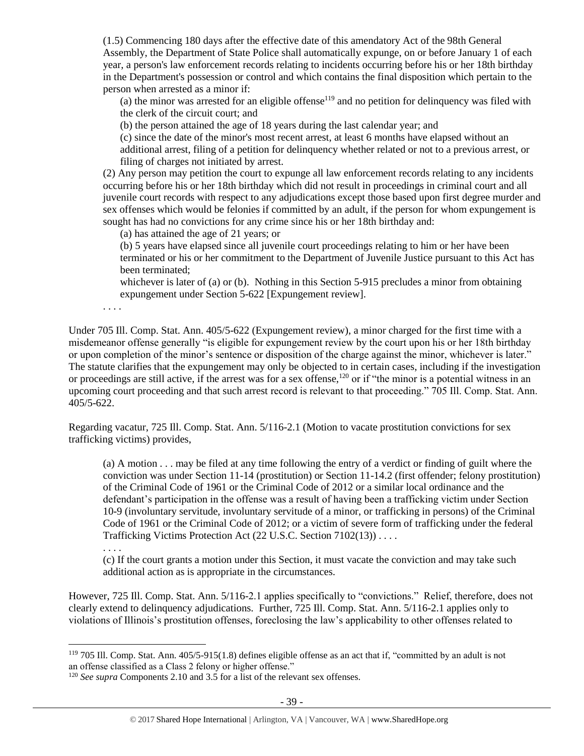(1.5) Commencing 180 days after the effective date of this amendatory Act of the 98th General Assembly, the Department of State Police shall automatically expunge, on or before January 1 of each year, a person's law enforcement records relating to incidents occurring before his or her 18th birthday in the Department's possession or control and which contains the final disposition which pertain to the person when arrested as a minor if:

(a) the minor was arrested for an eligible offense[119] and no petition for delinquency was filed with the clerk of the circuit court; and

(b) the person attained the age of 18 years during the last calendar year; and

(c) since the date of the minor's most recent arrest, at least 6 months have elapsed without an additional arrest, filing of a petition for delinquency whether related or not to a previous arrest, or filing of charges not initiated by arrest.

(2) Any person may petition the court to expunge all law enforcement records relating to any incidents occurring before his or her 18th birthday which did not result in proceedings in criminal court and all juvenile court records with respect to any adjudications except those based upon first degree murder and sex offenses which would be felonies if committed by an adult, if the person for whom expungement is sought has had no convictions for any crime since his or her 18th birthday and:

(a) has attained the age of 21 years; or

(b) 5 years have elapsed since all juvenile court proceedings relating to him or her have been terminated or his or her commitment to the Department of Juvenile Justice pursuant to this Act has been terminated;

whichever is later of (a) or (b). Nothing in this Section 5-915 precludes a minor from obtaining expungement under Section 5-622 [Expungement review].

. . . .

Under 705 Ill. Comp. Stat. Ann. 405/5-622 (Expungement review), a minor charged for the first time with a misdemeanor offense generally "is eligible for expungement review by the court upon his or her 18th birthday or upon completion of the minor's sentence or disposition of the charge against the minor, whichever is later." The statute clarifies that the expungement may only be objected to in certain cases, including if the investigation or proceedings are still active, if the arrest was for a sex offense,[120] or if "the minor is a potential witness in an upcoming court proceeding and that such arrest record is relevant to that proceeding." 705 Ill. Comp. Stat. Ann. 405/5-622.

Regarding vacatur, 725 Ill. Comp. Stat. Ann. 5/116-2.1 (Motion to vacate prostitution convictions for sex trafficking victims) provides,

(a) A motion . . . may be filed at any time following the entry of a verdict or finding of guilt where the conviction was under Section 11-14 (prostitution) or Section 11-14.2 (first offender; felony prostitution) of the Criminal Code of 1961 or the Criminal Code of 2012 or a similar local ordinance and the defendant's participation in the offense was a result of having been a trafficking victim under Section 10-9 (involuntary servitude, involuntary servitude of a minor, or trafficking in persons) of the Criminal Code of 1961 or the Criminal Code of 2012; or a victim of severe form of trafficking under the federal Trafficking Victims Protection Act (22 U.S.C. Section 7102(13)) . . . .

. . . .

(c) If the court grants a motion under this Section, it must vacate the conviction and may take such additional action as is appropriate in the circumstances.

However, 725 Ill. Comp. Stat. Ann. 5/116-2.1 applies specifically to "convictions." Relief, therefore, does not clearly extend to delinquency adjudications. Further, 725 Ill. Comp. Stat. Ann. 5/116-2.1 applies only to violations of Illinois's prostitution offenses, foreclosing the law's applicability to other offenses related to

---

[119] 705 Ill. Comp. Stat. Ann. 405/5-915(1.8) defines eligible offense as an act that if, "committed by an adult is not an offense classified as a Class 2 felony or higher offense."

[120] *See supra* Components 2.10 and 3.5 for a list of the relevant sex offenses.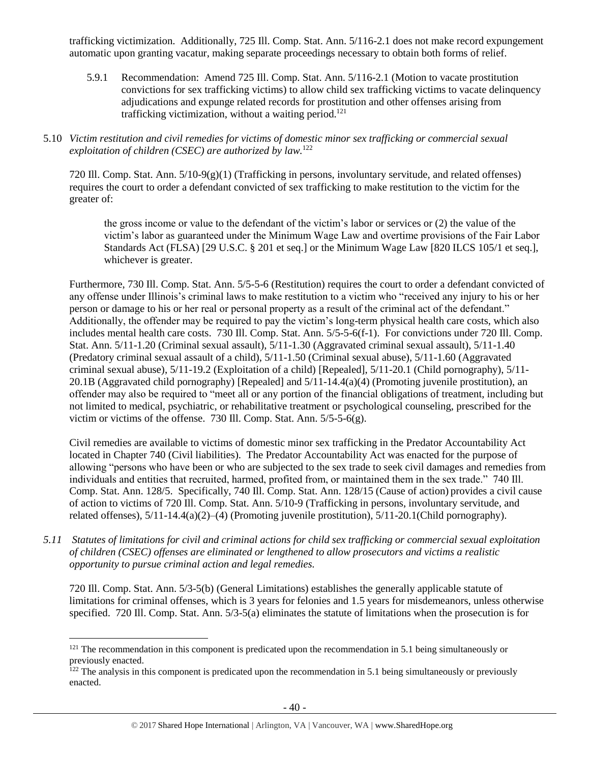trafficking victimization. Additionally, 725 Ill. Comp. Stat. Ann. 5/116-2.1 does not make record expungement automatic upon granting vacatur, making separate proceedings necessary to obtain both forms of relief.

5.9.1 Recommendation: Amend 725 Ill. Comp. Stat. Ann. 5/116-2.1 (Motion to vacate prostitution convictions for sex trafficking victims) to allow child sex trafficking victims to vacate delinquency adjudications and expunge related records for prostitution and other offenses arising from trafficking victimization, without a waiting period.[121]

5.10 *Victim restitution and civil remedies for victims of domestic minor sex trafficking or commercial sexual exploitation of children (CSEC) are authorized by law.*[122]

720 Ill. Comp. Stat. Ann. 5/10-9(g)(1) (Trafficking in persons, involuntary servitude, and related offenses) requires the court to order a defendant convicted of sex trafficking to make restitution to the victim for the greater of:

> the gross income or value to the defendant of the victim's labor or services or (2) the value of the victim's labor as guaranteed under the Minimum Wage Law and overtime provisions of the Fair Labor Standards Act (FLSA) [29 U.S.C. § 201 et seq.] or the Minimum Wage Law [820 ILCS 105/1 et seq.], whichever is greater.

Furthermore, 730 Ill. Comp. Stat. Ann. 5/5-5-6 (Restitution) requires the court to order a defendant convicted of any offense under Illinois's criminal laws to make restitution to a victim who "received any injury to his or her person or damage to his or her real or personal property as a result of the criminal act of the defendant." Additionally, the offender may be required to pay the victim's long-term physical health care costs, which also includes mental health care costs. 730 Ill. Comp. Stat. Ann. 5/5-5-6(f-1). For convictions under 720 Ill. Comp. Stat. Ann. 5/11-1.20 (Criminal sexual assault), 5/11-1.30 (Aggravated criminal sexual assault), 5/11-1.40 (Predatory criminal sexual assault of a child), 5/11-1.50 (Criminal sexual abuse), 5/11-1.60 (Aggravated criminal sexual abuse), 5/11-19.2 (Exploitation of a child) [Repealed], 5/11-20.1 (Child pornography), 5/11-20.1B (Aggravated child pornography) [Repealed] and 5/11-14.4(a)(4) (Promoting juvenile prostitution), an offender may also be required to "meet all or any portion of the financial obligations of treatment, including but not limited to medical, psychiatric, or rehabilitative treatment or psychological counseling, prescribed for the victim or victims of the offense. 730 Ill. Comp. Stat. Ann. 5/5-5-6(g).

Civil remedies are available to victims of domestic minor sex trafficking in the Predator Accountability Act located in Chapter 740 (Civil liabilities). The Predator Accountability Act was enacted for the purpose of allowing "persons who have been or who are subjected to the sex trade to seek civil damages and remedies from individuals and entities that recruited, harmed, profited from, or maintained them in the sex trade." 740 Ill. Comp. Stat. Ann. 128/5. Specifically, 740 Ill. Comp. Stat. Ann. 128/15 (Cause of action) provides a civil cause of action to victims of 720 Ill. Comp. Stat. Ann. 5/10-9 (Trafficking in persons, involuntary servitude, and related offenses), 5/11-14.4(a)(2)–(4) (Promoting juvenile prostitution), 5/11-20.1(Child pornography).

5.11 *Statutes of limitations for civil and criminal actions for child sex trafficking or commercial sexual exploitation of children (CSEC) offenses are eliminated or lengthened to allow prosecutors and victims a realistic opportunity to pursue criminal action and legal remedies.*

720 Ill. Comp. Stat. Ann. 5/3-5(b) (General Limitations) establishes the generally applicable statute of limitations for criminal offenses, which is 3 years for felonies and 1.5 years for misdemeanors, unless otherwise specified. 720 Ill. Comp. Stat. Ann. 5/3-5(a) eliminates the statute of limitations when the prosecution is for

---

[121] The recommendation in this component is predicated upon the recommendation in 5.1 being simultaneously or previously enacted.

[122] The analysis in this component is predicated upon the recommendation in 5.1 being simultaneously or previously enacted.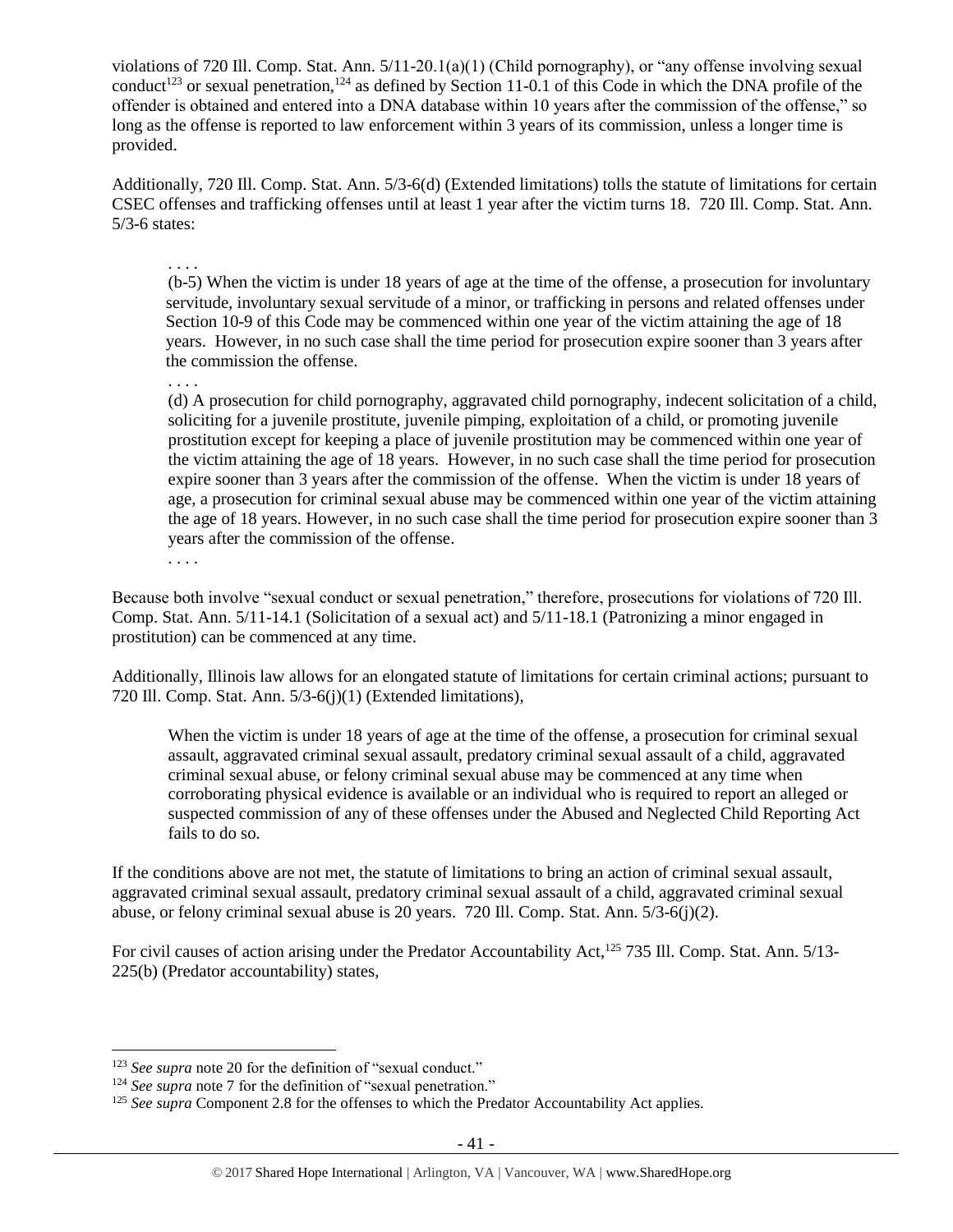violations of 720 Ill. Comp. Stat. Ann. 5/11-20.1(a)(1) (Child pornography), or "any offense involving sexual conduct[123] or sexual penetration,[124] as defined by Section 11-0.1 of this Code in which the DNA profile of the offender is obtained and entered into a DNA database within 10 years after the commission of the offense," so long as the offense is reported to law enforcement within 3 years of its commission, unless a longer time is provided.

Additionally, 720 Ill. Comp. Stat. Ann. 5/3-6(d) (Extended limitations) tolls the statute of limitations for certain CSEC offenses and trafficking offenses until at least 1 year after the victim turns 18. 720 Ill. Comp. Stat. Ann. 5/3-6 states:

> . . . .
>
> (b-5) When the victim is under 18 years of age at the time of the offense, a prosecution for involuntary servitude, involuntary sexual servitude of a minor, or trafficking in persons and related offenses under Section 10-9 of this Code may be commenced within one year of the victim attaining the age of 18 years. However, in no such case shall the time period for prosecution expire sooner than 3 years after the commission the offense.
>
> . . . .
>
> (d) A prosecution for child pornography, aggravated child pornography, indecent solicitation of a child, soliciting for a juvenile prostitute, juvenile pimping, exploitation of a child, or promoting juvenile prostitution except for keeping a place of juvenile prostitution may be commenced within one year of the victim attaining the age of 18 years. However, in no such case shall the time period for prosecution expire sooner than 3 years after the commission of the offense. When the victim is under 18 years of age, a prosecution for criminal sexual abuse may be commenced within one year of the victim attaining the age of 18 years. However, in no such case shall the time period for prosecution expire sooner than 3 years after the commission of the offense.
>
> . . . .

Because both involve "sexual conduct or sexual penetration," therefore, prosecutions for violations of 720 Ill. Comp. Stat. Ann. 5/11-14.1 (Solicitation of a sexual act) and 5/11-18.1 (Patronizing a minor engaged in prostitution) can be commenced at any time.

Additionally, Illinois law allows for an elongated statute of limitations for certain criminal actions; pursuant to 720 Ill. Comp. Stat. Ann. 5/3-6(j)(1) (Extended limitations),

> When the victim is under 18 years of age at the time of the offense, a prosecution for criminal sexual assault, aggravated criminal sexual assault, predatory criminal sexual assault of a child, aggravated criminal sexual abuse, or felony criminal sexual abuse may be commenced at any time when corroborating physical evidence is available or an individual who is required to report an alleged or suspected commission of any of these offenses under the Abused and Neglected Child Reporting Act fails to do so.

If the conditions above are not met, the statute of limitations to bring an action of criminal sexual assault, aggravated criminal sexual assault, predatory criminal sexual assault of a child, aggravated criminal sexual abuse, or felony criminal sexual abuse is 20 years. 720 Ill. Comp. Stat. Ann. 5/3-6(j)(2).

For civil causes of action arising under the Predator Accountability Act,[125] 735 Ill. Comp. Stat. Ann. 5/13-225(b) (Predator accountability) states,

---

[123] *See supra* note 20 for the definition of "sexual conduct."

[124] *See supra* note 7 for the definition of "sexual penetration."

[125] *See supra* Component 2.8 for the offenses to which the Predator Accountability Act applies.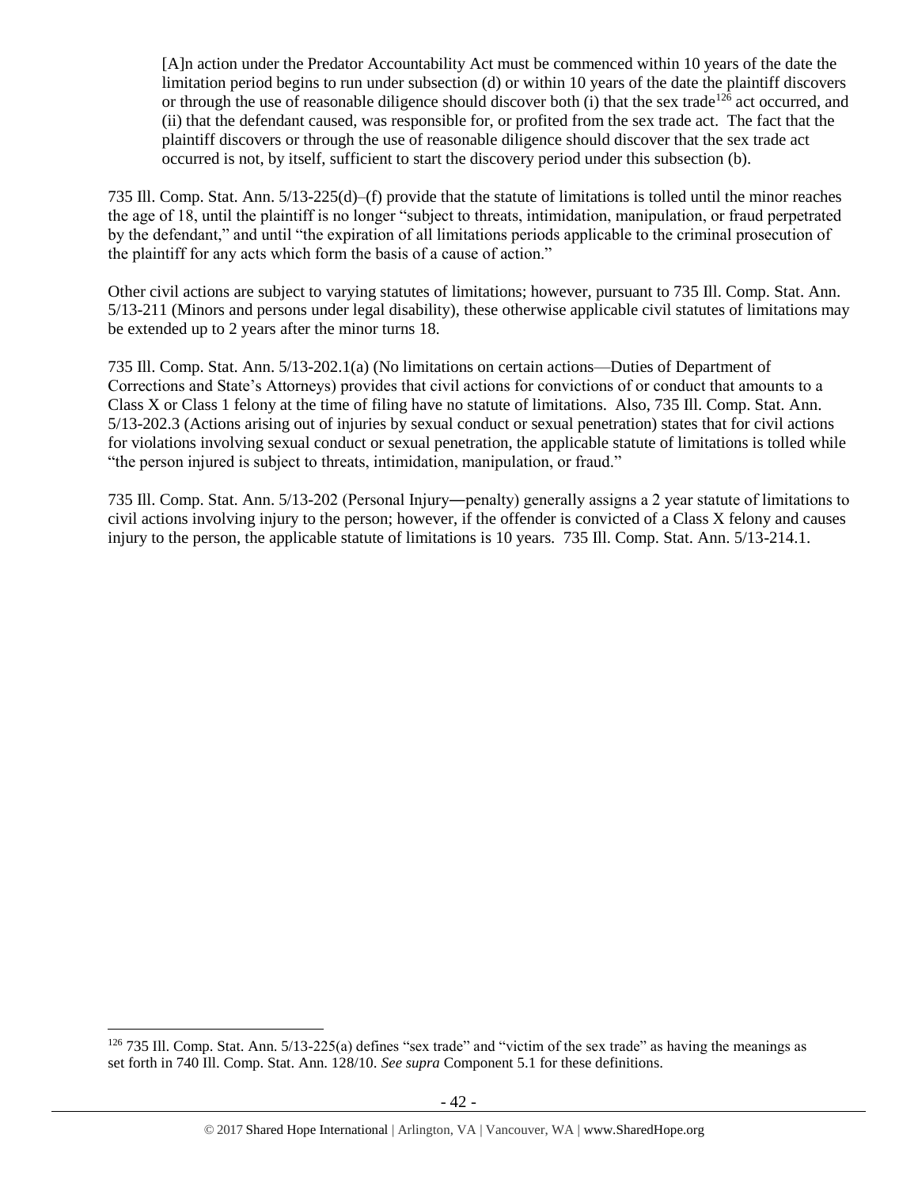> [A]n action under the Predator Accountability Act must be commenced within 10 years of the date the limitation period begins to run under subsection (d) or within 10 years of the date the plaintiff discovers or through the use of reasonable diligence should discover both (i) that the sex trade[126] act occurred, and (ii) that the defendant caused, was responsible for, or profited from the sex trade act. The fact that the plaintiff discovers or through the use of reasonable diligence should discover that the sex trade act occurred is not, by itself, sufficient to start the discovery period under this subsection (b).

735 Ill. Comp. Stat. Ann. 5/13-225(d)–(f) provide that the statute of limitations is tolled until the minor reaches the age of 18, until the plaintiff is no longer "subject to threats, intimidation, manipulation, or fraud perpetrated by the defendant," and until "the expiration of all limitations periods applicable to the criminal prosecution of the plaintiff for any acts which form the basis of a cause of action."

Other civil actions are subject to varying statutes of limitations; however, pursuant to 735 Ill. Comp. Stat. Ann. 5/13-211 (Minors and persons under legal disability), these otherwise applicable civil statutes of limitations may be extended up to 2 years after the minor turns 18.

735 Ill. Comp. Stat. Ann. 5/13-202.1(a) (No limitations on certain actions—Duties of Department of Corrections and State's Attorneys) provides that civil actions for convictions of or conduct that amounts to a Class X or Class 1 felony at the time of filing have no statute of limitations. Also, 735 Ill. Comp. Stat. Ann. 5/13-202.3 (Actions arising out of injuries by sexual conduct or sexual penetration) states that for civil actions for violations involving sexual conduct or sexual penetration, the applicable statute of limitations is tolled while "the person injured is subject to threats, intimidation, manipulation, or fraud."

735 Ill. Comp. Stat. Ann. 5/13-202 (Personal Injury―penalty) generally assigns a 2 year statute of limitations to civil actions involving injury to the person; however, if the offender is convicted of a Class X felony and causes injury to the person, the applicable statute of limitations is 10 years. 735 Ill. Comp. Stat. Ann. 5/13-214.1.

---

[126] 735 Ill. Comp. Stat. Ann. 5/13-225(a) defines "sex trade" and "victim of the sex trade" as having the meanings as set forth in 740 Ill. Comp. Stat. Ann. 128/10. *See supra* Component 5.1 for these definitions.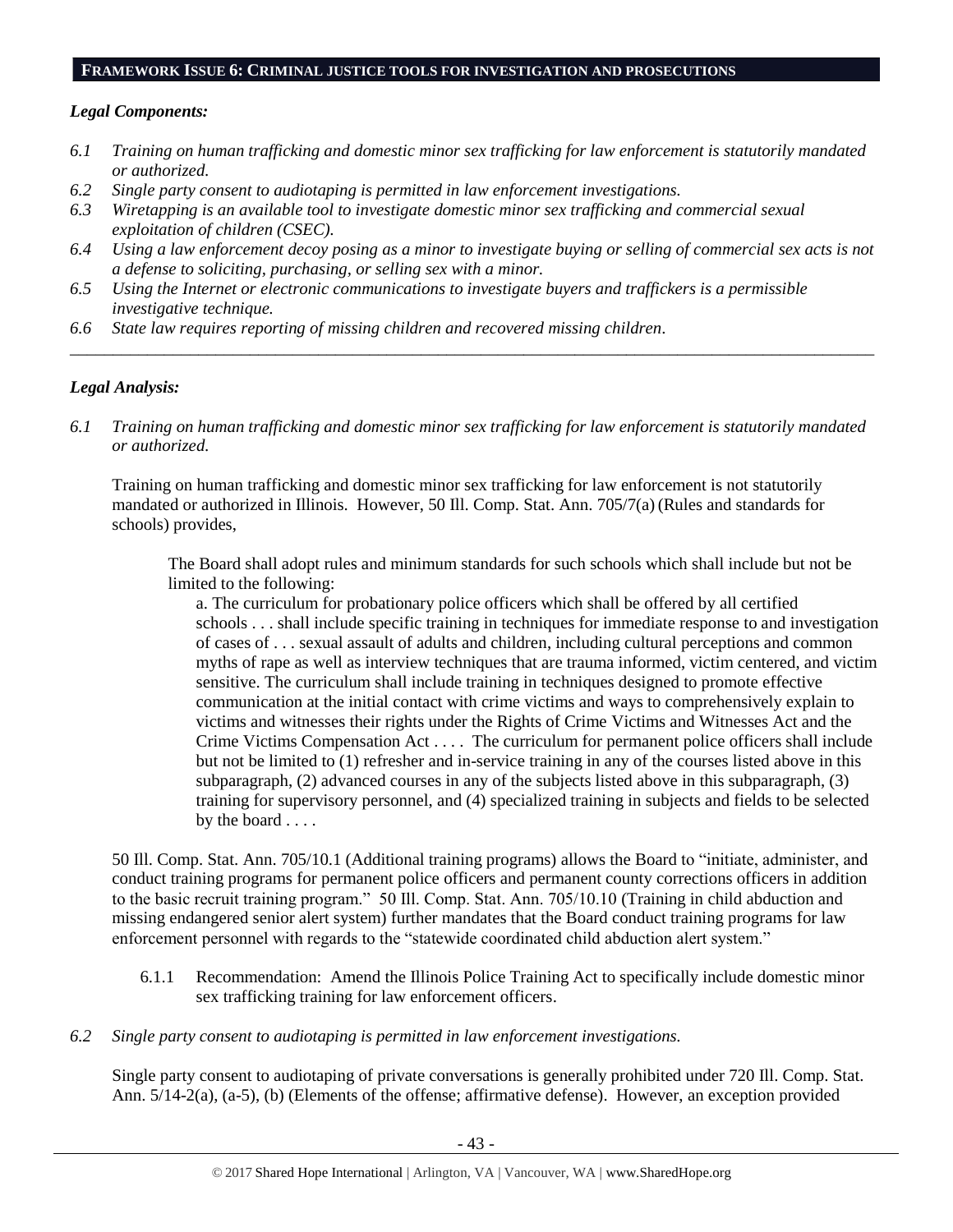## FRAMEWORK ISSUE 6: CRIMINAL JUSTICE TOOLS FOR INVESTIGATION AND PROSECUTIONS

### *Legal Components:*

*6.1 Training on human trafficking and domestic minor sex trafficking for law enforcement is statutorily mandated or authorized.*

*6.2 Single party consent to audiotaping is permitted in law enforcement investigations.*

*6.3 Wiretapping is an available tool to investigate domestic minor sex trafficking and commercial sexual exploitation of children (CSEC).*

*6.4 Using a law enforcement decoy posing as a minor to investigate buying or selling of commercial sex acts is not a defense to soliciting, purchasing, or selling sex with a minor.*

*6.5 Using the Internet or electronic communications to investigate buyers and traffickers is a permissible investigative technique.*

*6.6 State law requires reporting of missing children and recovered missing children.*

---

### *Legal Analysis:*

*6.1 Training on human trafficking and domestic minor sex trafficking for law enforcement is statutorily mandated or authorized.*

Training on human trafficking and domestic minor sex trafficking for law enforcement is not statutorily mandated or authorized in Illinois. However, 50 Ill. Comp. Stat. Ann. 705/7(a) (Rules and standards for schools) provides,

> The Board shall adopt rules and minimum standards for such schools which shall include but not be limited to the following:
>
> a. The curriculum for probationary police officers which shall be offered by all certified schools . . . shall include specific training in techniques for immediate response to and investigation of cases of . . . sexual assault of adults and children, including cultural perceptions and common myths of rape as well as interview techniques that are trauma informed, victim centered, and victim sensitive. The curriculum shall include training in techniques designed to promote effective communication at the initial contact with crime victims and ways to comprehensively explain to victims and witnesses their rights under the Rights of Crime Victims and Witnesses Act and the Crime Victims Compensation Act . . . . The curriculum for permanent police officers shall include but not be limited to (1) refresher and in-service training in any of the courses listed above in this subparagraph, (2) advanced courses in any of the subjects listed above in this subparagraph, (3) training for supervisory personnel, and (4) specialized training in subjects and fields to be selected by the board . . . .

50 Ill. Comp. Stat. Ann. 705/10.1 (Additional training programs) allows the Board to "initiate, administer, and conduct training programs for permanent police officers and permanent county corrections officers in addition to the basic recruit training program." 50 Ill. Comp. Stat. Ann. 705/10.10 (Training in child abduction and missing endangered senior alert system) further mandates that the Board conduct training programs for law enforcement personnel with regards to the "statewide coordinated child abduction alert system."

6.1.1 Recommendation: Amend the Illinois Police Training Act to specifically include domestic minor sex trafficking training for law enforcement officers.

*6.2 Single party consent to audiotaping is permitted in law enforcement investigations.*

Single party consent to audiotaping of private conversations is generally prohibited under 720 Ill. Comp. Stat. Ann. 5/14-2(a), (a-5), (b) (Elements of the offense; affirmative defense). However, an exception provided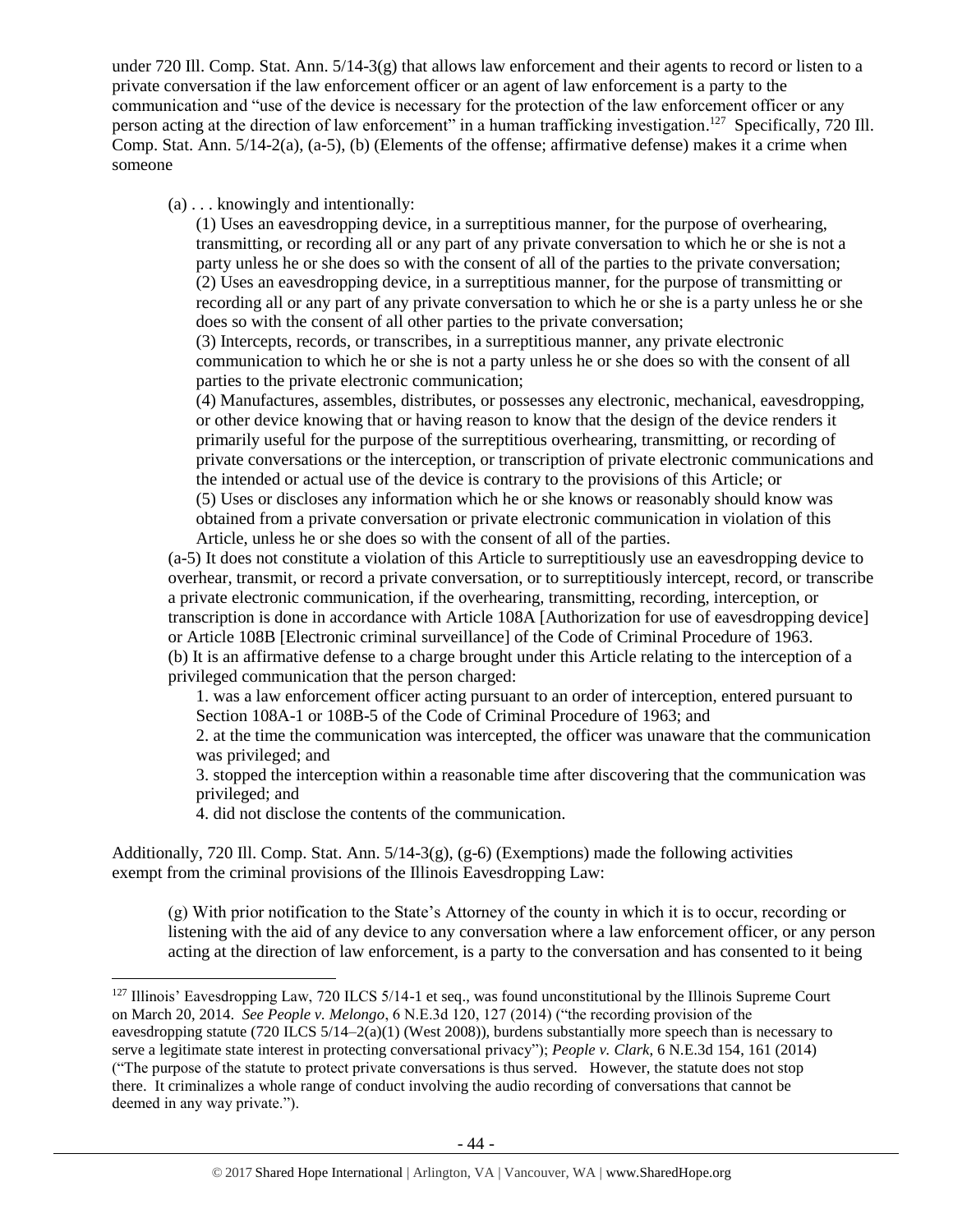under 720 Ill. Comp. Stat. Ann. 5/14-3(g) that allows law enforcement and their agents to record or listen to a private conversation if the law enforcement officer or an agent of law enforcement is a party to the communication and "use of the device is necessary for the protection of the law enforcement officer or any person acting at the direction of law enforcement" in a human trafficking investigation.[127] Specifically, 720 Ill. Comp. Stat. Ann. 5/14-2(a), (a-5), (b) (Elements of the offense; affirmative defense) makes it a crime when someone

> (a) . . . knowingly and intentionally:
>
> > (1) Uses an eavesdropping device, in a surreptitious manner, for the purpose of overhearing, transmitting, or recording all or any part of any private conversation to which he or she is not a party unless he or she does so with the consent of all of the parties to the private conversation;
> > (2) Uses an eavesdropping device, in a surreptitious manner, for the purpose of transmitting or recording all or any part of any private conversation to which he or she is a party unless he or she does so with the consent of all other parties to the private conversation;
> > (3) Intercepts, records, or transcribes, in a surreptitious manner, any private electronic communication to which he or she is not a party unless he or she does so with the consent of all parties to the private electronic communication;
> > (4) Manufactures, assembles, distributes, or possesses any electronic, mechanical, eavesdropping, or other device knowing that or having reason to know that the design of the device renders it primarily useful for the purpose of the surreptitious overhearing, transmitting, or recording of private conversations or the interception, or transcription of private electronic communications and the intended or actual use of the device is contrary to the provisions of this Article; or
> > (5) Uses or discloses any information which he or she knows or reasonably should know was obtained from a private conversation or private electronic communication in violation of this Article, unless he or she does so with the consent of all of the parties.
>
> (a-5) It does not constitute a violation of this Article to surreptitiously use an eavesdropping device to overhear, transmit, or record a private conversation, or to surreptitiously intercept, record, or transcribe a private electronic communication, if the overhearing, transmitting, recording, interception, or transcription is done in accordance with Article 108A [Authorization for use of eavesdropping device] or Article 108B [Electronic criminal surveillance] of the Code of Criminal Procedure of 1963.
> (b) It is an affirmative defense to a charge brought under this Article relating to the interception of a privileged communication that the person charged:
>
> > 1. was a law enforcement officer acting pursuant to an order of interception, entered pursuant to Section 108A-1 or 108B-5 of the Code of Criminal Procedure of 1963; and
> > 2. at the time the communication was intercepted, the officer was unaware that the communication was privileged; and
> > 3. stopped the interception within a reasonable time after discovering that the communication was privileged; and
> > 4. did not disclose the contents of the communication.

Additionally, 720 Ill. Comp. Stat. Ann. 5/14-3(g), (g-6) (Exemptions) made the following activities exempt from the criminal provisions of the Illinois Eavesdropping Law:

> (g) With prior notification to the State's Attorney of the county in which it is to occur, recording or listening with the aid of any device to any conversation where a law enforcement officer, or any person acting at the direction of law enforcement, is a party to the conversation and has consented to it being

---

[127] Illinois' Eavesdropping Law, 720 ILCS 5/14-1 et seq., was found unconstitutional by the Illinois Supreme Court on March 20, 2014. *See People v. Melongo*, 6 N.E.3d 120, 127 (2014) ("the recording provision of the eavesdropping statute (720 ILCS 5/14–2(a)(1) (West 2008)), burdens substantially more speech than is necessary to serve a legitimate state interest in protecting conversational privacy"); *People v. Clark*, 6 N.E.3d 154, 161 (2014) ("The purpose of the statute to protect private conversations is thus served. However, the statute does not stop there. It criminalizes a whole range of conduct involving the audio recording of conversations that cannot be deemed in any way private.").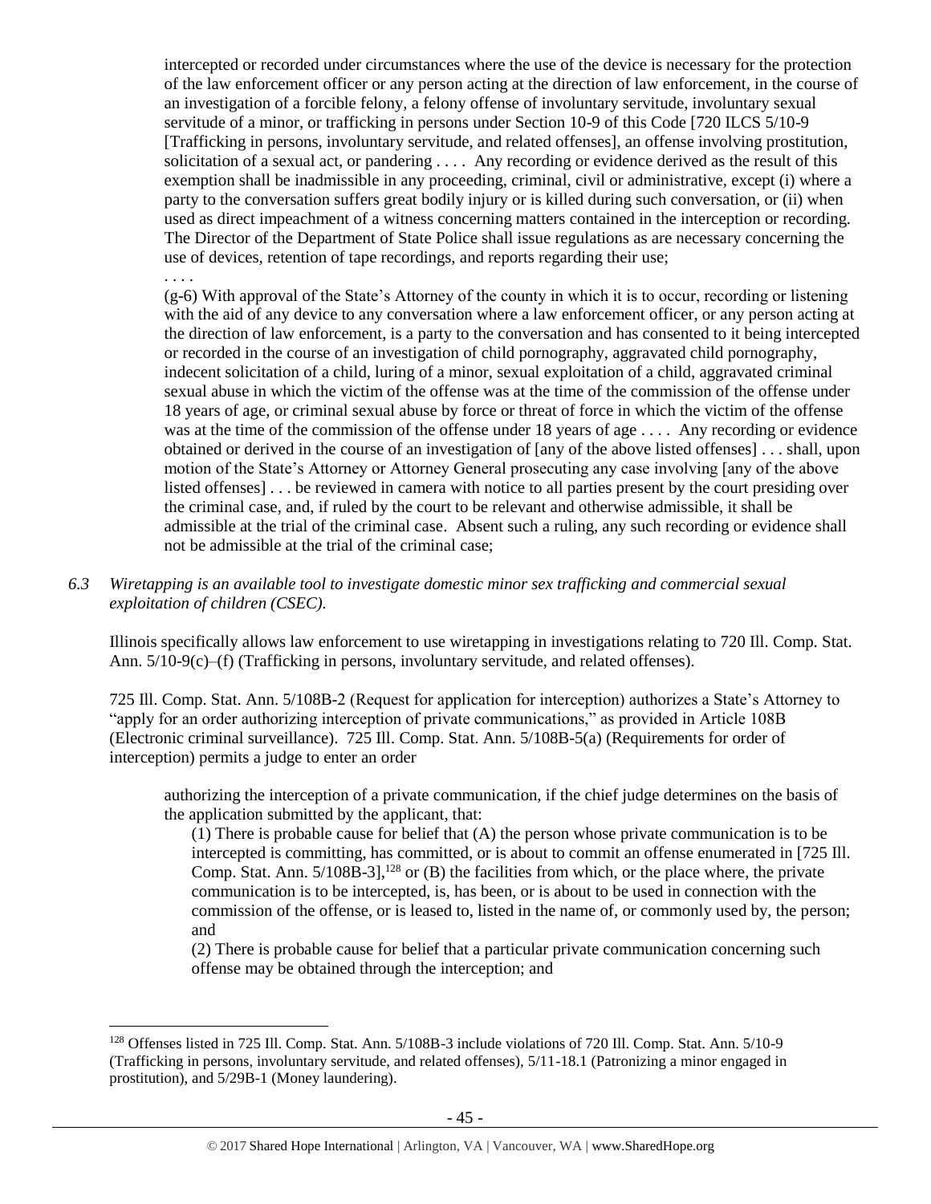intercepted or recorded under circumstances where the use of the device is necessary for the protection of the law enforcement officer or any person acting at the direction of law enforcement, in the course of an investigation of a forcible felony, a felony offense of involuntary servitude, involuntary sexual servitude of a minor, or trafficking in persons under Section 10-9 of this Code [720 ILCS 5/10-9 [Trafficking in persons, involuntary servitude, and related offenses], an offense involving prostitution, solicitation of a sexual act, or pandering . . . . Any recording or evidence derived as the result of this exemption shall be inadmissible in any proceeding, criminal, civil or administrative, except (i) where a party to the conversation suffers great bodily injury or is killed during such conversation, or (ii) when used as direct impeachment of a witness concerning matters contained in the interception or recording. The Director of the Department of State Police shall issue regulations as are necessary concerning the use of devices, retention of tape recordings, and reports regarding their use;

. . . .

(g-6) With approval of the State's Attorney of the county in which it is to occur, recording or listening with the aid of any device to any conversation where a law enforcement officer, or any person acting at the direction of law enforcement, is a party to the conversation and has consented to it being intercepted or recorded in the course of an investigation of child pornography, aggravated child pornography, indecent solicitation of a child, luring of a minor, sexual exploitation of a child, aggravated criminal sexual abuse in which the victim of the offense was at the time of the commission of the offense under 18 years of age, or criminal sexual abuse by force or threat of force in which the victim of the offense was at the time of the commission of the offense under 18 years of age . . . . Any recording or evidence obtained or derived in the course of an investigation of [any of the above listed offenses] . . . shall, upon motion of the State's Attorney or Attorney General prosecuting any case involving [any of the above listed offenses] . . . be reviewed in camera with notice to all parties present by the court presiding over the criminal case, and, if ruled by the court to be relevant and otherwise admissible, it shall be admissible at the trial of the criminal case. Absent such a ruling, any such recording or evidence shall not be admissible at the trial of the criminal case;

*6.3 Wiretapping is an available tool to investigate domestic minor sex trafficking and commercial sexual exploitation of children (CSEC).*

Illinois specifically allows law enforcement to use wiretapping in investigations relating to 720 Ill. Comp. Stat. Ann. 5/10-9(c)–(f) (Trafficking in persons, involuntary servitude, and related offenses).

725 Ill. Comp. Stat. Ann. 5/108B-2 (Request for application for interception) authorizes a State's Attorney to "apply for an order authorizing interception of private communications," as provided in Article 108B (Electronic criminal surveillance). 725 Ill. Comp. Stat. Ann. 5/108B-5(a) (Requirements for order of interception) permits a judge to enter an order

> authorizing the interception of a private communication, if the chief judge determines on the basis of the application submitted by the applicant, that:
>
> (1) There is probable cause for belief that (A) the person whose private communication is to be intercepted is committing, has committed, or is about to commit an offense enumerated in [725 Ill. Comp. Stat. Ann. 5/108B-3],[128] or (B) the facilities from which, or the place where, the private communication is to be intercepted, is, has been, or is about to be used in connection with the commission of the offense, or is leased to, listed in the name of, or commonly used by, the person; and
>
> (2) There is probable cause for belief that a particular private communication concerning such offense may be obtained through the interception; and

[128] Offenses listed in 725 Ill. Comp. Stat. Ann. 5/108B-3 include violations of 720 Ill. Comp. Stat. Ann. 5/10-9 (Trafficking in persons, involuntary servitude, and related offenses), 5/11-18.1 (Patronizing a minor engaged in prostitution), and 5/29B-1 (Money laundering).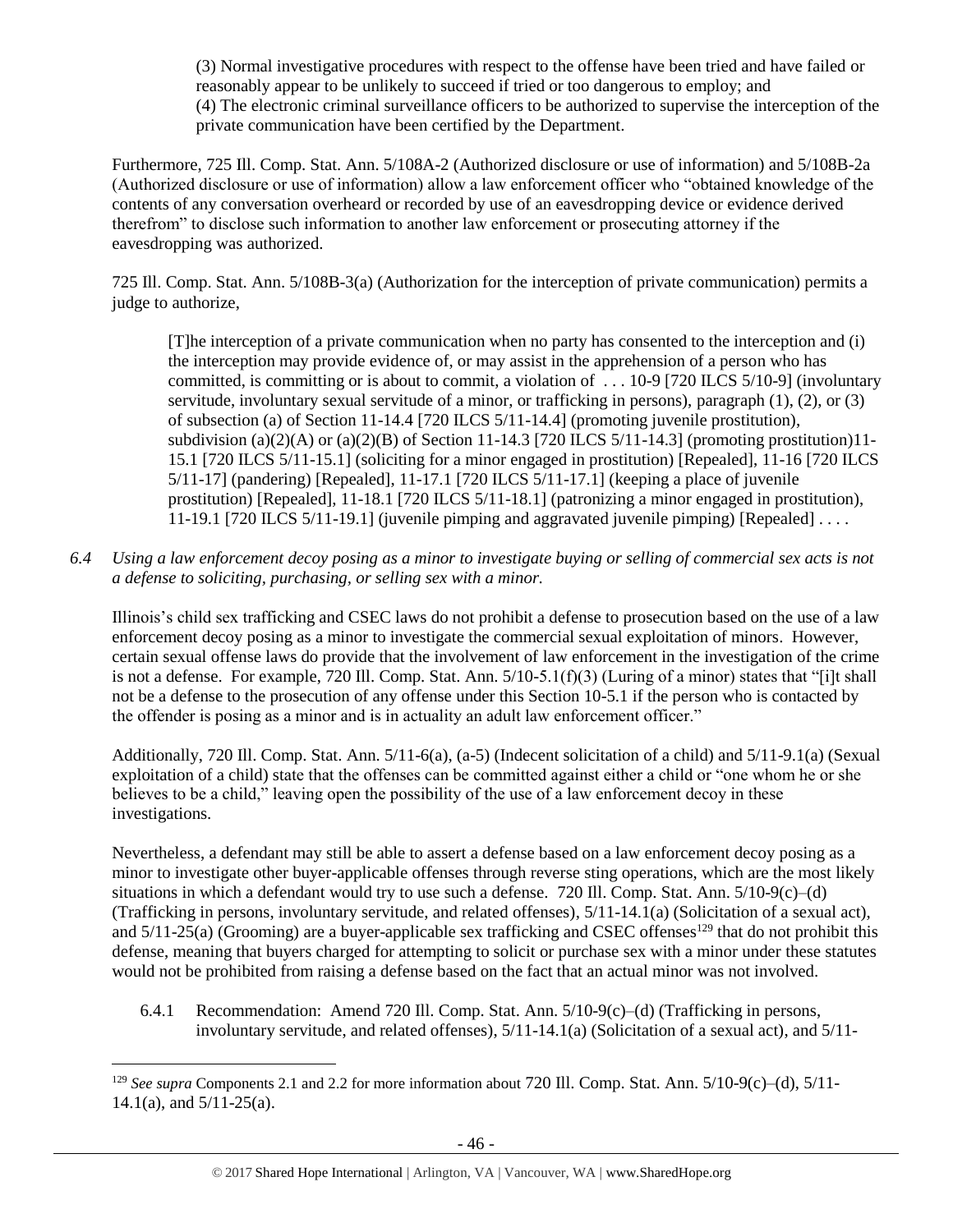(3) Normal investigative procedures with respect to the offense have been tried and have failed or reasonably appear to be unlikely to succeed if tried or too dangerous to employ; and
(4) The electronic criminal surveillance officers to be authorized to supervise the interception of the private communication have been certified by the Department.

Furthermore, 725 Ill. Comp. Stat. Ann. 5/108A-2 (Authorized disclosure or use of information) and 5/108B-2a (Authorized disclosure or use of information) allow a law enforcement officer who "obtained knowledge of the contents of any conversation overheard or recorded by use of an eavesdropping device or evidence derived therefrom" to disclose such information to another law enforcement or prosecuting attorney if the eavesdropping was authorized.

725 Ill. Comp. Stat. Ann. 5/108B-3(a) (Authorization for the interception of private communication) permits a judge to authorize,

> [T]he interception of a private communication when no party has consented to the interception and (i) the interception may provide evidence of, or may assist in the apprehension of a person who has committed, is committing or is about to commit, a violation of . . . 10-9 [720 ILCS 5/10-9] (involuntary servitude, involuntary sexual servitude of a minor, or trafficking in persons), paragraph (1), (2), or (3) of subsection (a) of Section 11-14.4 [720 ILCS 5/11-14.4] (promoting juvenile prostitution), subdivision (a)(2)(A) or (a)(2)(B) of Section 11-14.3 [720 ILCS 5/11-14.3] (promoting prostitution)11-15.1 [720 ILCS 5/11-15.1] (soliciting for a minor engaged in prostitution) [Repealed], 11-16 [720 ILCS 5/11-17] (pandering) [Repealed], 11-17.1 [720 ILCS 5/11-17.1] (keeping a place of juvenile prostitution) [Repealed], 11-18.1 [720 ILCS 5/11-18.1] (patronizing a minor engaged in prostitution), 11-19.1 [720 ILCS 5/11-19.1] (juvenile pimping and aggravated juvenile pimping) [Repealed] . . . .

*6.4 Using a law enforcement decoy posing as a minor to investigate buying or selling of commercial sex acts is not a defense to soliciting, purchasing, or selling sex with a minor.*

Illinois's child sex trafficking and CSEC laws do not prohibit a defense to prosecution based on the use of a law enforcement decoy posing as a minor to investigate the commercial sexual exploitation of minors. However, certain sexual offense laws do provide that the involvement of law enforcement in the investigation of the crime is not a defense. For example, 720 Ill. Comp. Stat. Ann. 5/10-5.1(f)(3) (Luring of a minor) states that "[i]t shall not be a defense to the prosecution of any offense under this Section 10-5.1 if the person who is contacted by the offender is posing as a minor and is in actuality an adult law enforcement officer."

Additionally, 720 Ill. Comp. Stat. Ann. 5/11-6(a), (a-5) (Indecent solicitation of a child) and 5/11-9.1(a) (Sexual exploitation of a child) state that the offenses can be committed against either a child or "one whom he or she believes to be a child," leaving open the possibility of the use of a law enforcement decoy in these investigations.

Nevertheless, a defendant may still be able to assert a defense based on a law enforcement decoy posing as a minor to investigate other buyer-applicable offenses through reverse sting operations, which are the most likely situations in which a defendant would try to use such a defense. 720 Ill. Comp. Stat. Ann. 5/10-9(c)–(d) (Trafficking in persons, involuntary servitude, and related offenses), 5/11-14.1(a) (Solicitation of a sexual act), and 5/11-25(a) (Grooming) are a buyer-applicable sex trafficking and CSEC offenses[129] that do not prohibit this defense, meaning that buyers charged for attempting to solicit or purchase sex with a minor under these statutes would not be prohibited from raising a defense based on the fact that an actual minor was not involved.

6.4.1 Recommendation: Amend 720 Ill. Comp. Stat. Ann. 5/10-9(c)–(d) (Trafficking in persons, involuntary servitude, and related offenses), 5/11-14.1(a) (Solicitation of a sexual act), and 5/11-

---

[129] *See supra* Components 2.1 and 2.2 for more information about 720 Ill. Comp. Stat. Ann. 5/10-9(c)–(d), 5/11-14.1(a), and 5/11-25(a).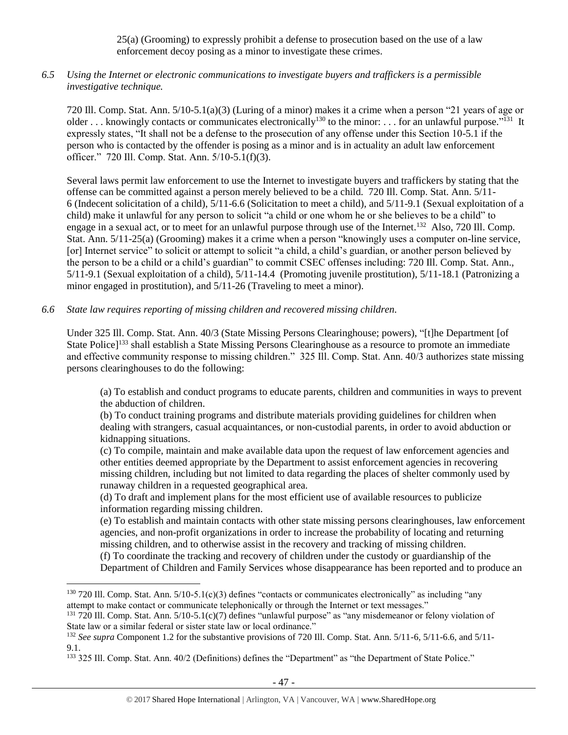25(a) (Grooming) to expressly prohibit a defense to prosecution based on the use of a law enforcement decoy posing as a minor to investigate these crimes.

*6.5 Using the Internet or electronic communications to investigate buyers and traffickers is a permissible investigative technique.*

720 Ill. Comp. Stat. Ann. 5/10-5.1(a)(3) (Luring of a minor) makes it a crime when a person "21 years of age or older . . . knowingly contacts or communicates electronically[130] to the minor: . . . for an unlawful purpose."[131] It expressly states, "It shall not be a defense to the prosecution of any offense under this Section 10-5.1 if the person who is contacted by the offender is posing as a minor and is in actuality an adult law enforcement officer." 720 Ill. Comp. Stat. Ann. 5/10-5.1(f)(3).

Several laws permit law enforcement to use the Internet to investigate buyers and traffickers by stating that the offense can be committed against a person merely believed to be a child. 720 Ill. Comp. Stat. Ann. 5/11-6 (Indecent solicitation of a child), 5/11-6.6 (Solicitation to meet a child), and 5/11-9.1 (Sexual exploitation of a child) make it unlawful for any person to solicit "a child or one whom he or she believes to be a child" to engage in a sexual act, or to meet for an unlawful purpose through use of the Internet.[132] Also, 720 Ill. Comp. Stat. Ann. 5/11-25(a) (Grooming) makes it a crime when a person "knowingly uses a computer on-line service, [or] Internet service" to solicit or attempt to solicit "a child, a child's guardian, or another person believed by the person to be a child or a child's guardian" to commit CSEC offenses including: 720 Ill. Comp. Stat. Ann., 5/11-9.1 (Sexual exploitation of a child), 5/11-14.4 (Promoting juvenile prostitution), 5/11-18.1 (Patronizing a minor engaged in prostitution), and 5/11-26 (Traveling to meet a minor).

*6.6 State law requires reporting of missing children and recovered missing children.*

Under 325 Ill. Comp. Stat. Ann. 40/3 (State Missing Persons Clearinghouse; powers), "[t]he Department [of State Police][133] shall establish a State Missing Persons Clearinghouse as a resource to promote an immediate and effective community response to missing children." 325 Ill. Comp. Stat. Ann. 40/3 authorizes state missing persons clearinghouses to do the following:

> (a) To establish and conduct programs to educate parents, children and communities in ways to prevent the abduction of children.
> (b) To conduct training programs and distribute materials providing guidelines for children when dealing with strangers, casual acquaintances, or non-custodial parents, in order to avoid abduction or kidnapping situations.
> (c) To compile, maintain and make available data upon the request of law enforcement agencies and other entities deemed appropriate by the Department to assist enforcement agencies in recovering missing children, including but not limited to data regarding the places of shelter commonly used by runaway children in a requested geographical area.
> (d) To draft and implement plans for the most efficient use of available resources to publicize information regarding missing children.
> (e) To establish and maintain contacts with other state missing persons clearinghouses, law enforcement agencies, and non-profit organizations in order to increase the probability of locating and returning missing children, and to otherwise assist in the recovery and tracking of missing children.
> (f) To coordinate the tracking and recovery of children under the custody or guardianship of the Department of Children and Family Services whose disappearance has been reported and to produce an

---

[130] 720 Ill. Comp. Stat. Ann. 5/10-5.1(c)(3) defines "contacts or communicates electronically" as including "any attempt to make contact or communicate telephonically or through the Internet or text messages."

[131] 720 Ill. Comp. Stat. Ann. 5/10-5.1(c)(7) defines "unlawful purpose" as "any misdemeanor or felony violation of State law or a similar federal or sister state law or local ordinance."

[132] *See supra* Component 1.2 for the substantive provisions of 720 Ill. Comp. Stat. Ann. 5/11-6, 5/11-6.6, and 5/11-9.1.

[133] 325 Ill. Comp. Stat. Ann. 40/2 (Definitions) defines the "Department" as "the Department of State Police."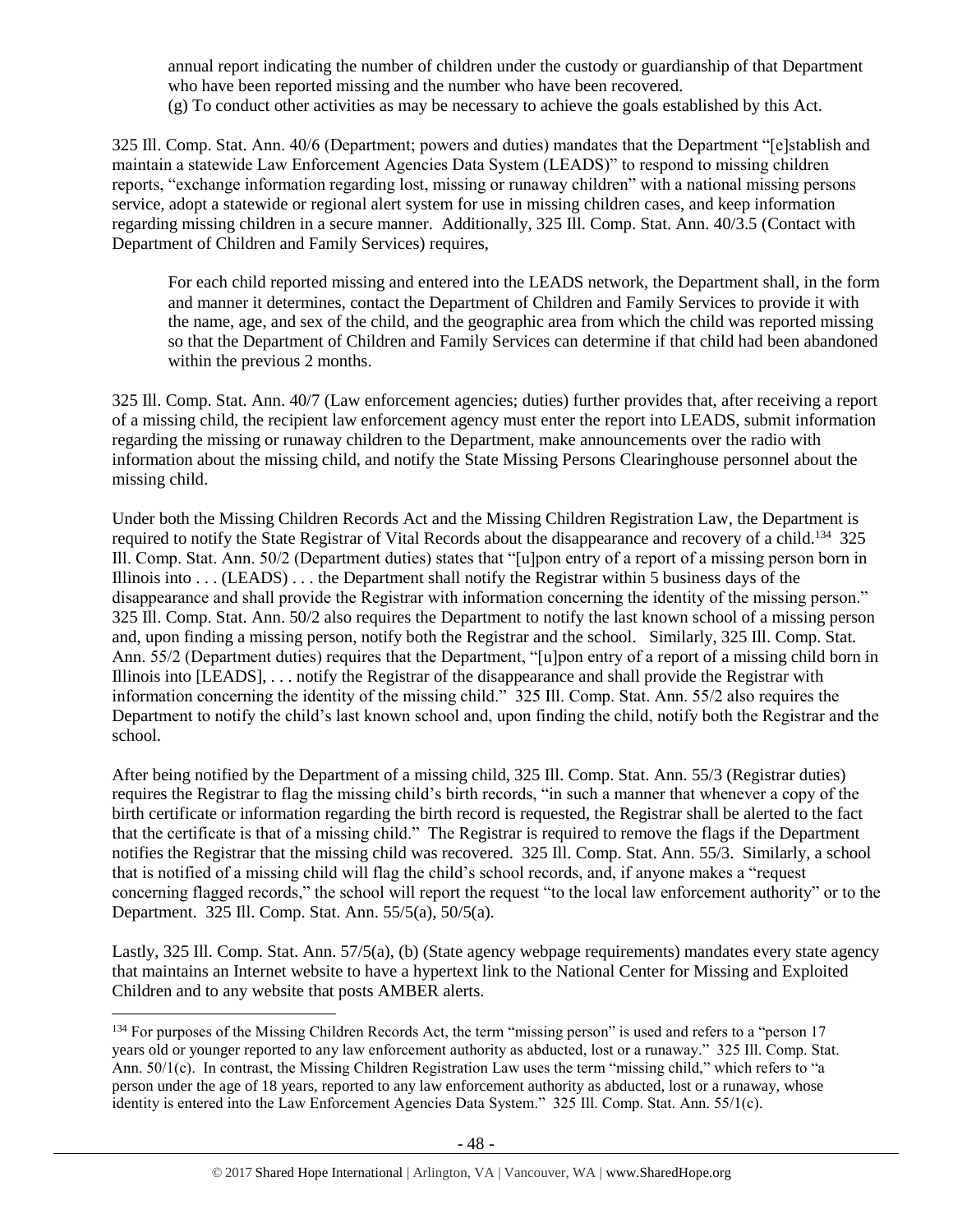annual report indicating the number of children under the custody or guardianship of that Department who have been reported missing and the number who have been recovered.

(g) To conduct other activities as may be necessary to achieve the goals established by this Act.

325 Ill. Comp. Stat. Ann. 40/6 (Department; powers and duties) mandates that the Department "[e]stablish and maintain a statewide Law Enforcement Agencies Data System (LEADS)" to respond to missing children reports, "exchange information regarding lost, missing or runaway children" with a national missing persons service, adopt a statewide or regional alert system for use in missing children cases, and keep information regarding missing children in a secure manner. Additionally, 325 Ill. Comp. Stat. Ann. 40/3.5 (Contact with Department of Children and Family Services) requires,

> For each child reported missing and entered into the LEADS network, the Department shall, in the form and manner it determines, contact the Department of Children and Family Services to provide it with the name, age, and sex of the child, and the geographic area from which the child was reported missing so that the Department of Children and Family Services can determine if that child had been abandoned within the previous 2 months.

325 Ill. Comp. Stat. Ann. 40/7 (Law enforcement agencies; duties) further provides that, after receiving a report of a missing child, the recipient law enforcement agency must enter the report into LEADS, submit information regarding the missing or runaway children to the Department, make announcements over the radio with information about the missing child, and notify the State Missing Persons Clearinghouse personnel about the missing child.

Under both the Missing Children Records Act and the Missing Children Registration Law, the Department is required to notify the State Registrar of Vital Records about the disappearance and recovery of a child.[134] 325 Ill. Comp. Stat. Ann. 50/2 (Department duties) states that "[u]pon entry of a report of a missing person born in Illinois into . . . (LEADS) . . . the Department shall notify the Registrar within 5 business days of the disappearance and shall provide the Registrar with information concerning the identity of the missing person." 325 Ill. Comp. Stat. Ann. 50/2 also requires the Department to notify the last known school of a missing person and, upon finding a missing person, notify both the Registrar and the school. Similarly, 325 Ill. Comp. Stat. Ann. 55/2 (Department duties) requires that the Department, "[u]pon entry of a report of a missing child born in Illinois into [LEADS], . . . notify the Registrar of the disappearance and shall provide the Registrar with information concerning the identity of the missing child." 325 Ill. Comp. Stat. Ann. 55/2 also requires the Department to notify the child's last known school and, upon finding the child, notify both the Registrar and the school.

After being notified by the Department of a missing child, 325 Ill. Comp. Stat. Ann. 55/3 (Registrar duties) requires the Registrar to flag the missing child's birth records, "in such a manner that whenever a copy of the birth certificate or information regarding the birth record is requested, the Registrar shall be alerted to the fact that the certificate is that of a missing child." The Registrar is required to remove the flags if the Department notifies the Registrar that the missing child was recovered. 325 Ill. Comp. Stat. Ann. 55/3. Similarly, a school that is notified of a missing child will flag the child's school records, and, if anyone makes a "request concerning flagged records," the school will report the request "to the local law enforcement authority" or to the Department. 325 Ill. Comp. Stat. Ann. 55/5(a), 50/5(a).

Lastly, 325 Ill. Comp. Stat. Ann. 57/5(a), (b) (State agency webpage requirements) mandates every state agency that maintains an Internet website to have a hypertext link to the National Center for Missing and Exploited Children and to any website that posts AMBER alerts.

---

[134] For purposes of the Missing Children Records Act, the term "missing person" is used and refers to a "person 17 years old or younger reported to any law enforcement authority as abducted, lost or a runaway." 325 Ill. Comp. Stat. Ann. 50/1(c). In contrast, the Missing Children Registration Law uses the term "missing child," which refers to "a person under the age of 18 years, reported to any law enforcement authority as abducted, lost or a runaway, whose identity is entered into the Law Enforcement Agencies Data System." 325 Ill. Comp. Stat. Ann. 55/1(c).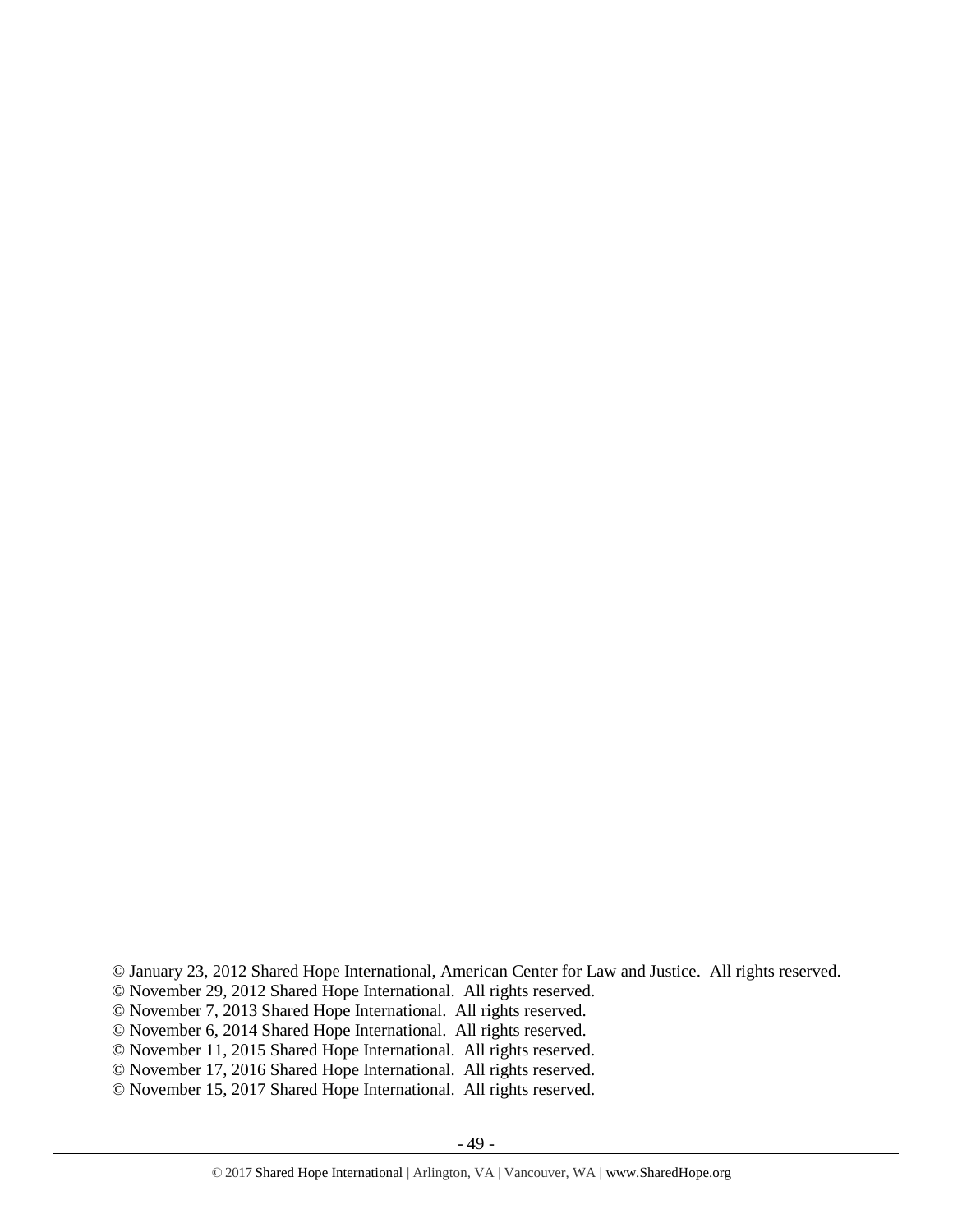© January 23, 2012 Shared Hope International, American Center for Law and Justice. All rights reserved.
© November 29, 2012 Shared Hope International. All rights reserved.
© November 7, 2013 Shared Hope International. All rights reserved.
© November 6, 2014 Shared Hope International. All rights reserved.
© November 11, 2015 Shared Hope International. All rights reserved.
© November 17, 2016 Shared Hope International. All rights reserved.
© November 15, 2017 Shared Hope International. All rights reserved.